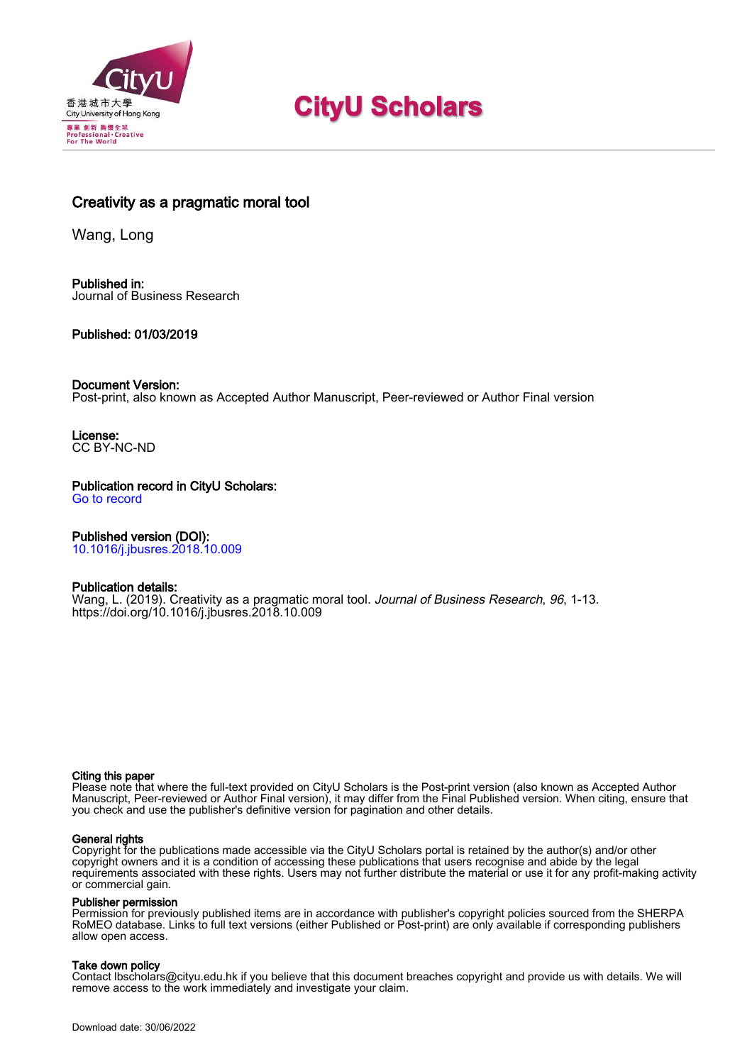CityU Scholars

# Creativity as a pragmatic moral tool

Wang, Long

**Published in:**
Journal of Business Research

**Published: 01/03/2019**

**Document Version:**
Post-print, also known as Accepted Author Manuscript, Peer-reviewed or Author Final version

**License:**
CC BY-NC-ND

**Publication record in CityU Scholars:**
Go to record

**Published version (DOI):**
10.1016/j.jbusres.2018.10.009

**Publication details:**
Wang, L. (2019). Creativity as a pragmatic moral tool. *Journal of Business Research*, *96*, 1-13. https://doi.org/10.1016/j.jbusres.2018.10.009

**Citing this paper**
Please note that where the full-text provided on CityU Scholars is the Post-print version (also known as Accepted Author Manuscript, Peer-reviewed or Author Final version), it may differ from the Final Published version. When citing, ensure that you check and use the publisher's definitive version for pagination and other details.

**General rights**
Copyright for the publications made accessible via the CityU Scholars portal is retained by the author(s) and/or other copyright owners and it is a condition of accessing these publications that users recognise and abide by the legal requirements associated with these rights. Users may not further distribute the material or use it for any profit-making activity or commercial gain.

**Publisher permission**
Permission for previously published items are in accordance with publisher's copyright policies sourced from the SHERPA RoMEO database. Links to full text versions (either Published or Post-print) are only available if corresponding publishers allow open access.

**Take down policy**
Contact lbscholars@cityu.edu.hk if you believe that this document breaches copyright and provide us with details. We will remove access to the work immediately and investigate your claim.

Download date: 30/06/2022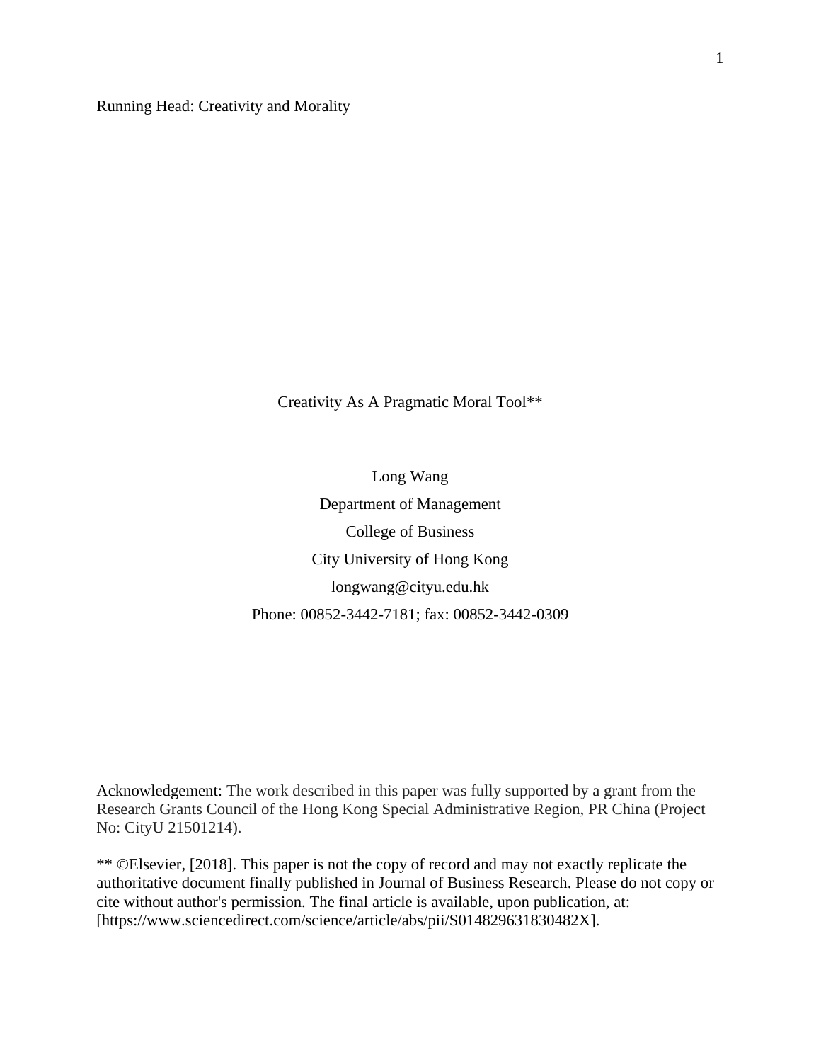Running Head: Creativity and Morality

Creativity As A Pragmatic Moral Tool**

Long Wang

Department of Management

College of Business

City University of Hong Kong

longwang@cityu.edu.hk

Phone: 00852-3442-7181; fax: 00852-3442-0309

Acknowledgement: The work described in this paper was fully supported by a grant from the Research Grants Council of the Hong Kong Special Administrative Region, PR China (Project No: CityU 21501214).

** ©Elsevier, [2018]. This paper is not the copy of record and may not exactly replicate the authoritative document finally published in Journal of Business Research. Please do not copy or cite without author's permission. The final article is available, upon publication, at: [https://www.sciencedirect.com/science/article/abs/pii/S014829631830482X].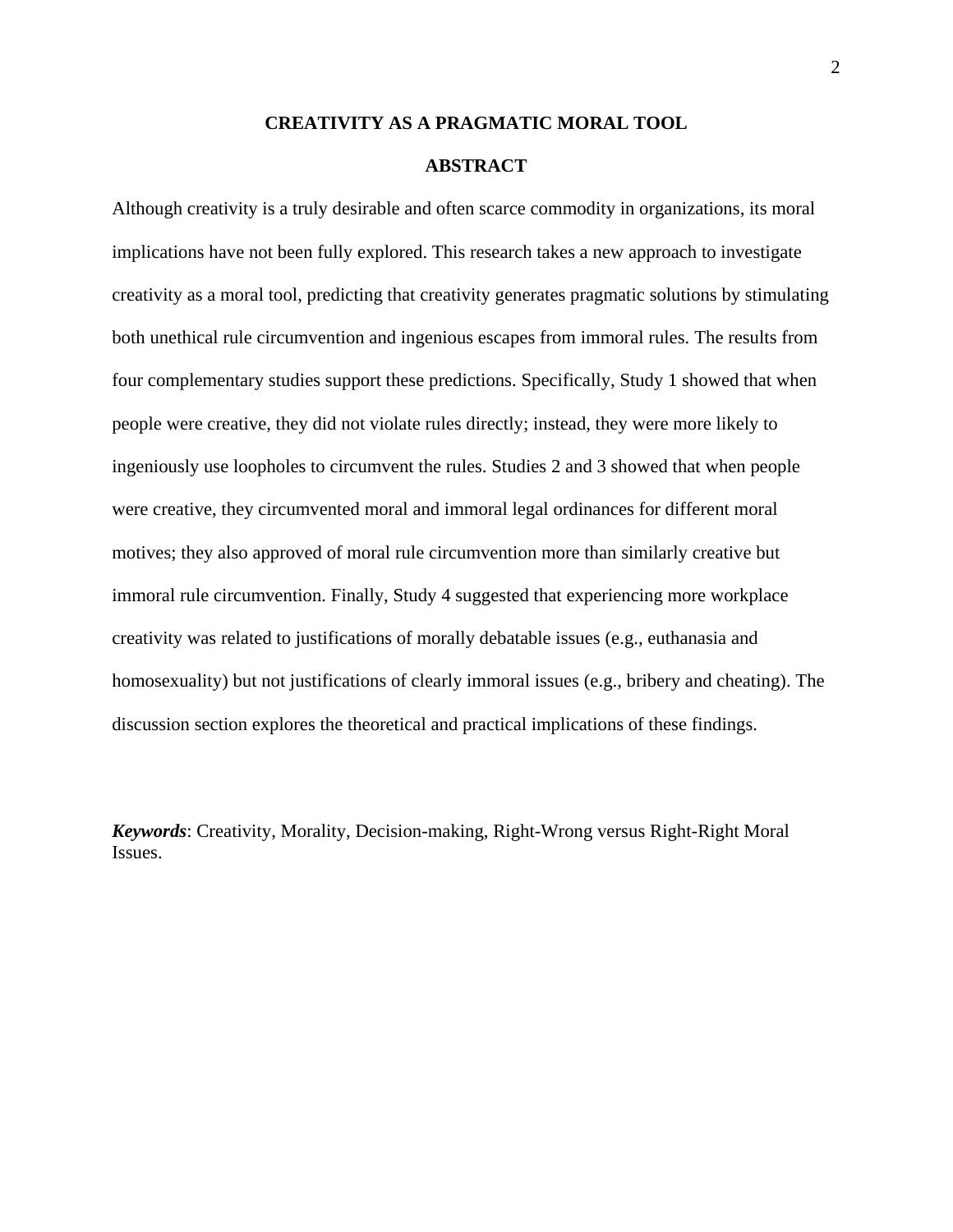# CREATIVITY AS A PRAGMATIC MORAL TOOL

## ABSTRACT

Although creativity is a truly desirable and often scarce commodity in organizations, its moral implications have not been fully explored. This research takes a new approach to investigate creativity as a moral tool, predicting that creativity generates pragmatic solutions by stimulating both unethical rule circumvention and ingenious escapes from immoral rules. The results from four complementary studies support these predictions. Specifically, Study 1 showed that when people were creative, they did not violate rules directly; instead, they were more likely to ingeniously use loopholes to circumvent the rules. Studies 2 and 3 showed that when people were creative, they circumvented moral and immoral legal ordinances for different moral motives; they also approved of moral rule circumvention more than similarly creative but immoral rule circumvention. Finally, Study 4 suggested that experiencing more workplace creativity was related to justifications of morally debatable issues (e.g., euthanasia and homosexuality) but not justifications of clearly immoral issues (e.g., bribery and cheating). The discussion section explores the theoretical and practical implications of these findings.

***Keywords***: Creativity, Morality, Decision-making, Right-Wrong versus Right-Right Moral Issues.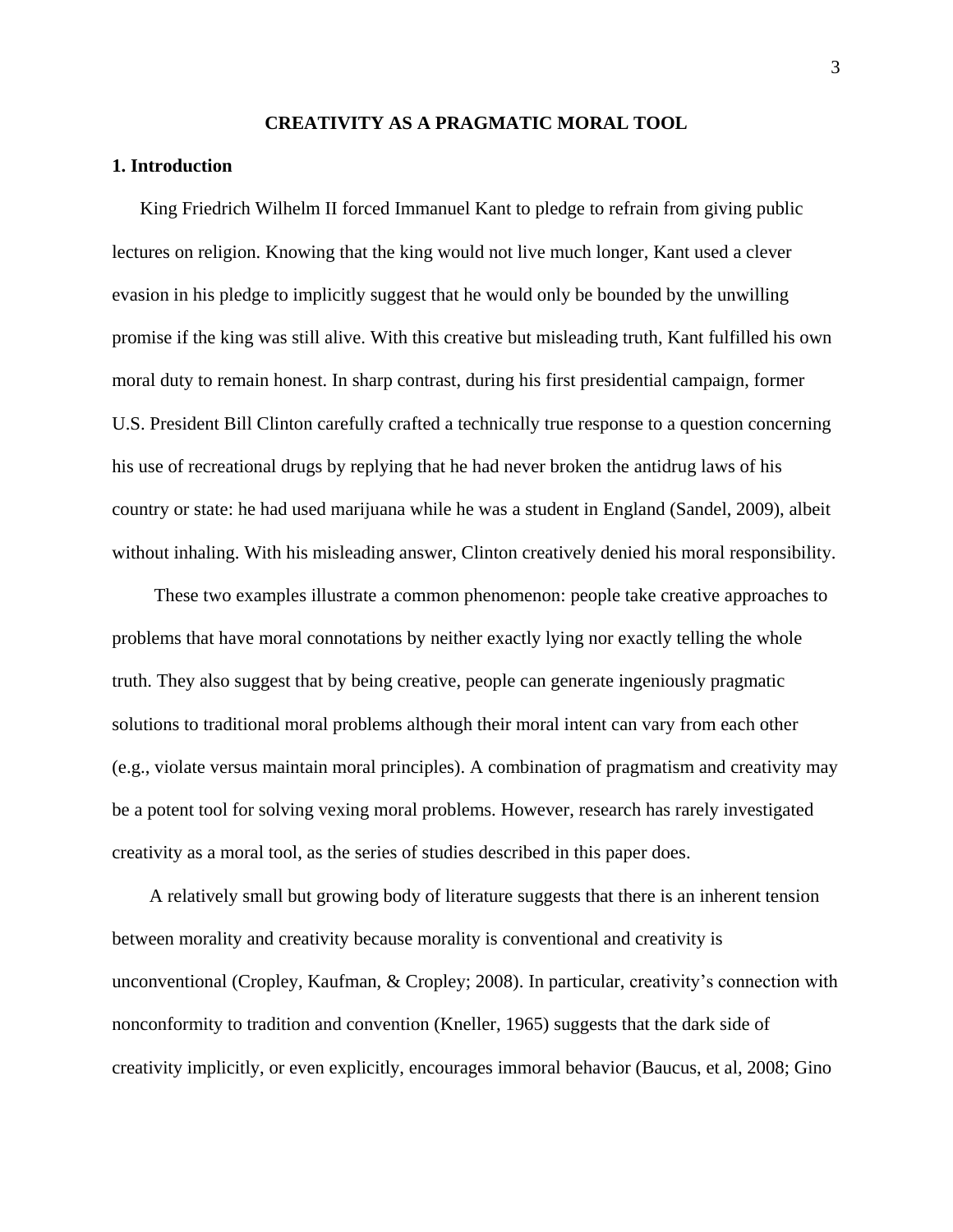**CREATIVITY AS A PRAGMATIC MORAL TOOL**

## 1. Introduction

King Friedrich Wilhelm II forced Immanuel Kant to pledge to refrain from giving public lectures on religion. Knowing that the king would not live much longer, Kant used a clever evasion in his pledge to implicitly suggest that he would only be bounded by the unwilling promise if the king was still alive. With this creative but misleading truth, Kant fulfilled his own moral duty to remain honest. In sharp contrast, during his first presidential campaign, former U.S. President Bill Clinton carefully crafted a technically true response to a question concerning his use of recreational drugs by replying that he had never broken the antidrug laws of his country or state: he had used marijuana while he was a student in England (Sandel, 2009), albeit without inhaling. With his misleading answer, Clinton creatively denied his moral responsibility.

These two examples illustrate a common phenomenon: people take creative approaches to problems that have moral connotations by neither exactly lying nor exactly telling the whole truth. They also suggest that by being creative, people can generate ingeniously pragmatic solutions to traditional moral problems although their moral intent can vary from each other (e.g., violate versus maintain moral principles). A combination of pragmatism and creativity may be a potent tool for solving vexing moral problems. However, research has rarely investigated creativity as a moral tool, as the series of studies described in this paper does.

A relatively small but growing body of literature suggests that there is an inherent tension between morality and creativity because morality is conventional and creativity is unconventional (Cropley, Kaufman, & Cropley; 2008). In particular, creativity's connection with nonconformity to tradition and convention (Kneller, 1965) suggests that the dark side of creativity implicitly, or even explicitly, encourages immoral behavior (Baucus, et al, 2008; Gino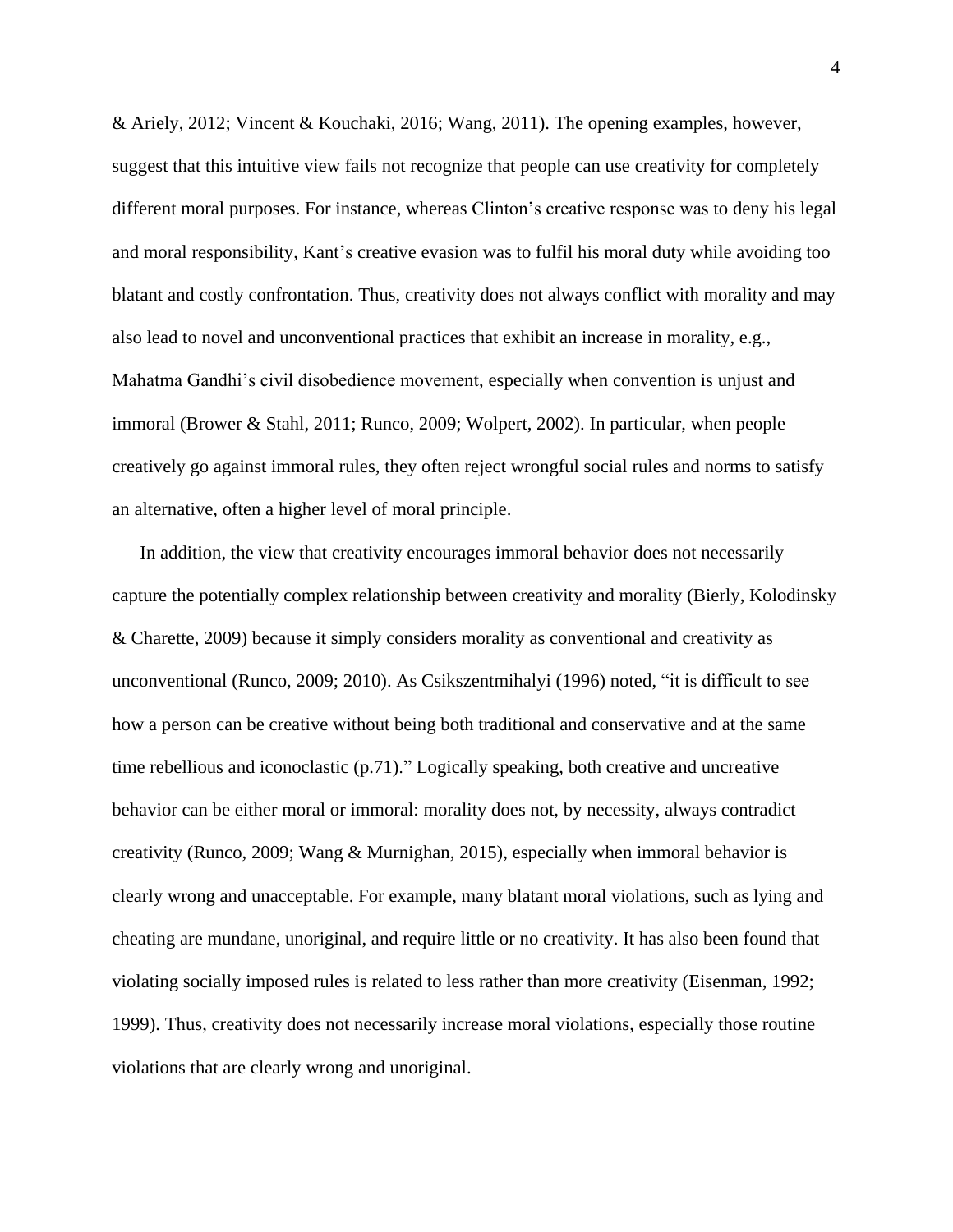& Ariely, 2012; Vincent & Kouchaki, 2016; Wang, 2011). The opening examples, however, suggest that this intuitive view fails not recognize that people can use creativity for completely different moral purposes. For instance, whereas Clinton's creative response was to deny his legal and moral responsibility, Kant's creative evasion was to fulfil his moral duty while avoiding too blatant and costly confrontation. Thus, creativity does not always conflict with morality and may also lead to novel and unconventional practices that exhibit an increase in morality, e.g., Mahatma Gandhi's civil disobedience movement, especially when convention is unjust and immoral (Brower & Stahl, 2011; Runco, 2009; Wolpert, 2002). In particular, when people creatively go against immoral rules, they often reject wrongful social rules and norms to satisfy an alternative, often a higher level of moral principle.

In addition, the view that creativity encourages immoral behavior does not necessarily capture the potentially complex relationship between creativity and morality (Bierly, Kolodinsky & Charette, 2009) because it simply considers morality as conventional and creativity as unconventional (Runco, 2009; 2010). As Csikszentmihalyi (1996) noted, "it is difficult to see how a person can be creative without being both traditional and conservative and at the same time rebellious and iconoclastic (p.71)." Logically speaking, both creative and uncreative behavior can be either moral or immoral: morality does not, by necessity, always contradict creativity (Runco, 2009; Wang & Murnighan, 2015), especially when immoral behavior is clearly wrong and unacceptable. For example, many blatant moral violations, such as lying and cheating are mundane, unoriginal, and require little or no creativity. It has also been found that violating socially imposed rules is related to less rather than more creativity (Eisenman, 1992; 1999). Thus, creativity does not necessarily increase moral violations, especially those routine violations that are clearly wrong and unoriginal.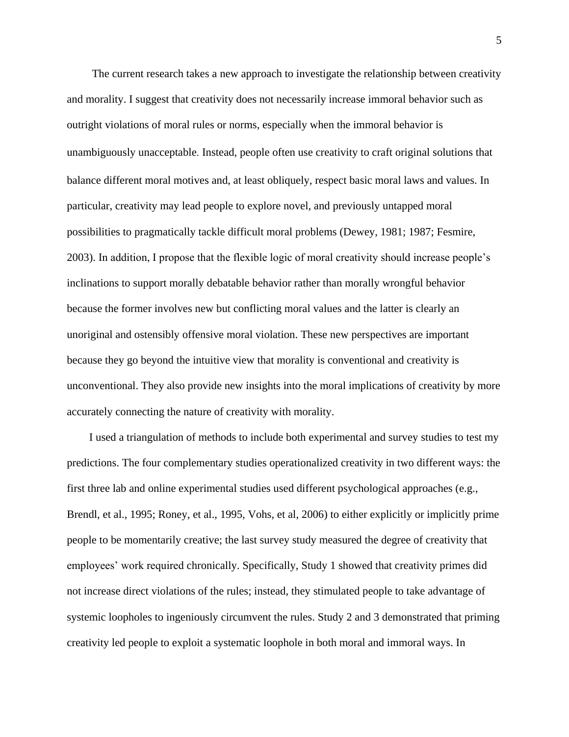The current research takes a new approach to investigate the relationship between creativity and morality. I suggest that creativity does not necessarily increase immoral behavior such as outright violations of moral rules or norms, especially when the immoral behavior is unambiguously unacceptable. Instead, people often use creativity to craft original solutions that balance different moral motives and, at least obliquely, respect basic moral laws and values. In particular, creativity may lead people to explore novel, and previously untapped moral possibilities to pragmatically tackle difficult moral problems (Dewey, 1981; 1987; Fesmire, 2003). In addition, I propose that the flexible logic of moral creativity should increase people's inclinations to support morally debatable behavior rather than morally wrongful behavior because the former involves new but conflicting moral values and the latter is clearly an unoriginal and ostensibly offensive moral violation. These new perspectives are important because they go beyond the intuitive view that morality is conventional and creativity is unconventional. They also provide new insights into the moral implications of creativity by more accurately connecting the nature of creativity with morality.

I used a triangulation of methods to include both experimental and survey studies to test my predictions. The four complementary studies operationalized creativity in two different ways: the first three lab and online experimental studies used different psychological approaches (e.g., Brendl, et al., 1995; Roney, et al., 1995, Vohs, et al, 2006) to either explicitly or implicitly prime people to be momentarily creative; the last survey study measured the degree of creativity that employees' work required chronically. Specifically, Study 1 showed that creativity primes did not increase direct violations of the rules; instead, they stimulated people to take advantage of systemic loopholes to ingeniously circumvent the rules. Study 2 and 3 demonstrated that priming creativity led people to exploit a systematic loophole in both moral and immoral ways. In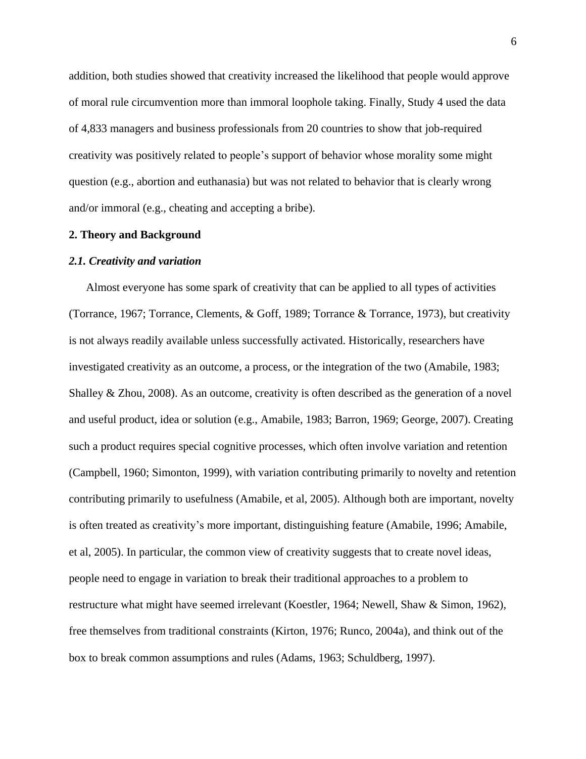addition, both studies showed that creativity increased the likelihood that people would approve of moral rule circumvention more than immoral loophole taking. Finally, Study 4 used the data of 4,833 managers and business professionals from 20 countries to show that job-required creativity was positively related to people's support of behavior whose morality some might question (e.g., abortion and euthanasia) but was not related to behavior that is clearly wrong and/or immoral (e.g., cheating and accepting a bribe).

## 2. Theory and Background

### *2.1. Creativity and variation*

Almost everyone has some spark of creativity that can be applied to all types of activities (Torrance, 1967; Torrance, Clements, & Goff, 1989; Torrance & Torrance, 1973), but creativity is not always readily available unless successfully activated. Historically, researchers have investigated creativity as an outcome, a process, or the integration of the two (Amabile, 1983; Shalley & Zhou, 2008). As an outcome, creativity is often described as the generation of a novel and useful product, idea or solution (e.g., Amabile, 1983; Barron, 1969; George, 2007). Creating such a product requires special cognitive processes, which often involve variation and retention (Campbell, 1960; Simonton, 1999), with variation contributing primarily to novelty and retention contributing primarily to usefulness (Amabile, et al, 2005). Although both are important, novelty is often treated as creativity's more important, distinguishing feature (Amabile, 1996; Amabile, et al, 2005). In particular, the common view of creativity suggests that to create novel ideas, people need to engage in variation to break their traditional approaches to a problem to restructure what might have seemed irrelevant (Koestler, 1964; Newell, Shaw & Simon, 1962), free themselves from traditional constraints (Kirton, 1976; Runco, 2004a), and think out of the box to break common assumptions and rules (Adams, 1963; Schuldberg, 1997).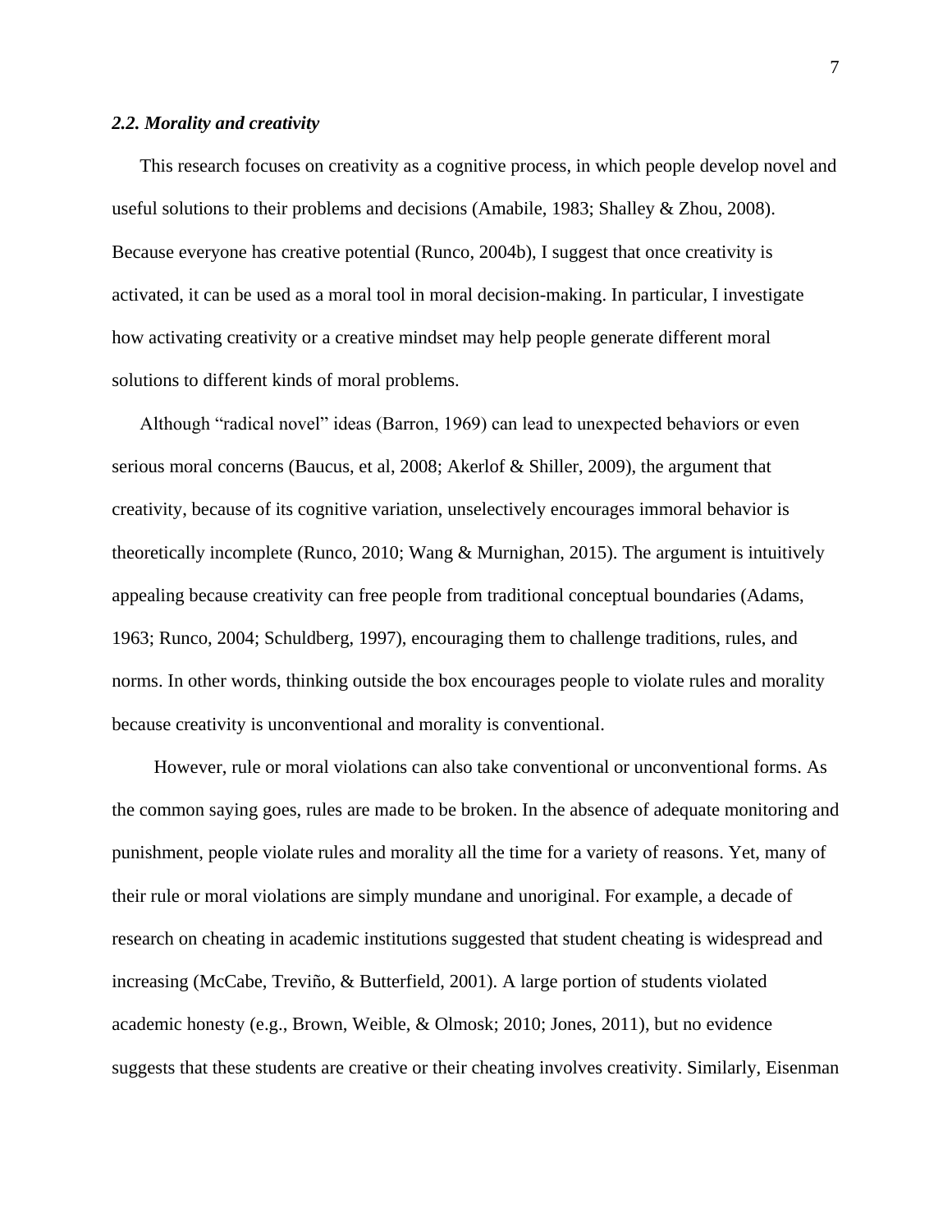### *2.2. Morality and creativity*

This research focuses on creativity as a cognitive process, in which people develop novel and useful solutions to their problems and decisions (Amabile, 1983; Shalley & Zhou, 2008). Because everyone has creative potential (Runco, 2004b), I suggest that once creativity is activated, it can be used as a moral tool in moral decision-making. In particular, I investigate how activating creativity or a creative mindset may help people generate different moral solutions to different kinds of moral problems.

Although "radical novel" ideas (Barron, 1969) can lead to unexpected behaviors or even serious moral concerns (Baucus, et al, 2008; Akerlof & Shiller, 2009), the argument that creativity, because of its cognitive variation, unselectively encourages immoral behavior is theoretically incomplete (Runco, 2010; Wang & Murnighan, 2015). The argument is intuitively appealing because creativity can free people from traditional conceptual boundaries (Adams, 1963; Runco, 2004; Schuldberg, 1997), encouraging them to challenge traditions, rules, and norms. In other words, thinking outside the box encourages people to violate rules and morality because creativity is unconventional and morality is conventional.

However, rule or moral violations can also take conventional or unconventional forms. As the common saying goes, rules are made to be broken. In the absence of adequate monitoring and punishment, people violate rules and morality all the time for a variety of reasons. Yet, many of their rule or moral violations are simply mundane and unoriginal. For example, a decade of research on cheating in academic institutions suggested that student cheating is widespread and increasing (McCabe, Treviño, & Butterfield, 2001). A large portion of students violated academic honesty (e.g., Brown, Weible, & Olmosk; 2010; Jones, 2011), but no evidence suggests that these students are creative or their cheating involves creativity. Similarly, Eisenman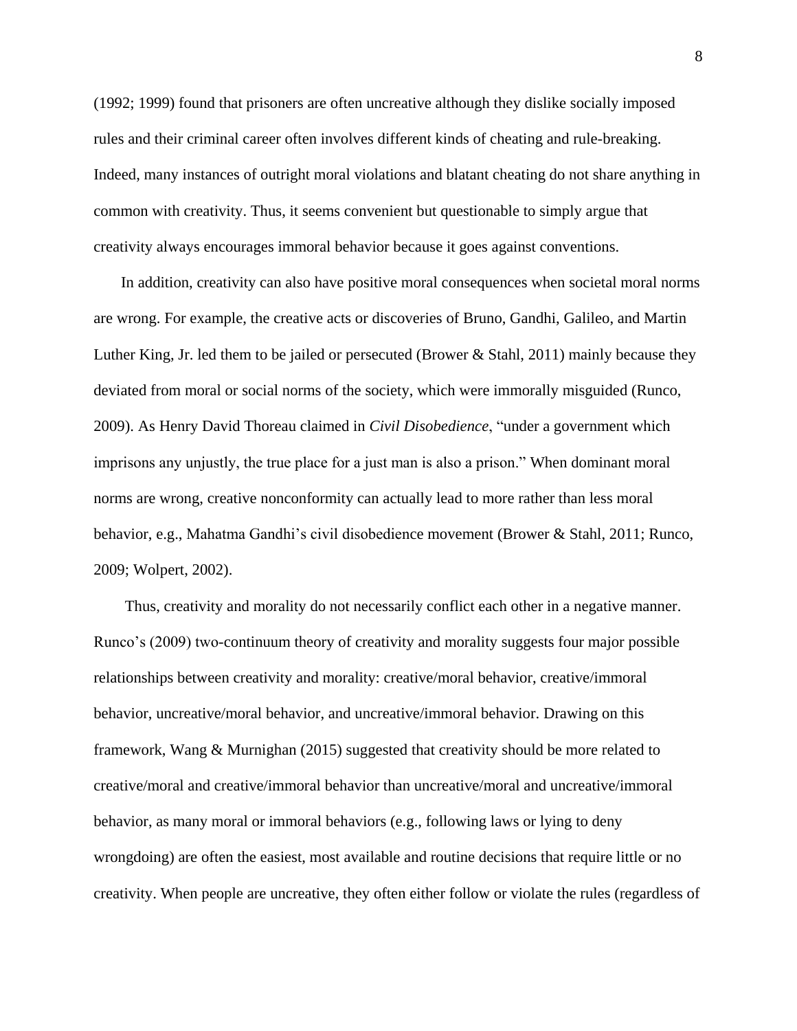(1992; 1999) found that prisoners are often uncreative although they dislike socially imposed rules and their criminal career often involves different kinds of cheating and rule-breaking. Indeed, many instances of outright moral violations and blatant cheating do not share anything in common with creativity. Thus, it seems convenient but questionable to simply argue that creativity always encourages immoral behavior because it goes against conventions.

In addition, creativity can also have positive moral consequences when societal moral norms are wrong. For example, the creative acts or discoveries of Bruno, Gandhi, Galileo, and Martin Luther King, Jr. led them to be jailed or persecuted (Brower & Stahl, 2011) mainly because they deviated from moral or social norms of the society, which were immorally misguided (Runco, 2009). As Henry David Thoreau claimed in *Civil Disobedience*, "under a government which imprisons any unjustly, the true place for a just man is also a prison." When dominant moral norms are wrong, creative nonconformity can actually lead to more rather than less moral behavior, e.g., Mahatma Gandhi's civil disobedience movement (Brower & Stahl, 2011; Runco, 2009; Wolpert, 2002).

Thus, creativity and morality do not necessarily conflict each other in a negative manner. Runco's (2009) two-continuum theory of creativity and morality suggests four major possible relationships between creativity and morality: creative/moral behavior, creative/immoral behavior, uncreative/moral behavior, and uncreative/immoral behavior. Drawing on this framework, Wang & Murnighan (2015) suggested that creativity should be more related to creative/moral and creative/immoral behavior than uncreative/moral and uncreative/immoral behavior, as many moral or immoral behaviors (e.g., following laws or lying to deny wrongdoing) are often the easiest, most available and routine decisions that require little or no creativity. When people are uncreative, they often either follow or violate the rules (regardless of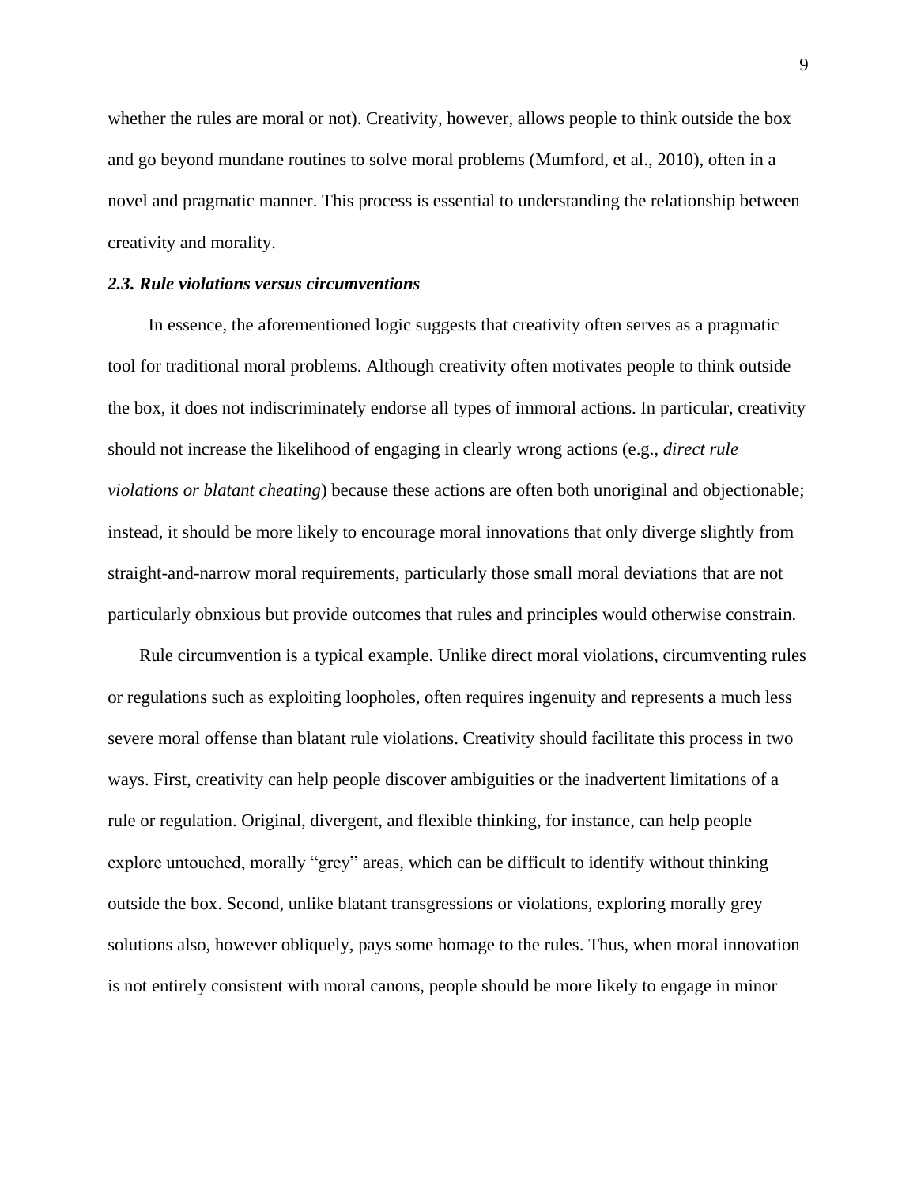whether the rules are moral or not). Creativity, however, allows people to think outside the box and go beyond mundane routines to solve moral problems (Mumford, et al., 2010), often in a novel and pragmatic manner. This process is essential to understanding the relationship between creativity and morality.

### *2.3. Rule violations versus circumventions*

In essence, the aforementioned logic suggests that creativity often serves as a pragmatic tool for traditional moral problems. Although creativity often motivates people to think outside the box, it does not indiscriminately endorse all types of immoral actions. In particular, creativity should not increase the likelihood of engaging in clearly wrong actions (e.g., *direct rule violations or blatant cheating*) because these actions are often both unoriginal and objectionable; instead, it should be more likely to encourage moral innovations that only diverge slightly from straight-and-narrow moral requirements, particularly those small moral deviations that are not particularly obnxious but provide outcomes that rules and principles would otherwise constrain.

Rule circumvention is a typical example. Unlike direct moral violations, circumventing rules or regulations such as exploiting loopholes, often requires ingenuity and represents a much less severe moral offense than blatant rule violations. Creativity should facilitate this process in two ways. First, creativity can help people discover ambiguities or the inadvertent limitations of a rule or regulation. Original, divergent, and flexible thinking, for instance, can help people explore untouched, morally "grey" areas, which can be difficult to identify without thinking outside the box. Second, unlike blatant transgressions or violations, exploring morally grey solutions also, however obliquely, pays some homage to the rules. Thus, when moral innovation is not entirely consistent with moral canons, people should be more likely to engage in minor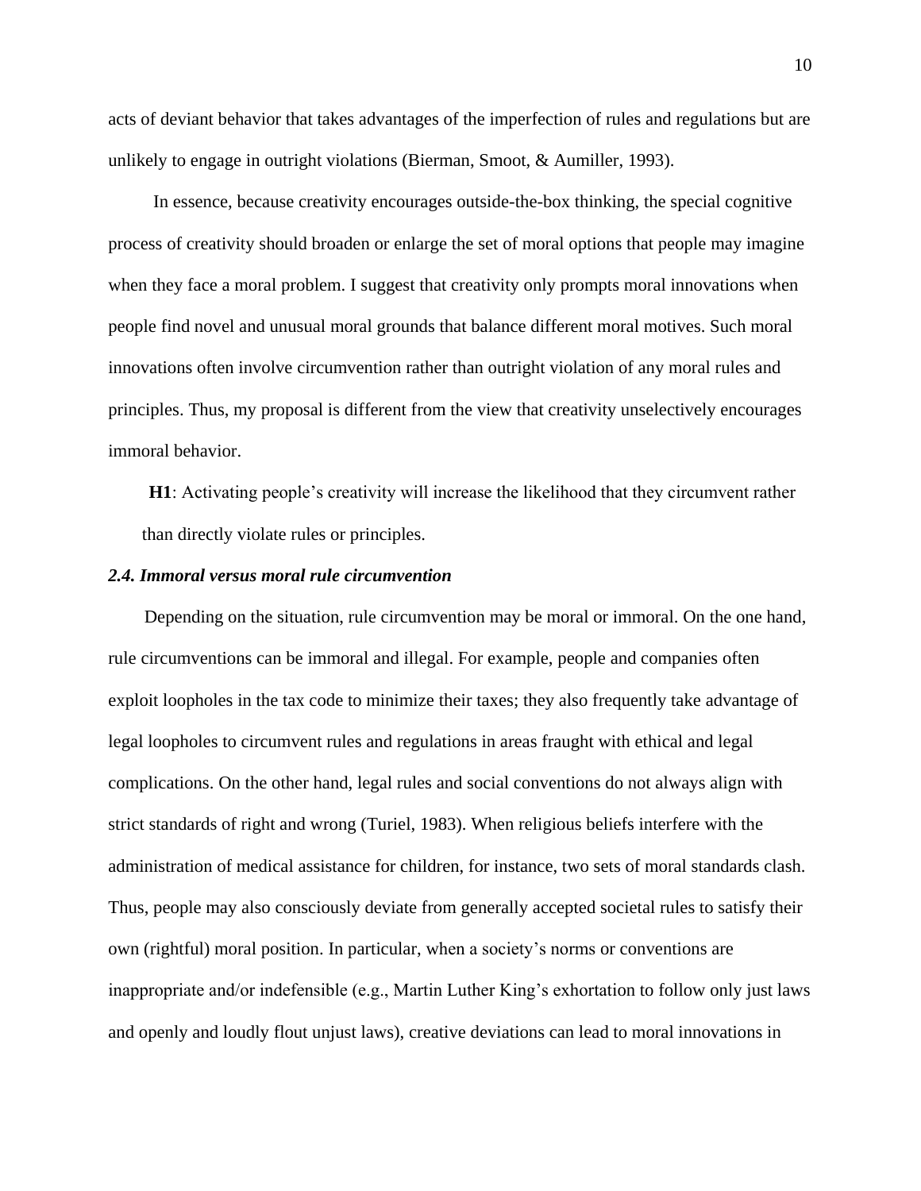acts of deviant behavior that takes advantages of the imperfection of rules and regulations but are unlikely to engage in outright violations (Bierman, Smoot, & Aumiller, 1993).

In essence, because creativity encourages outside-the-box thinking, the special cognitive process of creativity should broaden or enlarge the set of moral options that people may imagine when they face a moral problem. I suggest that creativity only prompts moral innovations when people find novel and unusual moral grounds that balance different moral motives. Such moral innovations often involve circumvention rather than outright violation of any moral rules and principles. Thus, my proposal is different from the view that creativity unselectively encourages immoral behavior.

**H1**: Activating people's creativity will increase the likelihood that they circumvent rather than directly violate rules or principles.

### *2.4. Immoral versus moral rule circumvention*

Depending on the situation, rule circumvention may be moral or immoral. On the one hand, rule circumventions can be immoral and illegal. For example, people and companies often exploit loopholes in the tax code to minimize their taxes; they also frequently take advantage of legal loopholes to circumvent rules and regulations in areas fraught with ethical and legal complications. On the other hand, legal rules and social conventions do not always align with strict standards of right and wrong (Turiel, 1983). When religious beliefs interfere with the administration of medical assistance for children, for instance, two sets of moral standards clash. Thus, people may also consciously deviate from generally accepted societal rules to satisfy their own (rightful) moral position. In particular, when a society's norms or conventions are inappropriate and/or indefensible (e.g., Martin Luther King's exhortation to follow only just laws and openly and loudly flout unjust laws), creative deviations can lead to moral innovations in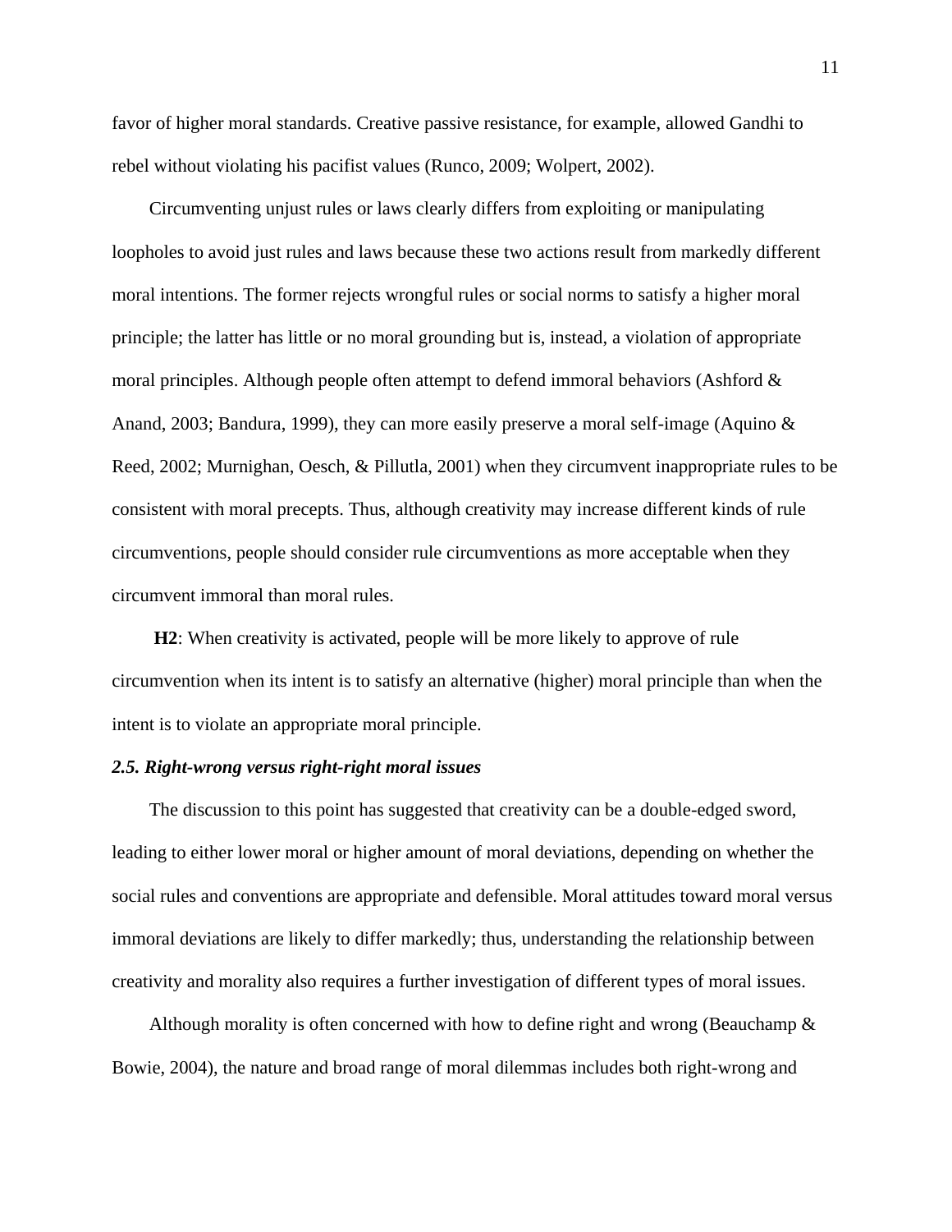favor of higher moral standards. Creative passive resistance, for example, allowed Gandhi to rebel without violating his pacifist values (Runco, 2009; Wolpert, 2002).

Circumventing unjust rules or laws clearly differs from exploiting or manipulating loopholes to avoid just rules and laws because these two actions result from markedly different moral intentions. The former rejects wrongful rules or social norms to satisfy a higher moral principle; the latter has little or no moral grounding but is, instead, a violation of appropriate moral principles. Although people often attempt to defend immoral behaviors (Ashford & Anand, 2003; Bandura, 1999), they can more easily preserve a moral self-image (Aquino & Reed, 2002; Murnighan, Oesch, & Pillutla, 2001) when they circumvent inappropriate rules to be consistent with moral precepts. Thus, although creativity may increase different kinds of rule circumventions, people should consider rule circumventions as more acceptable when they circumvent immoral than moral rules.

**H2**: When creativity is activated, people will be more likely to approve of rule circumvention when its intent is to satisfy an alternative (higher) moral principle than when the intent is to violate an appropriate moral principle.

### *2.5. Right-wrong versus right-right moral issues*

The discussion to this point has suggested that creativity can be a double-edged sword, leading to either lower moral or higher amount of moral deviations, depending on whether the social rules and conventions are appropriate and defensible. Moral attitudes toward moral versus immoral deviations are likely to differ markedly; thus, understanding the relationship between creativity and morality also requires a further investigation of different types of moral issues.

Although morality is often concerned with how to define right and wrong (Beauchamp & Bowie, 2004), the nature and broad range of moral dilemmas includes both right-wrong and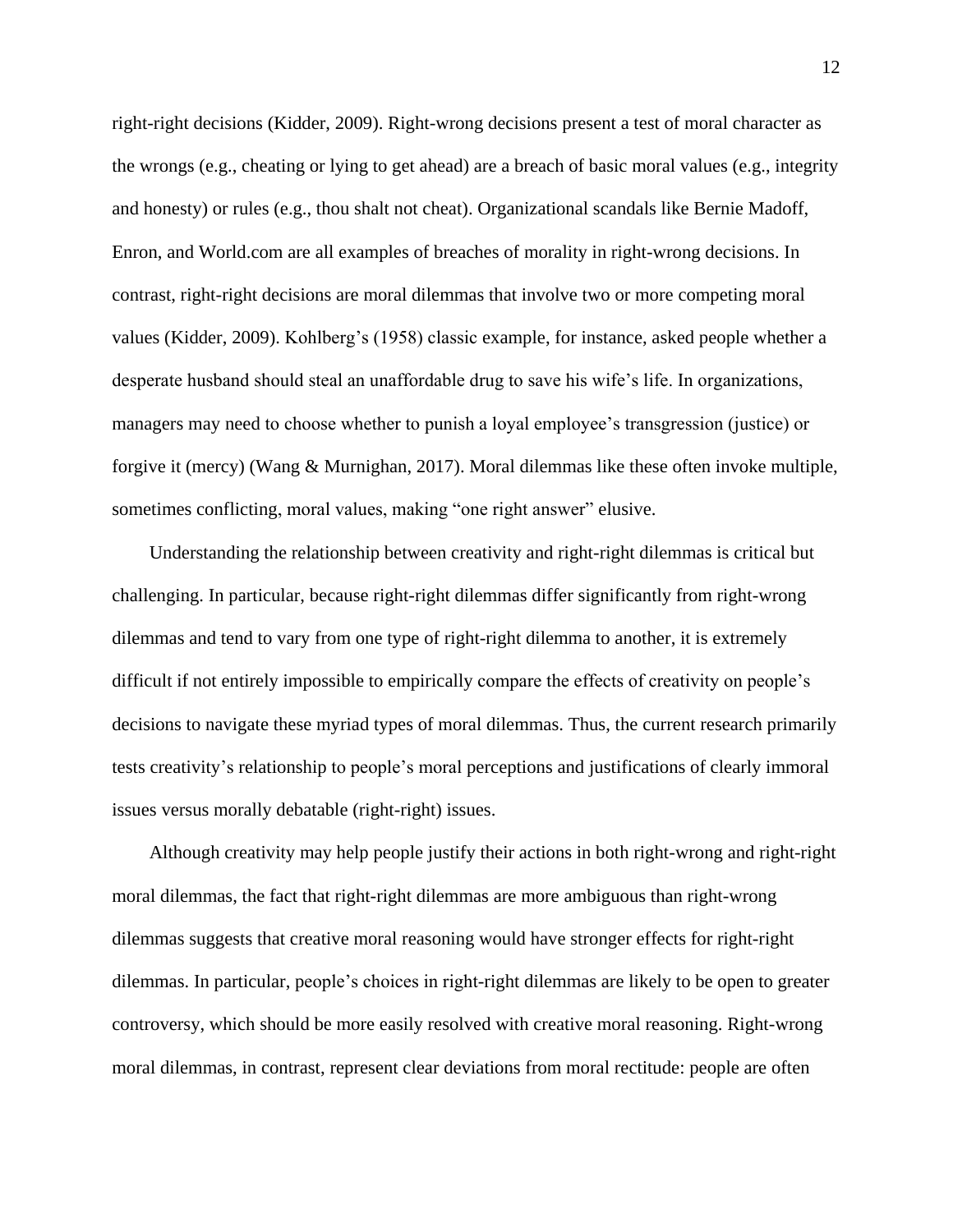right-right decisions (Kidder, 2009). Right-wrong decisions present a test of moral character as the wrongs (e.g., cheating or lying to get ahead) are a breach of basic moral values (e.g., integrity and honesty) or rules (e.g., thou shalt not cheat). Organizational scandals like Bernie Madoff, Enron, and World.com are all examples of breaches of morality in right-wrong decisions. In contrast, right-right decisions are moral dilemmas that involve two or more competing moral values (Kidder, 2009). Kohlberg's (1958) classic example, for instance, asked people whether a desperate husband should steal an unaffordable drug to save his wife's life. In organizations, managers may need to choose whether to punish a loyal employee's transgression (justice) or forgive it (mercy) (Wang & Murnighan, 2017). Moral dilemmas like these often invoke multiple, sometimes conflicting, moral values, making "one right answer" elusive.

Understanding the relationship between creativity and right-right dilemmas is critical but challenging. In particular, because right-right dilemmas differ significantly from right-wrong dilemmas and tend to vary from one type of right-right dilemma to another, it is extremely difficult if not entirely impossible to empirically compare the effects of creativity on people's decisions to navigate these myriad types of moral dilemmas. Thus, the current research primarily tests creativity's relationship to people's moral perceptions and justifications of clearly immoral issues versus morally debatable (right-right) issues.

Although creativity may help people justify their actions in both right-wrong and right-right moral dilemmas, the fact that right-right dilemmas are more ambiguous than right-wrong dilemmas suggests that creative moral reasoning would have stronger effects for right-right dilemmas. In particular, people's choices in right-right dilemmas are likely to be open to greater controversy, which should be more easily resolved with creative moral reasoning. Right-wrong moral dilemmas, in contrast, represent clear deviations from moral rectitude: people are often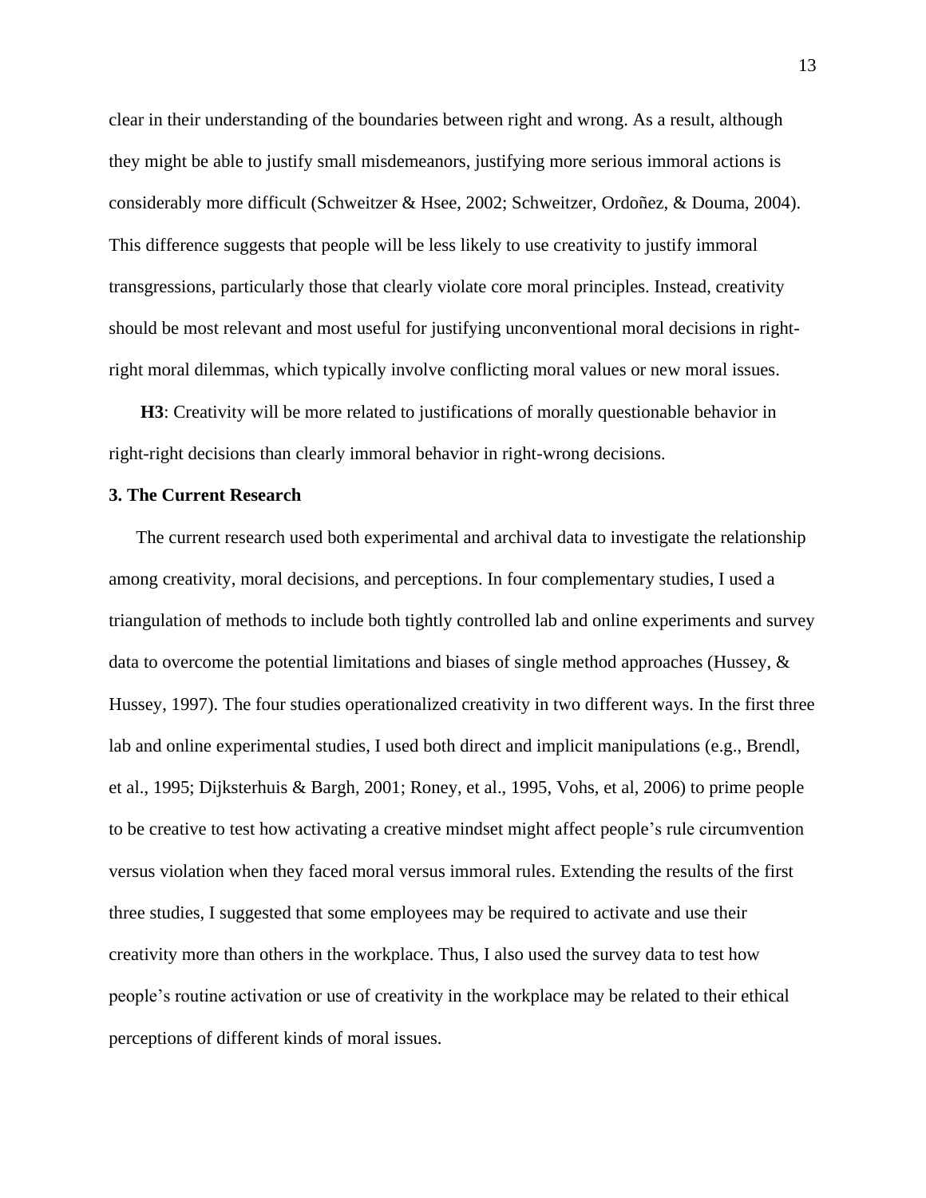clear in their understanding of the boundaries between right and wrong. As a result, although they might be able to justify small misdemeanors, justifying more serious immoral actions is considerably more difficult (Schweitzer & Hsee, 2002; Schweitzer, Ordoñez, & Douma, 2004). This difference suggests that people will be less likely to use creativity to justify immoral transgressions, particularly those that clearly violate core moral principles. Instead, creativity should be most relevant and most useful for justifying unconventional moral decisions in right-right moral dilemmas, which typically involve conflicting moral values or new moral issues.

**H3**: Creativity will be more related to justifications of morally questionable behavior in right-right decisions than clearly immoral behavior in right-wrong decisions.

### 3. The Current Research

The current research used both experimental and archival data to investigate the relationship among creativity, moral decisions, and perceptions. In four complementary studies, I used a triangulation of methods to include both tightly controlled lab and online experiments and survey data to overcome the potential limitations and biases of single method approaches (Hussey, & Hussey, 1997). The four studies operationalized creativity in two different ways. In the first three lab and online experimental studies, I used both direct and implicit manipulations (e.g., Brendl, et al., 1995; Dijksterhuis & Bargh, 2001; Roney, et al., 1995, Vohs, et al, 2006) to prime people to be creative to test how activating a creative mindset might affect people's rule circumvention versus violation when they faced moral versus immoral rules. Extending the results of the first three studies, I suggested that some employees may be required to activate and use their creativity more than others in the workplace. Thus, I also used the survey data to test how people's routine activation or use of creativity in the workplace may be related to their ethical perceptions of different kinds of moral issues.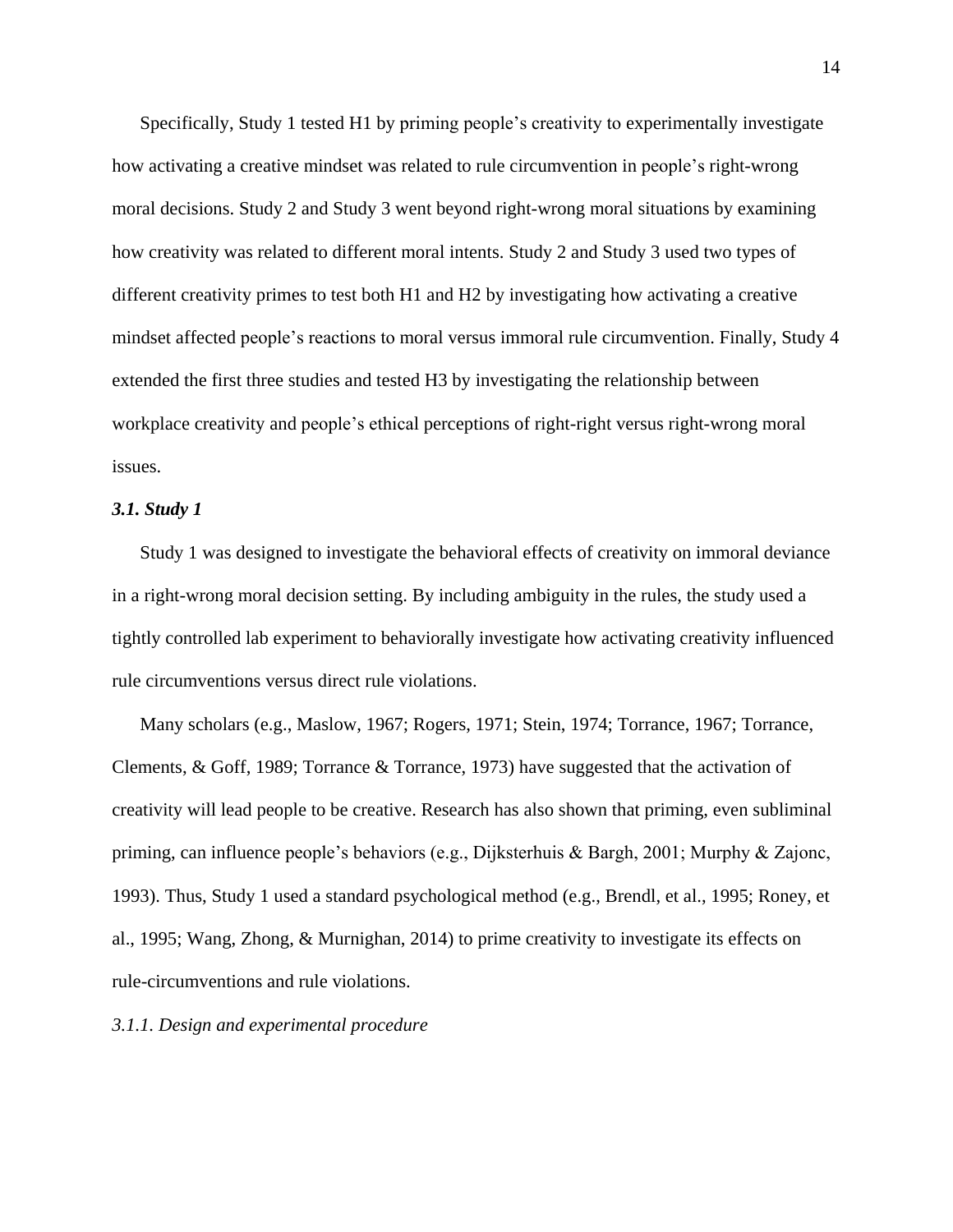Specifically, Study 1 tested H1 by priming people's creativity to experimentally investigate how activating a creative mindset was related to rule circumvention in people's right-wrong moral decisions. Study 2 and Study 3 went beyond right-wrong moral situations by examining how creativity was related to different moral intents. Study 2 and Study 3 used two types of different creativity primes to test both H1 and H2 by investigating how activating a creative mindset affected people's reactions to moral versus immoral rule circumvention. Finally, Study 4 extended the first three studies and tested H3 by investigating the relationship between workplace creativity and people's ethical perceptions of right-right versus right-wrong moral issues.

### *3.1. Study 1*

Study 1 was designed to investigate the behavioral effects of creativity on immoral deviance in a right-wrong moral decision setting. By including ambiguity in the rules, the study used a tightly controlled lab experiment to behaviorally investigate how activating creativity influenced rule circumventions versus direct rule violations.

Many scholars (e.g., Maslow, 1967; Rogers, 1971; Stein, 1974; Torrance, 1967; Torrance, Clements, & Goff, 1989; Torrance & Torrance, 1973) have suggested that the activation of creativity will lead people to be creative. Research has also shown that priming, even subliminal priming, can influence people's behaviors (e.g., Dijksterhuis & Bargh, 2001; Murphy & Zajonc, 1993). Thus, Study 1 used a standard psychological method (e.g., Brendl, et al., 1995; Roney, et al., 1995; Wang, Zhong, & Murnighan, 2014) to prime creativity to investigate its effects on rule-circumventions and rule violations.

#### *3.1.1. Design and experimental procedure*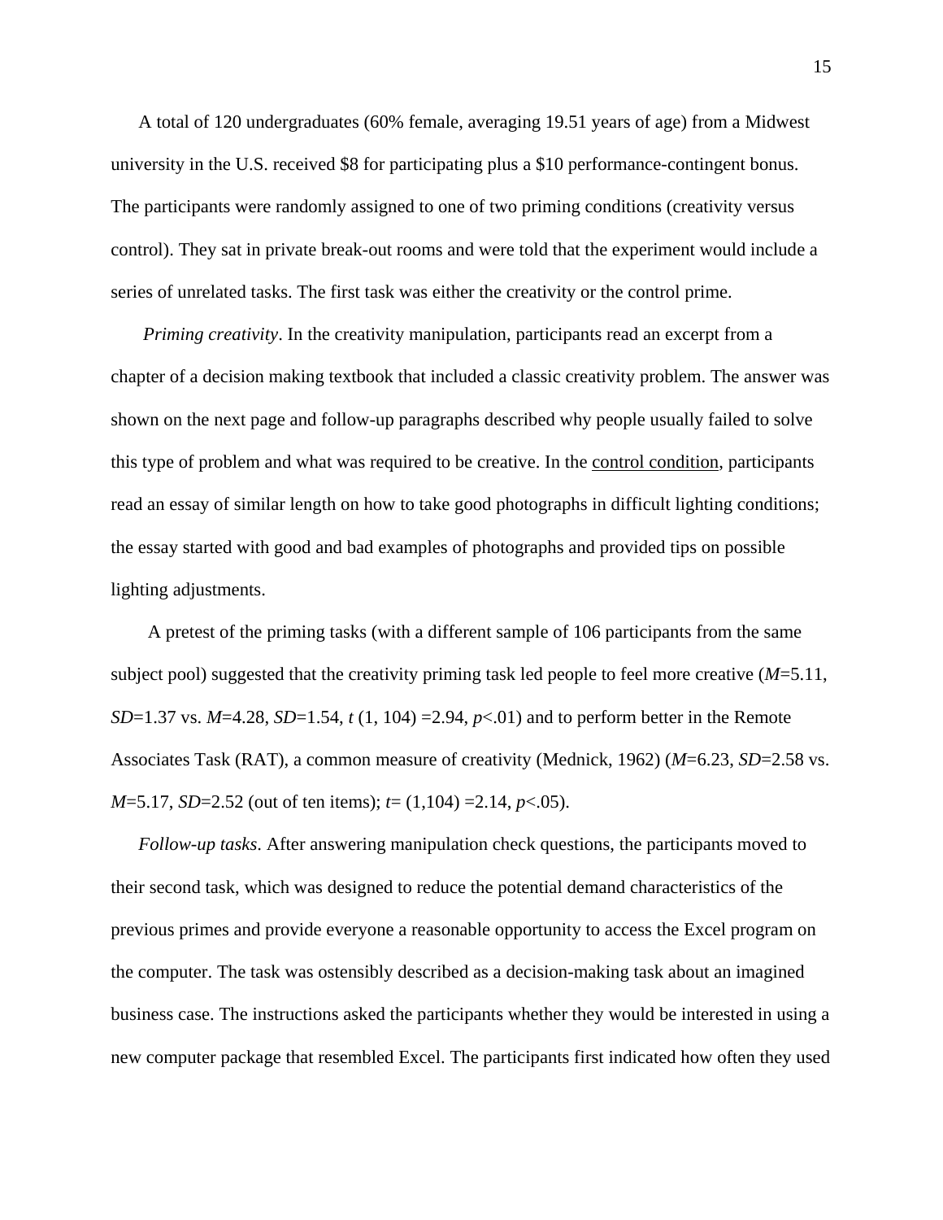A total of 120 undergraduates (60% female, averaging 19.51 years of age) from a Midwest university in the U.S. received $8 for participating plus a $10 performance-contingent bonus. The participants were randomly assigned to one of two priming conditions (creativity versus control). They sat in private break-out rooms and were told that the experiment would include a series of unrelated tasks. The first task was either the creativity or the control prime.

*Priming creativity*. In the creativity manipulation, participants read an excerpt from a chapter of a decision making textbook that included a classic creativity problem. The answer was shown on the next page and follow-up paragraphs described why people usually failed to solve this type of problem and what was required to be creative. In the control condition, participants read an essay of similar length on how to take good photographs in difficult lighting conditions; the essay started with good and bad examples of photographs and provided tips on possible lighting adjustments.

A pretest of the priming tasks (with a different sample of 106 participants from the same subject pool) suggested that the creativity priming task led people to feel more creative ($M$=5.11, $SD$=1.37 vs. $M$=4.28, $SD$=1.54, $t$ (1, 104) =2.94, $p$<.01) and to perform better in the Remote Associates Task (RAT), a common measure of creativity (Mednick, 1962) ($M$=6.23, $SD$=2.58 vs. $M$=5.17, $SD$=2.52 (out of ten items); $t$= (1,104) =2.14, $p$<.05).

*Follow-up tasks*. After answering manipulation check questions, the participants moved to their second task, which was designed to reduce the potential demand characteristics of the previous primes and provide everyone a reasonable opportunity to access the Excel program on the computer. The task was ostensibly described as a decision-making task about an imagined business case. The instructions asked the participants whether they would be interested in using a new computer package that resembled Excel. The participants first indicated how often they used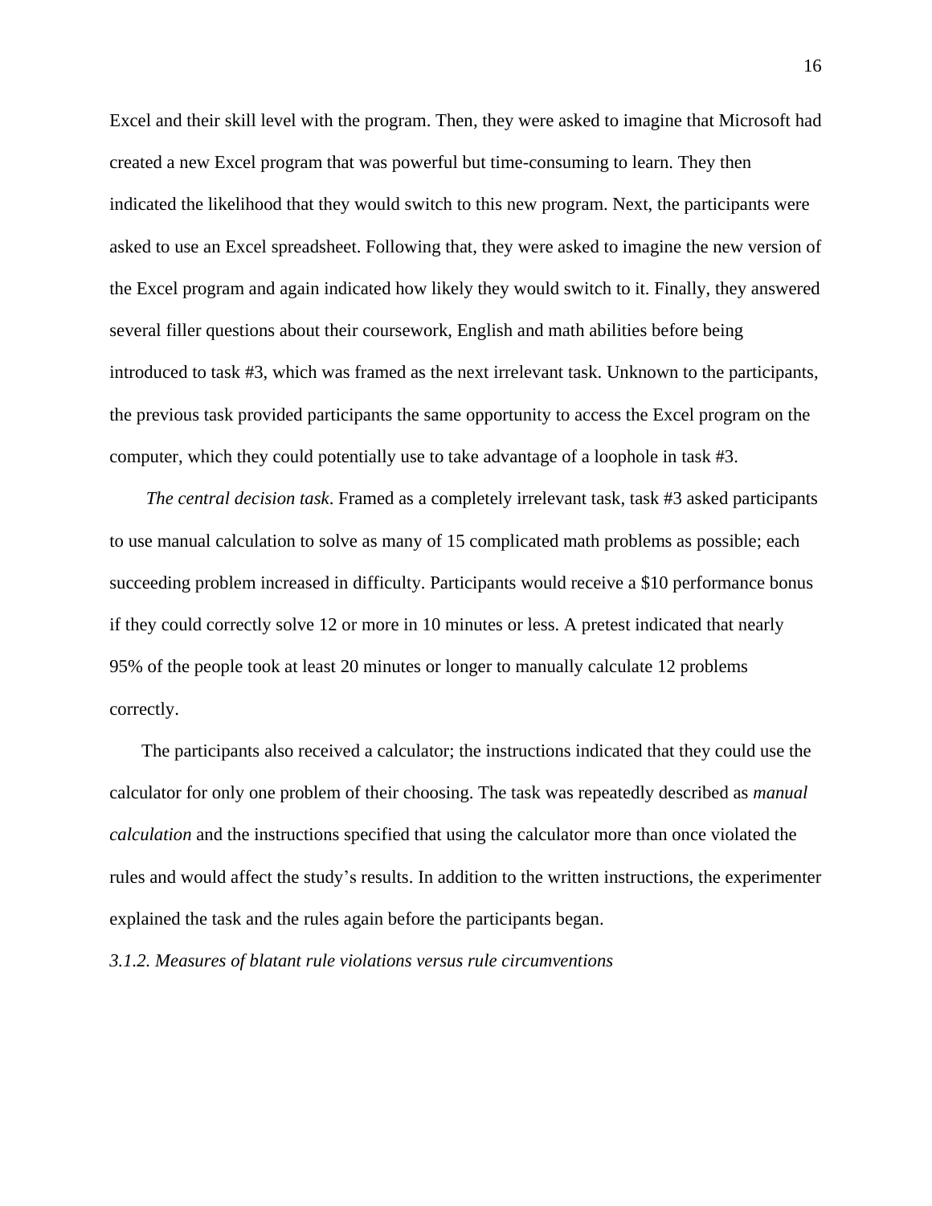Excel and their skill level with the program. Then, they were asked to imagine that Microsoft had created a new Excel program that was powerful but time-consuming to learn. They then indicated the likelihood that they would switch to this new program. Next, the participants were asked to use an Excel spreadsheet. Following that, they were asked to imagine the new version of the Excel program and again indicated how likely they would switch to it. Finally, they answered several filler questions about their coursework, English and math abilities before being introduced to task #3, which was framed as the next irrelevant task. Unknown to the participants, the previous task provided participants the same opportunity to access the Excel program on the computer, which they could potentially use to take advantage of a loophole in task #3.

*The central decision task*. Framed as a completely irrelevant task, task #3 asked participants to use manual calculation to solve as many of 15 complicated math problems as possible; each succeeding problem increased in difficulty. Participants would receive a $10 performance bonus if they could correctly solve 12 or more in 10 minutes or less. A pretest indicated that nearly 95% of the people took at least 20 minutes or longer to manually calculate 12 problems correctly.

The participants also received a calculator; the instructions indicated that they could use the calculator for only one problem of their choosing. The task was repeatedly described as *manual calculation* and the instructions specified that using the calculator more than once violated the rules and would affect the study's results. In addition to the written instructions, the experimenter explained the task and the rules again before the participants began.

*3.1.2. Measures of blatant rule violations versus rule circumventions*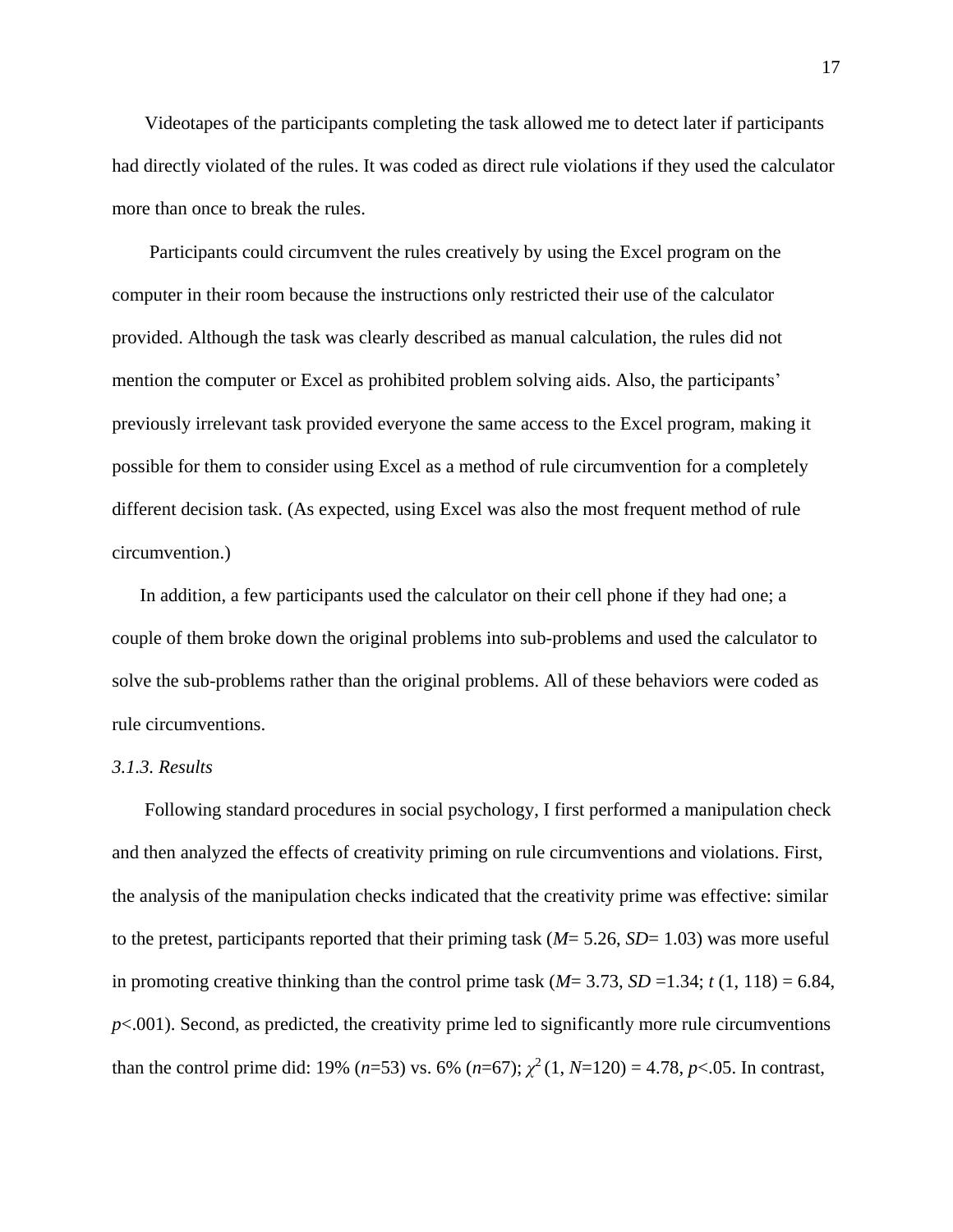Videotapes of the participants completing the task allowed me to detect later if participants had directly violated of the rules. It was coded as direct rule violations if they used the calculator more than once to break the rules.

Participants could circumvent the rules creatively by using the Excel program on the computer in their room because the instructions only restricted their use of the calculator provided. Although the task was clearly described as manual calculation, the rules did not mention the computer or Excel as prohibited problem solving aids. Also, the participants' previously irrelevant task provided everyone the same access to the Excel program, making it possible for them to consider using Excel as a method of rule circumvention for a completely different decision task. (As expected, using Excel was also the most frequent method of rule circumvention.)

In addition, a few participants used the calculator on their cell phone if they had one; a couple of them broke down the original problems into sub-problems and used the calculator to solve the sub-problems rather than the original problems. All of these behaviors were coded as rule circumventions.

### *3.1.3. Results*

Following standard procedures in social psychology, I first performed a manipulation check and then analyzed the effects of creativity priming on rule circumventions and violations. First, the analysis of the manipulation checks indicated that the creativity prime was effective: similar to the pretest, participants reported that their priming task ($M$= 5.26, $SD$= 1.03) was more useful in promoting creative thinking than the control prime task ($M$= 3.73, $SD$ =1.34; $t$ (1, 118) = 6.84, $p$<.001). Second, as predicted, the creativity prime led to significantly more rule circumventions than the control prime did: 19% ($n$=53) vs. 6% ($n$=67); $\chi^2$ (1, $N$=120) = 4.78, $p$<.05. In contrast,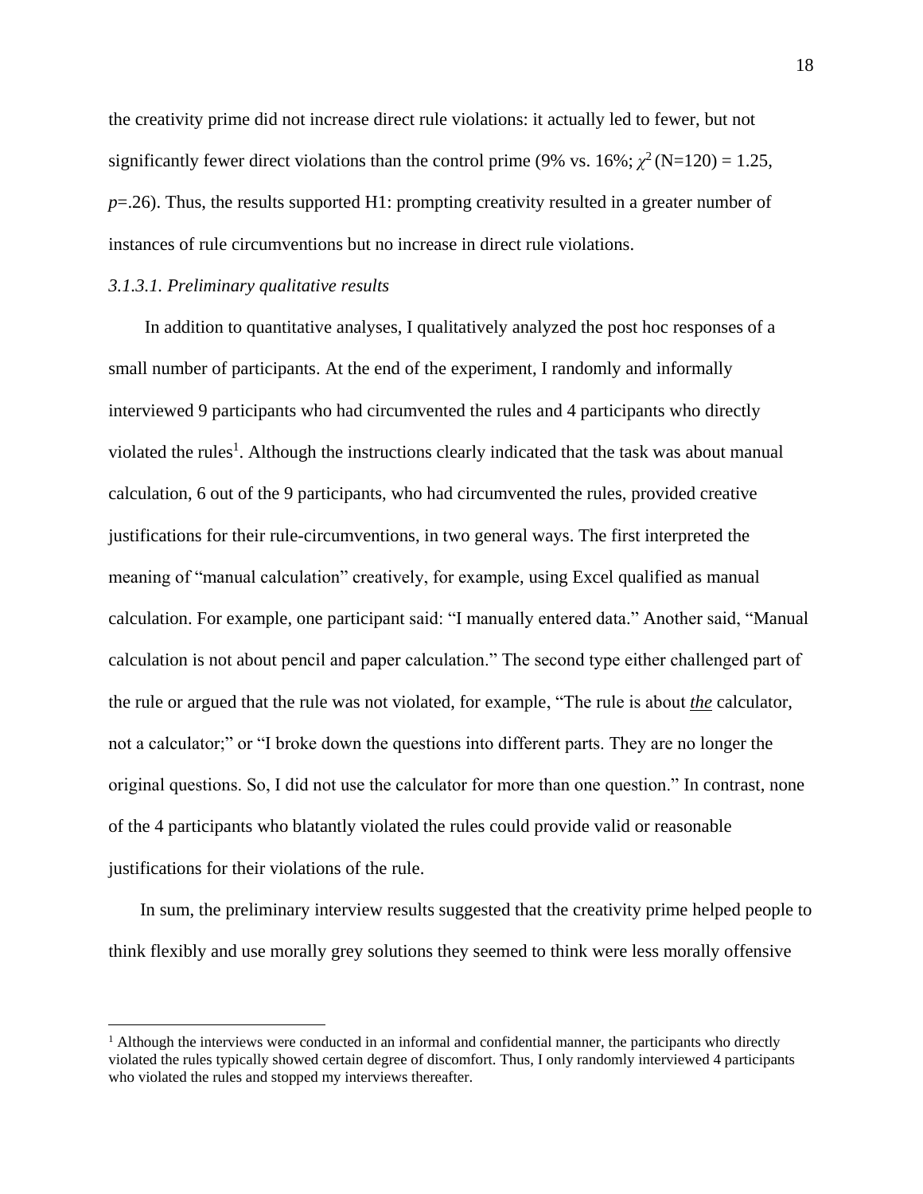the creativity prime did not increase direct rule violations: it actually led to fewer, but not significantly fewer direct violations than the control prime (9% vs. 16%; $\chi^2$ (N=120) = 1.25, *p*=.26). Thus, the results supported H1: prompting creativity resulted in a greater number of instances of rule circumventions but no increase in direct rule violations.

*3.1.3.1. Preliminary qualitative results*

In addition to quantitative analyses, I qualitatively analyzed the post hoc responses of a small number of participants. At the end of the experiment, I randomly and informally interviewed 9 participants who had circumvented the rules and 4 participants who directly violated the rules[1]. Although the instructions clearly indicated that the task was about manual calculation, 6 out of the 9 participants, who had circumvented the rules, provided creative justifications for their rule-circumventions, in two general ways. The first interpreted the meaning of "manual calculation" creatively, for example, using Excel qualified as manual calculation. For example, one participant said: "I manually entered data." Another said, "Manual calculation is not about pencil and paper calculation." The second type either challenged part of the rule or argued that the rule was not violated, for example, "The rule is about ***the*** calculator, not a calculator;" or "I broke down the questions into different parts. They are no longer the original questions. So, I did not use the calculator for more than one question." In contrast, none of the 4 participants who blatantly violated the rules could provide valid or reasonable justifications for their violations of the rule.

In sum, the preliminary interview results suggested that the creativity prime helped people to think flexibly and use morally grey solutions they seemed to think were less morally offensive

[1] Although the interviews were conducted in an informal and confidential manner, the participants who directly violated the rules typically showed certain degree of discomfort. Thus, I only randomly interviewed 4 participants who violated the rules and stopped my interviews thereafter.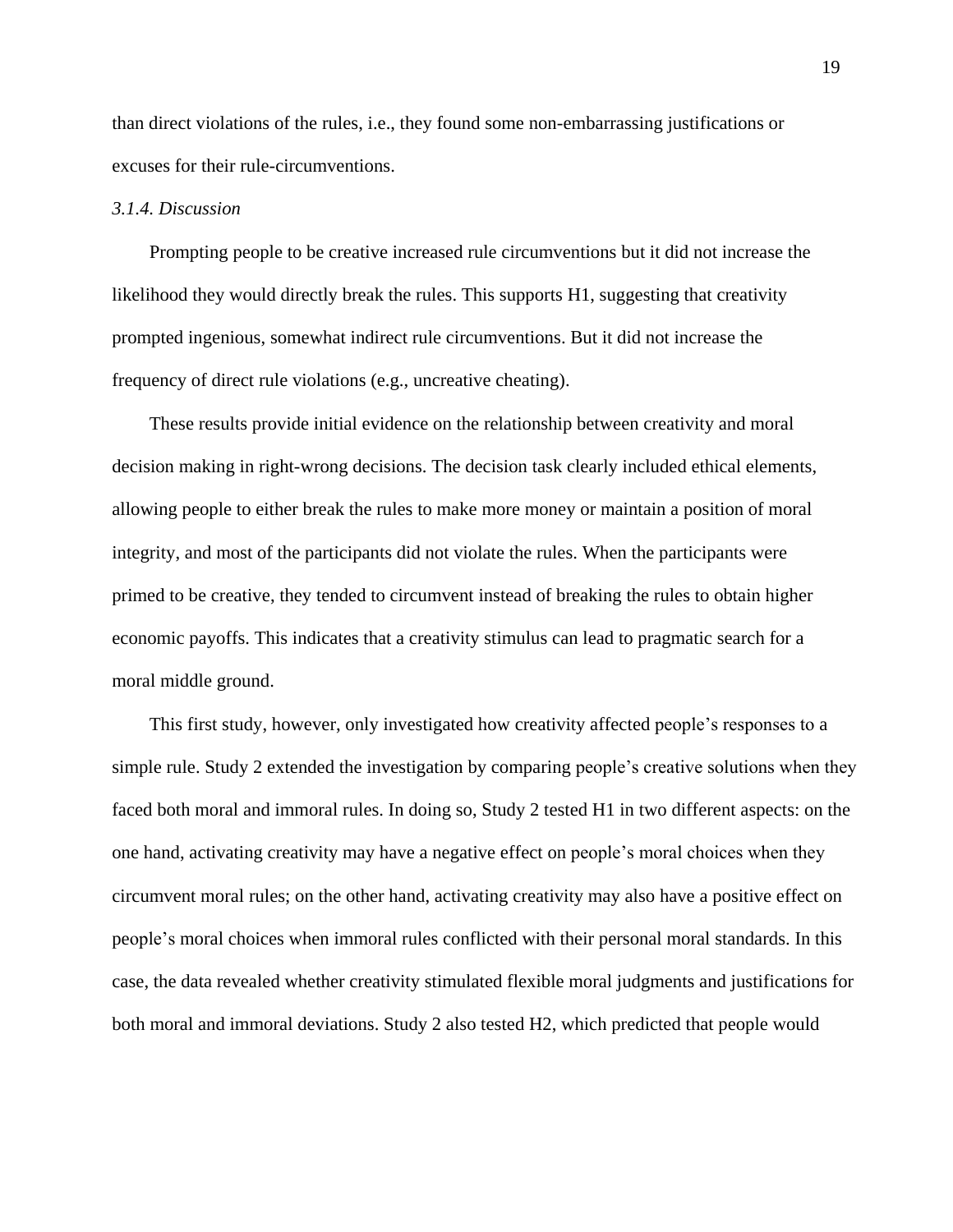than direct violations of the rules, i.e., they found some non-embarrassing justifications or excuses for their rule-circumventions.

### *3.1.4. Discussion*

Prompting people to be creative increased rule circumventions but it did not increase the likelihood they would directly break the rules. This supports H1, suggesting that creativity prompted ingenious, somewhat indirect rule circumventions. But it did not increase the frequency of direct rule violations (e.g., uncreative cheating).

These results provide initial evidence on the relationship between creativity and moral decision making in right-wrong decisions. The decision task clearly included ethical elements, allowing people to either break the rules to make more money or maintain a position of moral integrity, and most of the participants did not violate the rules. When the participants were primed to be creative, they tended to circumvent instead of breaking the rules to obtain higher economic payoffs. This indicates that a creativity stimulus can lead to pragmatic search for a moral middle ground.

This first study, however, only investigated how creativity affected people's responses to a simple rule. Study 2 extended the investigation by comparing people's creative solutions when they faced both moral and immoral rules. In doing so, Study 2 tested H1 in two different aspects: on the one hand, activating creativity may have a negative effect on people's moral choices when they circumvent moral rules; on the other hand, activating creativity may also have a positive effect on people's moral choices when immoral rules conflicted with their personal moral standards. In this case, the data revealed whether creativity stimulated flexible moral judgments and justifications for both moral and immoral deviations. Study 2 also tested H2, which predicted that people would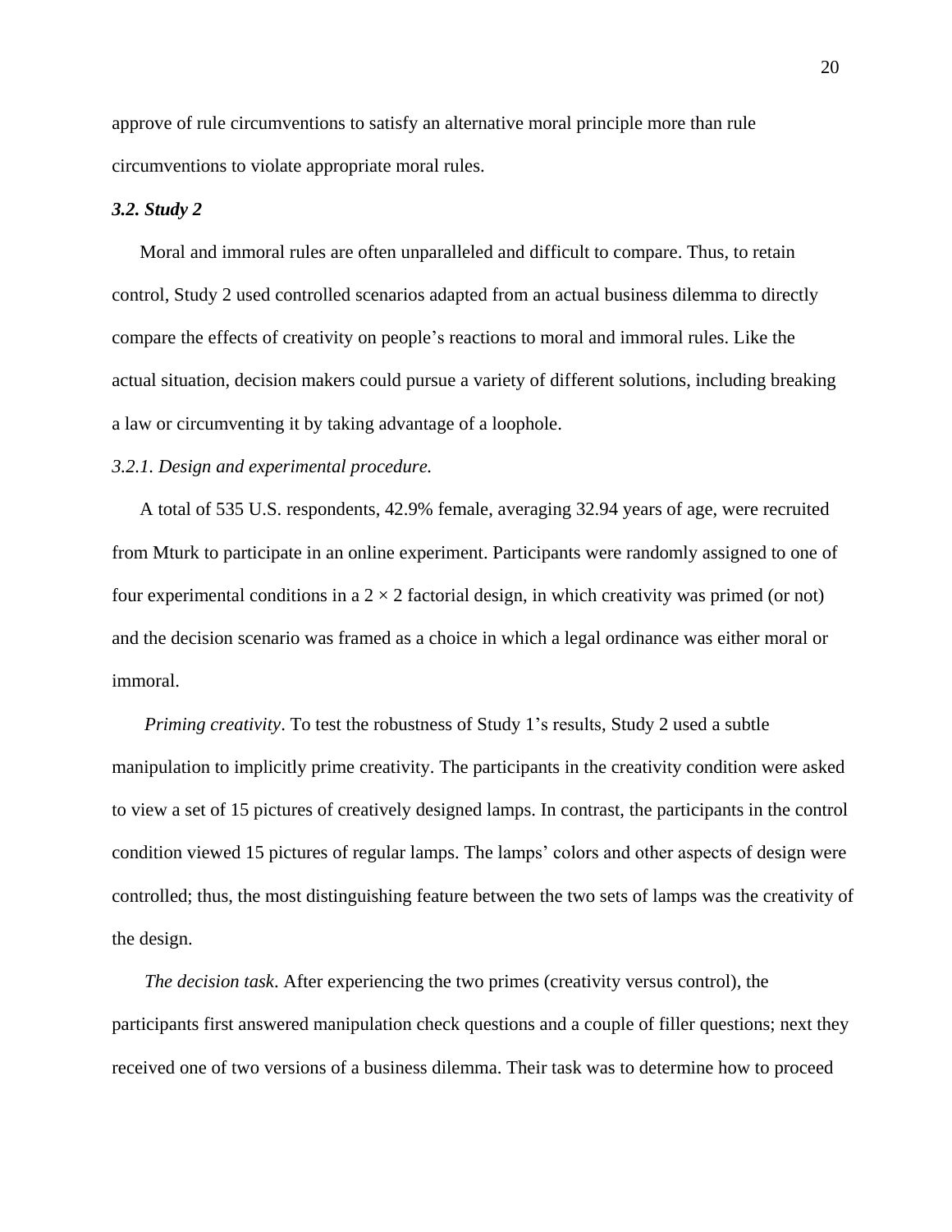approve of rule circumventions to satisfy an alternative moral principle more than rule circumventions to violate appropriate moral rules.

### *3.2. Study 2*

Moral and immoral rules are often unparalleled and difficult to compare. Thus, to retain control, Study 2 used controlled scenarios adapted from an actual business dilemma to directly compare the effects of creativity on people's reactions to moral and immoral rules. Like the actual situation, decision makers could pursue a variety of different solutions, including breaking a law or circumventing it by taking advantage of a loophole.

#### *3.2.1. Design and experimental procedure.*

A total of 535 U.S. respondents, 42.9% female, averaging 32.94 years of age, were recruited from Mturk to participate in an online experiment. Participants were randomly assigned to one of four experimental conditions in a $2 \times 2$ factorial design, in which creativity was primed (or not) and the decision scenario was framed as a choice in which a legal ordinance was either moral or immoral.

*Priming creativity*. To test the robustness of Study 1's results, Study 2 used a subtle manipulation to implicitly prime creativity. The participants in the creativity condition were asked to view a set of 15 pictures of creatively designed lamps. In contrast, the participants in the control condition viewed 15 pictures of regular lamps. The lamps' colors and other aspects of design were controlled; thus, the most distinguishing feature between the two sets of lamps was the creativity of the design.

*The decision task*. After experiencing the two primes (creativity versus control), the participants first answered manipulation check questions and a couple of filler questions; next they received one of two versions of a business dilemma. Their task was to determine how to proceed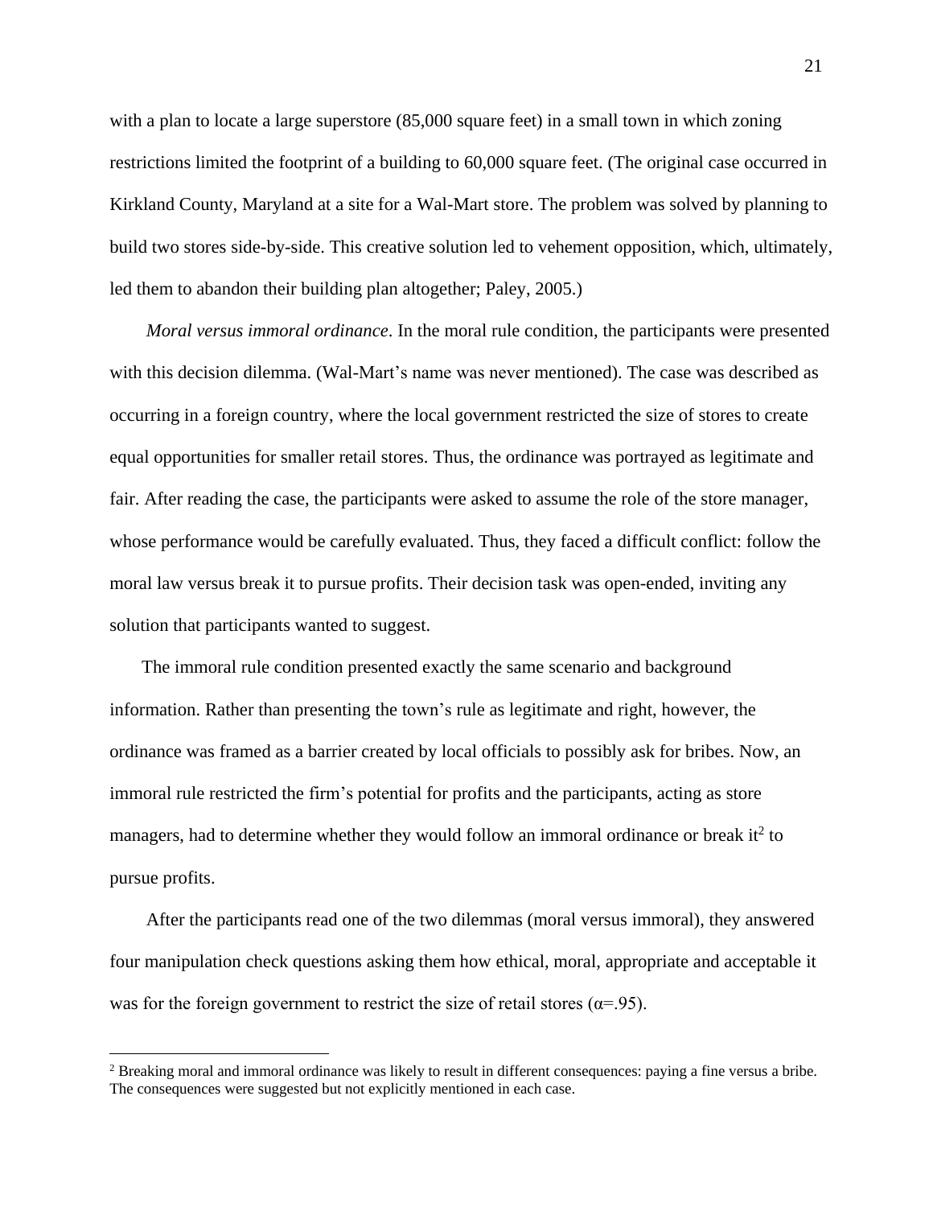with a plan to locate a large superstore (85,000 square feet) in a small town in which zoning restrictions limited the footprint of a building to 60,000 square feet. (The original case occurred in Kirkland County, Maryland at a site for a Wal-Mart store. The problem was solved by planning to build two stores side-by-side. This creative solution led to vehement opposition, which, ultimately, led them to abandon their building plan altogether; Paley, 2005.)

*Moral versus immoral ordinance*. In the moral rule condition, the participants were presented with this decision dilemma. (Wal-Mart's name was never mentioned). The case was described as occurring in a foreign country, where the local government restricted the size of stores to create equal opportunities for smaller retail stores. Thus, the ordinance was portrayed as legitimate and fair. After reading the case, the participants were asked to assume the role of the store manager, whose performance would be carefully evaluated. Thus, they faced a difficult conflict: follow the moral law versus break it to pursue profits. Their decision task was open-ended, inviting any solution that participants wanted to suggest.

The immoral rule condition presented exactly the same scenario and background information. Rather than presenting the town's rule as legitimate and right, however, the ordinance was framed as a barrier created by local officials to possibly ask for bribes. Now, an immoral rule restricted the firm's potential for profits and the participants, acting as store managers, had to determine whether they would follow an immoral ordinance or break it[2] to pursue profits.

After the participants read one of the two dilemmas (moral versus immoral), they answered four manipulation check questions asking them how ethical, moral, appropriate and acceptable it was for the foreign government to restrict the size of retail stores ($\alpha$=.95).

[2] Breaking moral and immoral ordinance was likely to result in different consequences: paying a fine versus a bribe. The consequences were suggested but not explicitly mentioned in each case.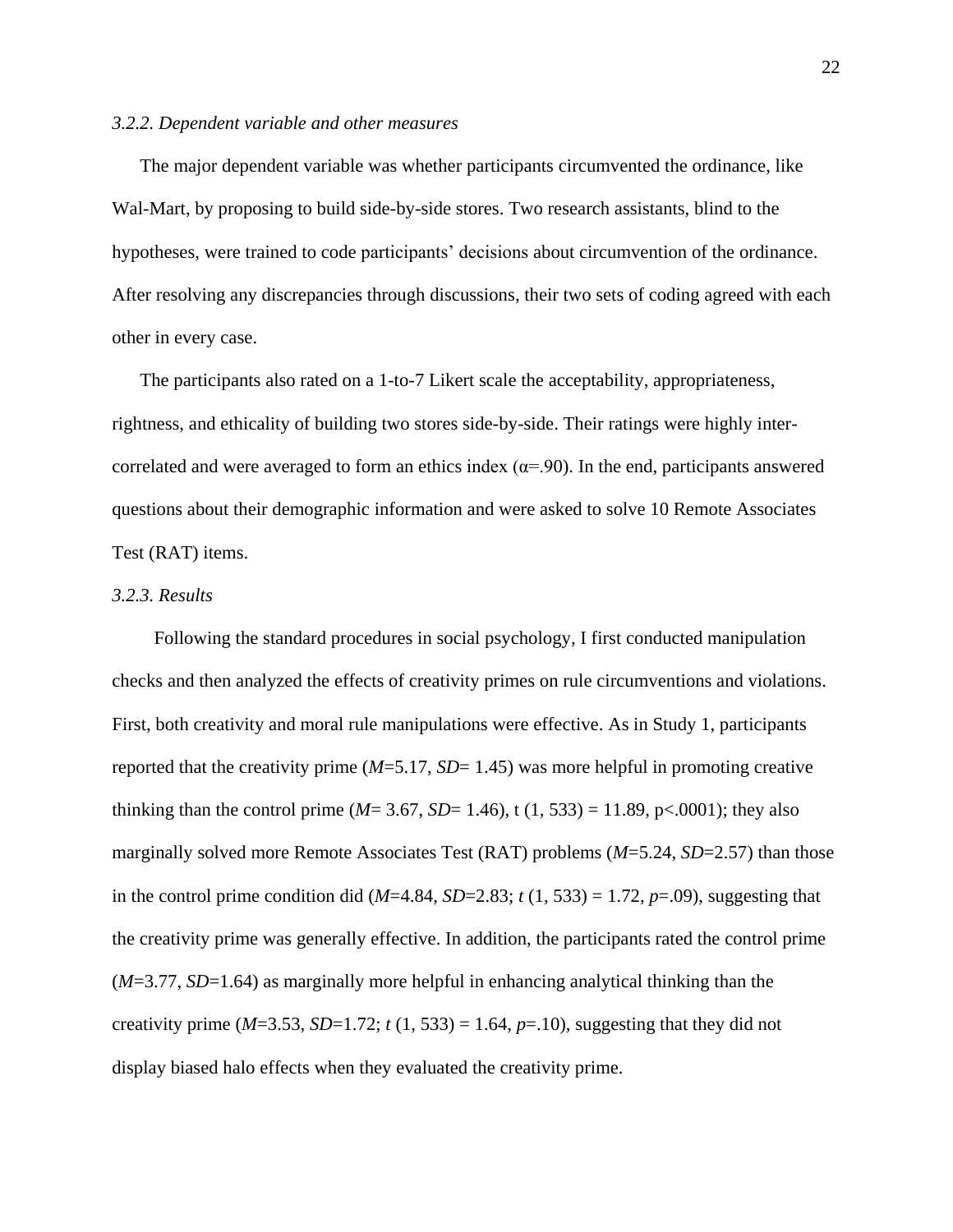### *3.2.2. Dependent variable and other measures*

The major dependent variable was whether participants circumvented the ordinance, like Wal-Mart, by proposing to build side-by-side stores. Two research assistants, blind to the hypotheses, were trained to code participants' decisions about circumvention of the ordinance. After resolving any discrepancies through discussions, their two sets of coding agreed with each other in every case.

The participants also rated on a 1-to-7 Likert scale the acceptability, appropriateness, rightness, and ethicality of building two stores side-by-side. Their ratings were highly inter-correlated and were averaged to form an ethics index ($\alpha$=.90). In the end, participants answered questions about their demographic information and were asked to solve 10 Remote Associates Test (RAT) items.

### *3.2.3. Results*

Following the standard procedures in social psychology, I first conducted manipulation checks and then analyzed the effects of creativity primes on rule circumventions and violations. First, both creativity and moral rule manipulations were effective. As in Study 1, participants reported that the creativity prime ($M$=5.17, $SD$= 1.45) was more helpful in promoting creative thinking than the control prime ($M$= 3.67, $SD$= 1.46), $t$ (1, 533) = 11.89, $p$<.0001); they also marginally solved more Remote Associates Test (RAT) problems ($M$=5.24, $SD$=2.57) than those in the control prime condition did ($M$=4.84, $SD$=2.83; $t$ (1, 533) = 1.72, $p$=.09), suggesting that the creativity prime was generally effective. In addition, the participants rated the control prime ($M$=3.77, $SD$=1.64) as marginally more helpful in enhancing analytical thinking than the creativity prime ($M$=3.53, $SD$=1.72; $t$ (1, 533) = 1.64, $p$=.10), suggesting that they did not display biased halo effects when they evaluated the creativity prime.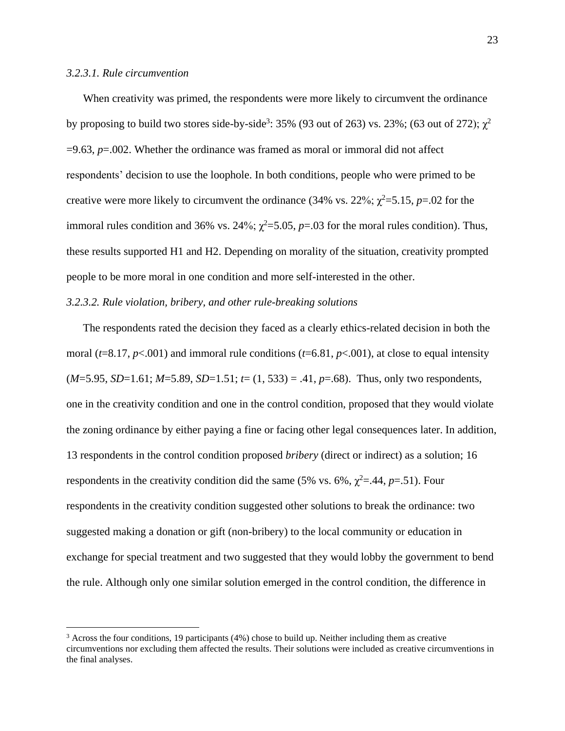*3.2.3.1. Rule circumvention*

When creativity was primed, the respondents were more likely to circumvent the ordinance by proposing to build two stores side-by-side[3]: 35% (93 out of 263) vs. 23%; (63 out of 272); $\chi^2$ =9.63, $p$=.002. Whether the ordinance was framed as moral or immoral did not affect respondents' decision to use the loophole. In both conditions, people who were primed to be creative were more likely to circumvent the ordinance (34% vs. 22%; $\chi^2$=5.15, $p$=.02 for the immoral rules condition and 36% vs. 24%; $\chi^2$=5.05, $p$=.03 for the moral rules condition). Thus, these results supported H1 and H2. Depending on morality of the situation, creativity prompted people to be more moral in one condition and more self-interested in the other.

*3.2.3.2. Rule violation, bribery, and other rule-breaking solutions*

The respondents rated the decision they faced as a clearly ethics-related decision in both the moral ($t$=8.17, $p$<.001) and immoral rule conditions ($t$=6.81, $p$<.001), at close to equal intensity ($M$=5.95, $SD$=1.61; $M$=5.89, $SD$=1.51; $t$= (1, 533) = .41, $p$=.68). Thus, only two respondents, one in the creativity condition and one in the control condition, proposed that they would violate the zoning ordinance by either paying a fine or facing other legal consequences later. In addition, 13 respondents in the control condition proposed *bribery* (direct or indirect) as a solution; 16 respondents in the creativity condition did the same (5% vs. 6%, $\chi^2$=.44, $p$=.51). Four respondents in the creativity condition suggested other solutions to break the ordinance: two suggested making a donation or gift (non-bribery) to the local community or education in exchange for special treatment and two suggested that they would lobby the government to bend the rule. Although only one similar solution emerged in the control condition, the difference in

[3] Across the four conditions, 19 participants (4%) chose to build up. Neither including them as creative circumventions nor excluding them affected the results. Their solutions were included as creative circumventions in the final analyses.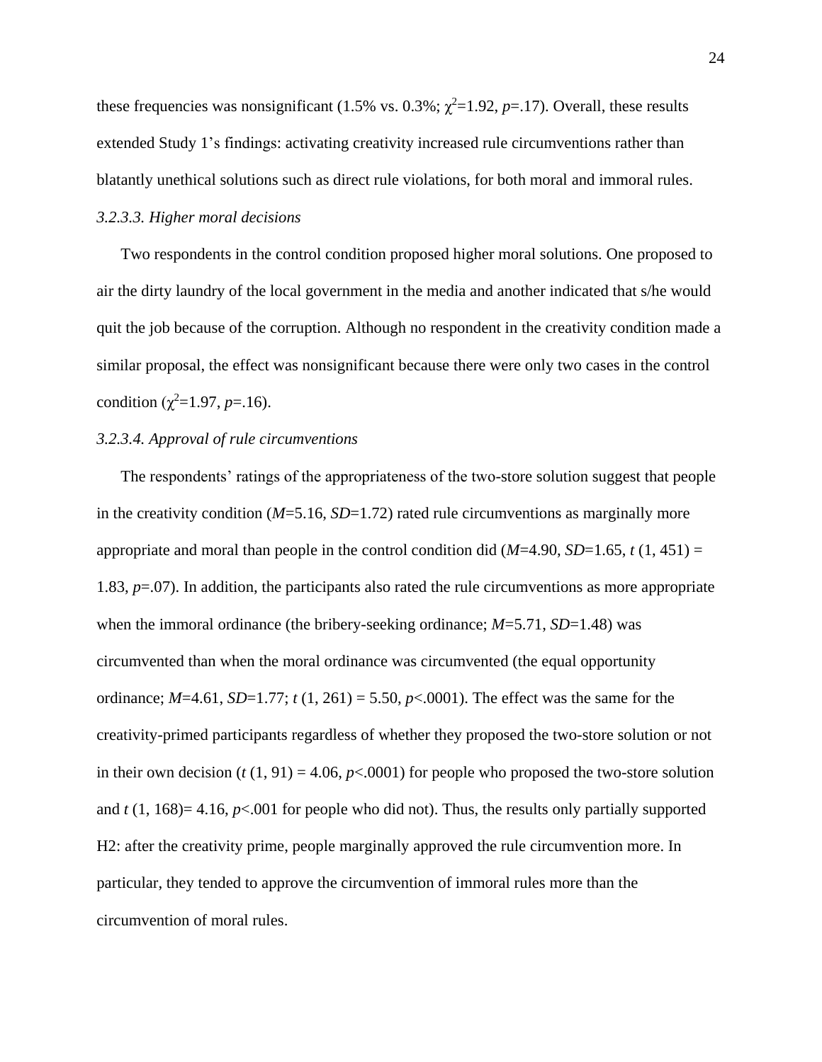these frequencies was nonsignificant (1.5% vs. 0.3%; $\chi^2$=1.92, *p*=.17). Overall, these results extended Study 1's findings: activating creativity increased rule circumventions rather than blatantly unethical solutions such as direct rule violations, for both moral and immoral rules.

### *3.2.3.3. Higher moral decisions*

Two respondents in the control condition proposed higher moral solutions. One proposed to air the dirty laundry of the local government in the media and another indicated that s/he would quit the job because of the corruption. Although no respondent in the creativity condition made a similar proposal, the effect was nonsignificant because there were only two cases in the control condition ($\chi^2$=1.97, *p*=.16).

### *3.2.3.4. Approval of rule circumventions*

The respondents' ratings of the appropriateness of the two-store solution suggest that people in the creativity condition (*M*=5.16, *SD*=1.72) rated rule circumventions as marginally more appropriate and moral than people in the control condition did (*M*=4.90, *SD*=1.65, $t$ (1, 451) = 1.83, *p*=.07). In addition, the participants also rated the rule circumventions as more appropriate when the immoral ordinance (the bribery-seeking ordinance; *M*=5.71, *SD*=1.48) was circumvented than when the moral ordinance was circumvented (the equal opportunity ordinance; *M*=4.61, *SD*=1.77; $t$ (1, 261) = 5.50, *p*<.0001). The effect was the same for the creativity-primed participants regardless of whether they proposed the two-store solution or not in their own decision ($t$ (1, 91) = 4.06, *p*<.0001) for people who proposed the two-store solution and $t$ (1, 168)= 4.16, *p*<.001 for people who did not). Thus, the results only partially supported H2: after the creativity prime, people marginally approved the rule circumvention more. In particular, they tended to approve the circumvention of immoral rules more than the circumvention of moral rules.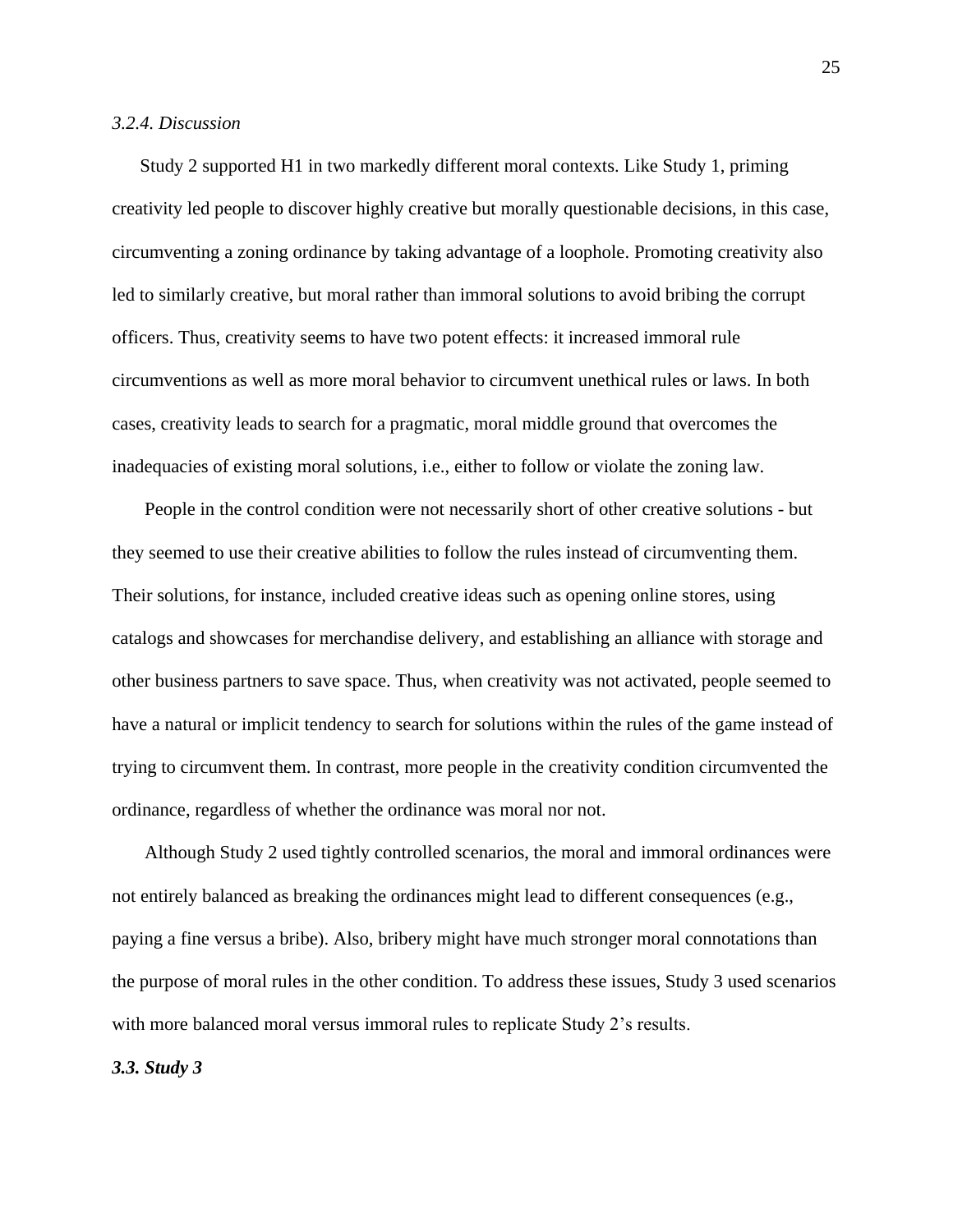*3.2.4. Discussion*

Study 2 supported H1 in two markedly different moral contexts. Like Study 1, priming creativity led people to discover highly creative but morally questionable decisions, in this case, circumventing a zoning ordinance by taking advantage of a loophole. Promoting creativity also led to similarly creative, but moral rather than immoral solutions to avoid bribing the corrupt officers. Thus, creativity seems to have two potent effects: it increased immoral rule circumventions as well as more moral behavior to circumvent unethical rules or laws. In both cases, creativity leads to search for a pragmatic, moral middle ground that overcomes the inadequacies of existing moral solutions, i.e., either to follow or violate the zoning law.

People in the control condition were not necessarily short of other creative solutions - but they seemed to use their creative abilities to follow the rules instead of circumventing them. Their solutions, for instance, included creative ideas such as opening online stores, using catalogs and showcases for merchandise delivery, and establishing an alliance with storage and other business partners to save space. Thus, when creativity was not activated, people seemed to have a natural or implicit tendency to search for solutions within the rules of the game instead of trying to circumvent them. In contrast, more people in the creativity condition circumvented the ordinance, regardless of whether the ordinance was moral nor not.

Although Study 2 used tightly controlled scenarios, the moral and immoral ordinances were not entirely balanced as breaking the ordinances might lead to different consequences (e.g., paying a fine versus a bribe). Also, bribery might have much stronger moral connotations than the purpose of moral rules in the other condition. To address these issues, Study 3 used scenarios with more balanced moral versus immoral rules to replicate Study 2's results.

***3.3. Study 3***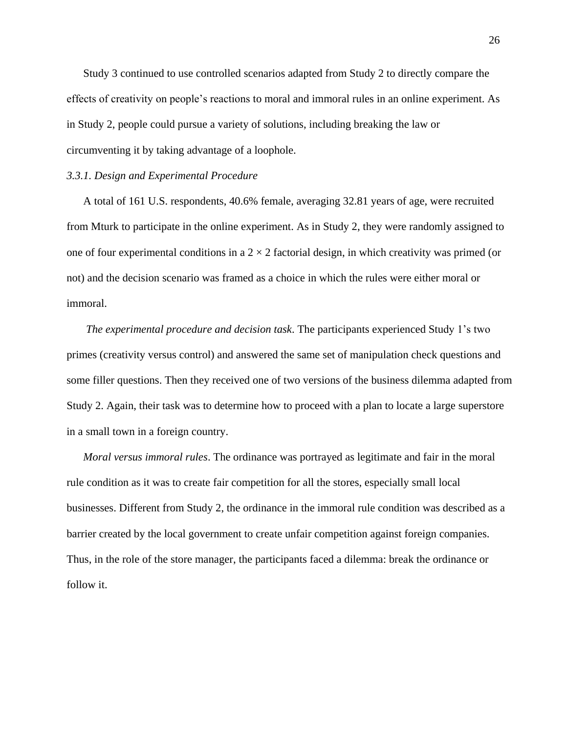Study 3 continued to use controlled scenarios adapted from Study 2 to directly compare the effects of creativity on people's reactions to moral and immoral rules in an online experiment. As in Study 2, people could pursue a variety of solutions, including breaking the law or circumventing it by taking advantage of a loophole.

### *3.3.1. Design and Experimental Procedure*

A total of 161 U.S. respondents, 40.6% female, averaging 32.81 years of age, were recruited from Mturk to participate in the online experiment. As in Study 2, they were randomly assigned to one of four experimental conditions in a $2 \times 2$ factorial design, in which creativity was primed (or not) and the decision scenario was framed as a choice in which the rules were either moral or immoral.

*The experimental procedure and decision task*. The participants experienced Study 1's two primes (creativity versus control) and answered the same set of manipulation check questions and some filler questions. Then they received one of two versions of the business dilemma adapted from Study 2. Again, their task was to determine how to proceed with a plan to locate a large superstore in a small town in a foreign country.

*Moral versus immoral rules*. The ordinance was portrayed as legitimate and fair in the moral rule condition as it was to create fair competition for all the stores, especially small local businesses. Different from Study 2, the ordinance in the immoral rule condition was described as a barrier created by the local government to create unfair competition against foreign companies. Thus, in the role of the store manager, the participants faced a dilemma: break the ordinance or follow it.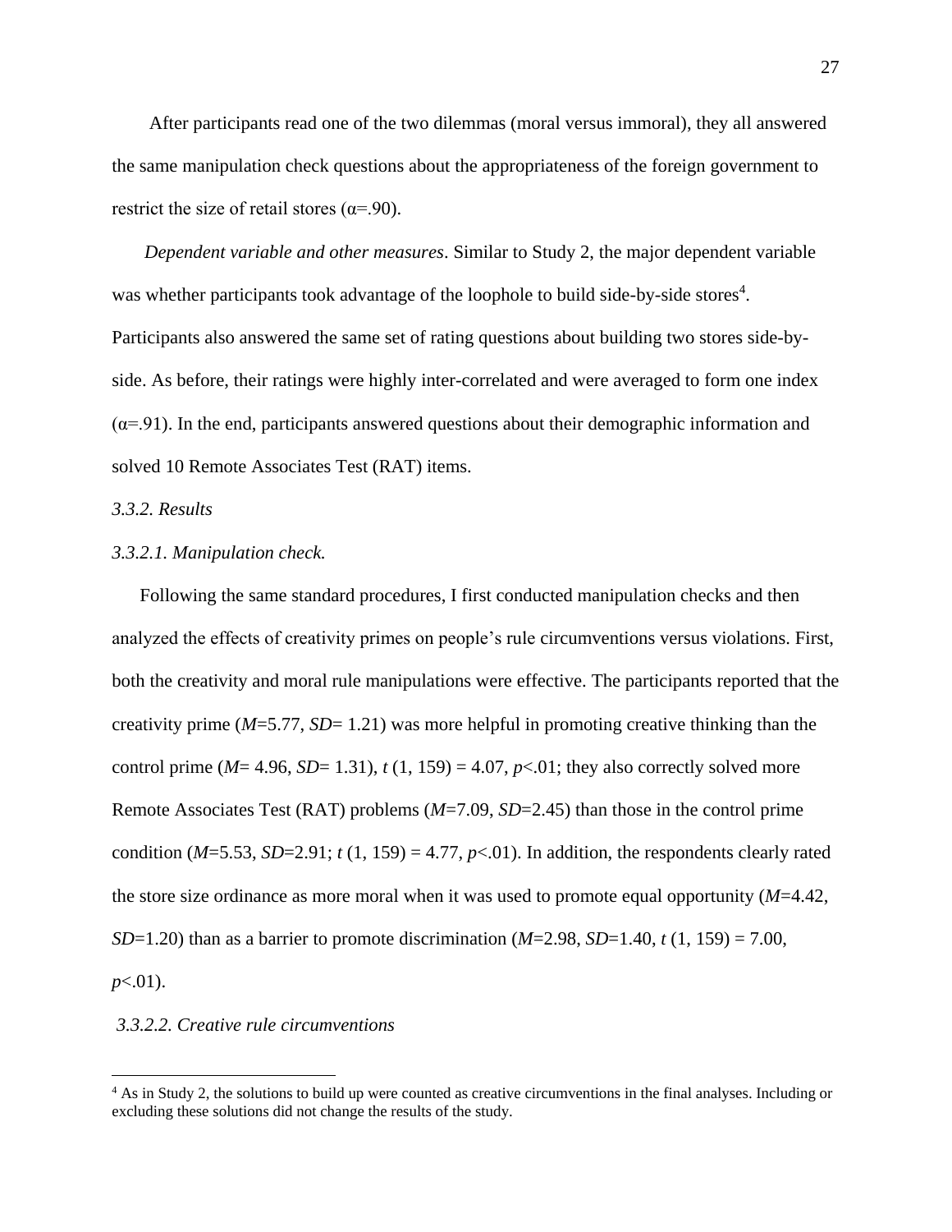After participants read one of the two dilemmas (moral versus immoral), they all answered the same manipulation check questions about the appropriateness of the foreign government to restrict the size of retail stores ($\alpha$=.90).

*Dependent variable and other measures*. Similar to Study 2, the major dependent variable was whether participants took advantage of the loophole to build side-by-side stores[4]. Participants also answered the same set of rating questions about building two stores side-by-side. As before, their ratings were highly inter-correlated and were averaged to form one index ($\alpha$=.91). In the end, participants answered questions about their demographic information and solved 10 Remote Associates Test (RAT) items.

*3.3.2. Results*

*3.3.2.1. Manipulation check.*

Following the same standard procedures, I first conducted manipulation checks and then analyzed the effects of creativity primes on people's rule circumventions versus violations. First, both the creativity and moral rule manipulations were effective. The participants reported that the creativity prime ($M$=5.77, $SD$= 1.21) was more helpful in promoting creative thinking than the control prime ($M$= 4.96, $SD$= 1.31), $t$ (1, 159) = 4.07, $p$<.01; they also correctly solved more Remote Associates Test (RAT) problems ($M$=7.09, $SD$=2.45) than those in the control prime condition ($M$=5.53, $SD$=2.91; $t$ (1, 159) = 4.77, $p$<.01). In addition, the respondents clearly rated the store size ordinance as more moral when it was used to promote equal opportunity ($M$=4.42, $SD$=1.20) than as a barrier to promote discrimination ($M$=2.98, $SD$=1.40, $t$ (1, 159) = 7.00, $p$<.01).

*3.3.2.2. Creative rule circumventions*

[4] As in Study 2, the solutions to build up were counted as creative circumventions in the final analyses. Including or excluding these solutions did not change the results of the study.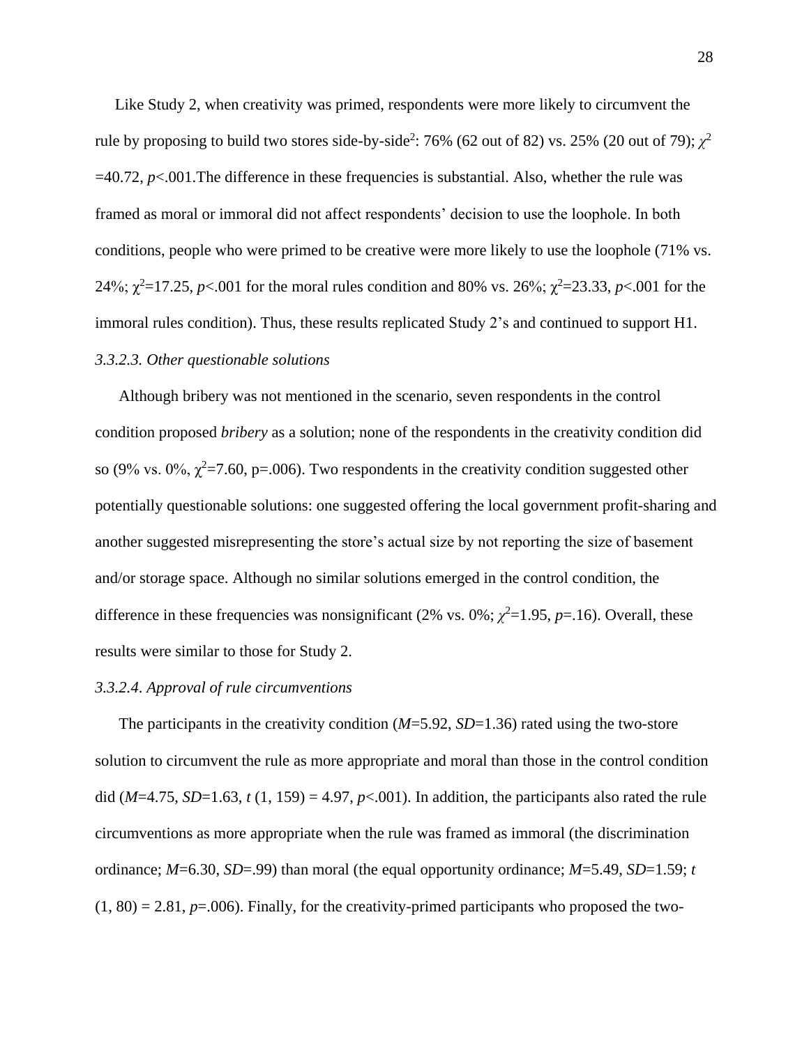Like Study 2, when creativity was primed, respondents were more likely to circumvent the rule by proposing to build two stores side-by-side[2]: 76% (62 out of 82) vs. 25% (20 out of 79); $\chi^2$ =40.72, *p*<.001.The difference in these frequencies is substantial. Also, whether the rule was framed as moral or immoral did not affect respondents' decision to use the loophole. In both conditions, people who were primed to be creative were more likely to use the loophole (71% vs. 24%; $\chi^2$=17.25, *p*<.001 for the moral rules condition and 80% vs. 26%; $\chi^2$=23.33, *p*<.001 for the immoral rules condition). Thus, these results replicated Study 2's and continued to support H1.

*3.3.2.3. Other questionable solutions*

Although bribery was not mentioned in the scenario, seven respondents in the control condition proposed *bribery* as a solution; none of the respondents in the creativity condition did so (9% vs. 0%, $\chi^2$=7.60, p=.006). Two respondents in the creativity condition suggested other potentially questionable solutions: one suggested offering the local government profit-sharing and another suggested misrepresenting the store's actual size by not reporting the size of basement and/or storage space. Although no similar solutions emerged in the control condition, the difference in these frequencies was nonsignificant (2% vs. 0%; $\chi^2$=1.95, *p*=.16). Overall, these results were similar to those for Study 2.

*3.3.2.4. Approval of rule circumventions*

The participants in the creativity condition (*M*=5.92, *SD*=1.36) rated using the two-store solution to circumvent the rule as more appropriate and moral than those in the control condition did (*M*=4.75, *SD*=1.63, $t$ (1, 159) = 4.97, *p*<.001). In addition, the participants also rated the rule circumventions as more appropriate when the rule was framed as immoral (the discrimination ordinance; *M*=6.30, *SD*=.99) than moral (the equal opportunity ordinance; *M*=5.49, *SD*=1.59; $t$ (1, 80) = 2.81, *p*=.006). Finally, for the creativity-primed participants who proposed the two-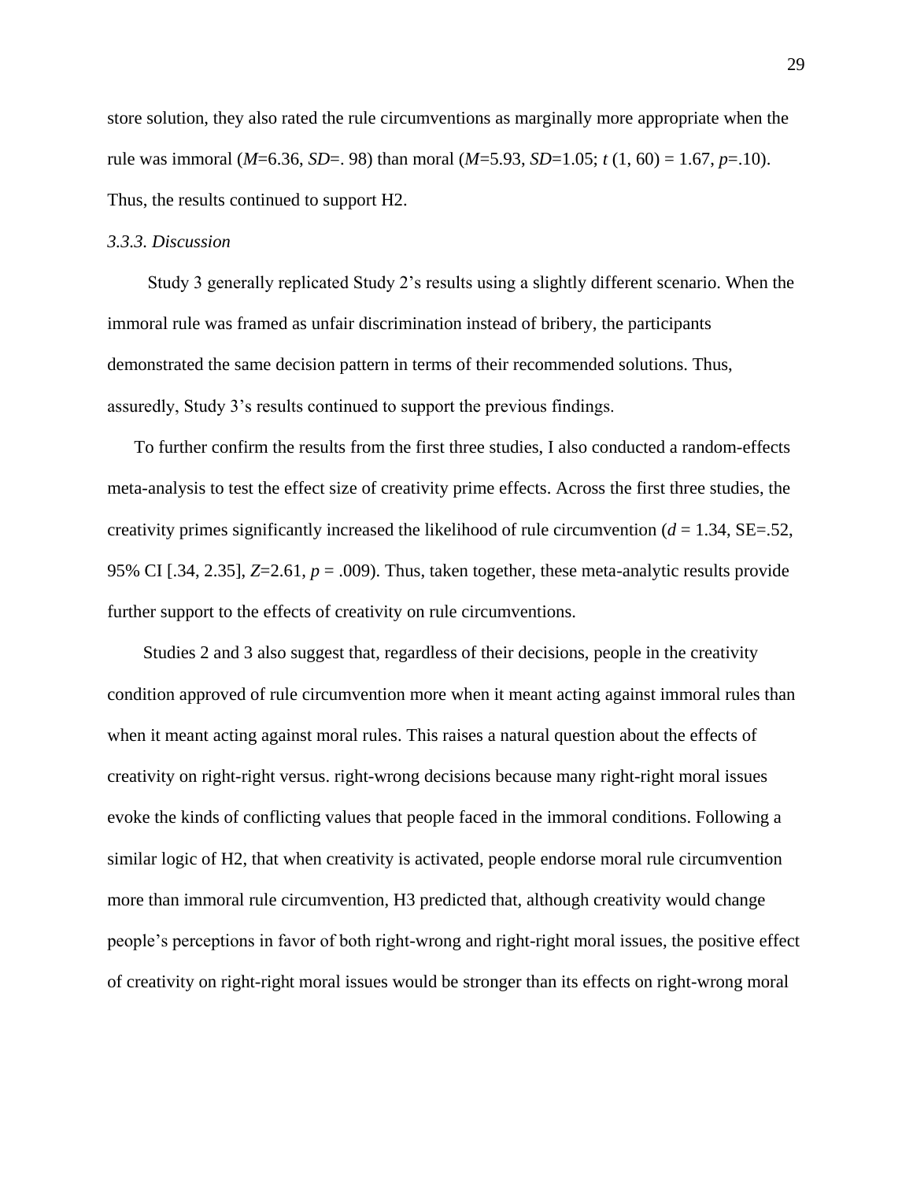store solution, they also rated the rule circumventions as marginally more appropriate when the rule was immoral ($M$=6.36, $SD$=. 98) than moral ($M$=5.93, $SD$=1.05; $t$ (1, 60) = 1.67, $p$=.10). Thus, the results continued to support H2.

### *3.3.3. Discussion*

Study 3 generally replicated Study 2's results using a slightly different scenario. When the immoral rule was framed as unfair discrimination instead of bribery, the participants demonstrated the same decision pattern in terms of their recommended solutions. Thus, assuredly, Study 3's results continued to support the previous findings.

To further confirm the results from the first three studies, I also conducted a random-effects meta-analysis to test the effect size of creativity prime effects. Across the first three studies, the creativity primes significantly increased the likelihood of rule circumvention ($d$ = 1.34, SE=.52, 95% CI [.34, 2.35], $Z$=2.61, $p$ = .009). Thus, taken together, these meta-analytic results provide further support to the effects of creativity on rule circumventions.

Studies 2 and 3 also suggest that, regardless of their decisions, people in the creativity condition approved of rule circumvention more when it meant acting against immoral rules than when it meant acting against moral rules. This raises a natural question about the effects of creativity on right-right versus. right-wrong decisions because many right-right moral issues evoke the kinds of conflicting values that people faced in the immoral conditions. Following a similar logic of H2, that when creativity is activated, people endorse moral rule circumvention more than immoral rule circumvention, H3 predicted that, although creativity would change people's perceptions in favor of both right-wrong and right-right moral issues, the positive effect of creativity on right-right moral issues would be stronger than its effects on right-wrong moral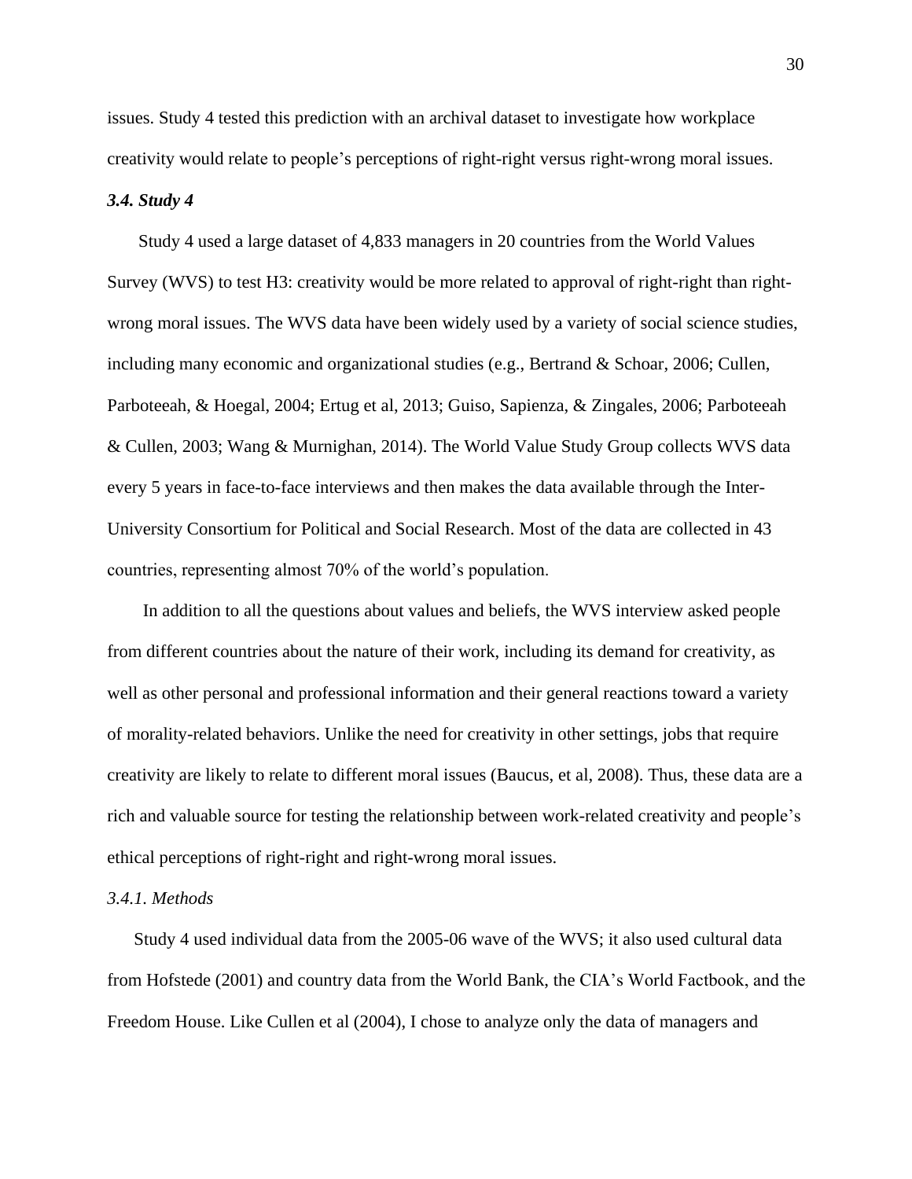issues. Study 4 tested this prediction with an archival dataset to investigate how workplace creativity would relate to people's perceptions of right-right versus right-wrong moral issues.

### *3.4. Study 4*

Study 4 used a large dataset of 4,833 managers in 20 countries from the World Values Survey (WVS) to test H3: creativity would be more related to approval of right-right than right-wrong moral issues. The WVS data have been widely used by a variety of social science studies, including many economic and organizational studies (e.g., Bertrand & Schoar, 2006; Cullen, Parboteeah, & Hoegal, 2004; Ertug et al, 2013; Guiso, Sapienza, & Zingales, 2006; Parboteeah & Cullen, 2003; Wang & Murnighan, 2014). The World Value Study Group collects WVS data every 5 years in face-to-face interviews and then makes the data available through the Inter-University Consortium for Political and Social Research. Most of the data are collected in 43 countries, representing almost 70% of the world's population.

In addition to all the questions about values and beliefs, the WVS interview asked people from different countries about the nature of their work, including its demand for creativity, as well as other personal and professional information and their general reactions toward a variety of morality-related behaviors. Unlike the need for creativity in other settings, jobs that require creativity are likely to relate to different moral issues (Baucus, et al, 2008). Thus, these data are a rich and valuable source for testing the relationship between work-related creativity and people's ethical perceptions of right-right and right-wrong moral issues.

#### *3.4.1. Methods*

Study 4 used individual data from the 2005-06 wave of the WVS; it also used cultural data from Hofstede (2001) and country data from the World Bank, the CIA's World Factbook, and the Freedom House. Like Cullen et al (2004), I chose to analyze only the data of managers and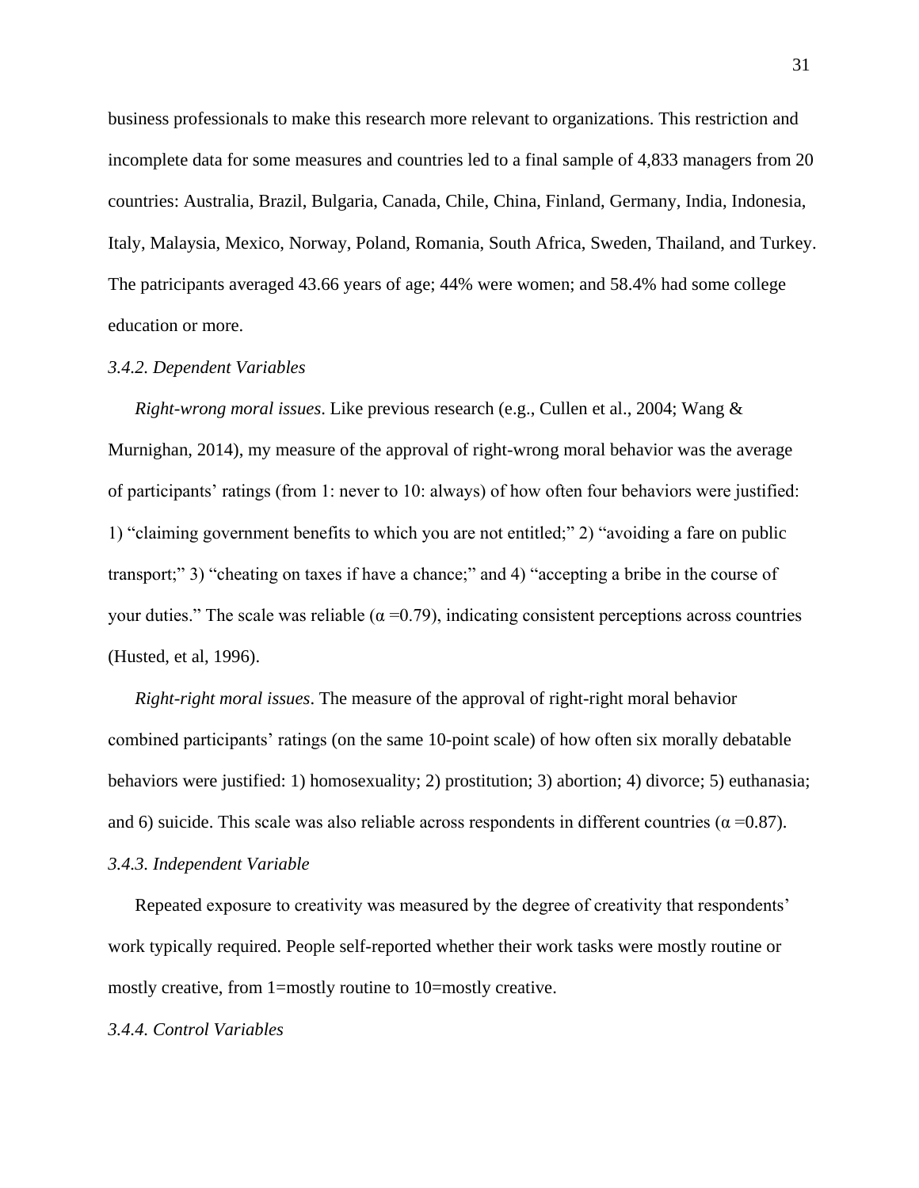business professionals to make this research more relevant to organizations. This restriction and incomplete data for some measures and countries led to a final sample of 4,833 managers from 20 countries: Australia, Brazil, Bulgaria, Canada, Chile, China, Finland, Germany, India, Indonesia, Italy, Malaysia, Mexico, Norway, Poland, Romania, South Africa, Sweden, Thailand, and Turkey. The patricipants averaged 43.66 years of age; 44% were women; and 58.4% had some college education or more.

### *3.4.2. Dependent Variables*

*Right-wrong moral issues*. Like previous research (e.g., Cullen et al., 2004; Wang & Murnighan, 2014), my measure of the approval of right-wrong moral behavior was the average of participants' ratings (from 1: never to 10: always) of how often four behaviors were justified: 1) "claiming government benefits to which you are not entitled;" 2) "avoiding a fare on public transport;" 3) "cheating on taxes if have a chance;" and 4) "accepting a bribe in the course of your duties." The scale was reliable ($\alpha = 0.79$), indicating consistent perceptions across countries (Husted, et al, 1996).

*Right-right moral issues*. The measure of the approval of right-right moral behavior combined participants' ratings (on the same 10-point scale) of how often six morally debatable behaviors were justified: 1) homosexuality; 2) prostitution; 3) abortion; 4) divorce; 5) euthanasia; and 6) suicide. This scale was also reliable across respondents in different countries ($\alpha = 0.87$).

### *3.4.3. Independent Variable*

Repeated exposure to creativity was measured by the degree of creativity that respondents' work typically required. People self-reported whether their work tasks were mostly routine or mostly creative, from 1=mostly routine to 10=mostly creative.

### *3.4.4. Control Variables*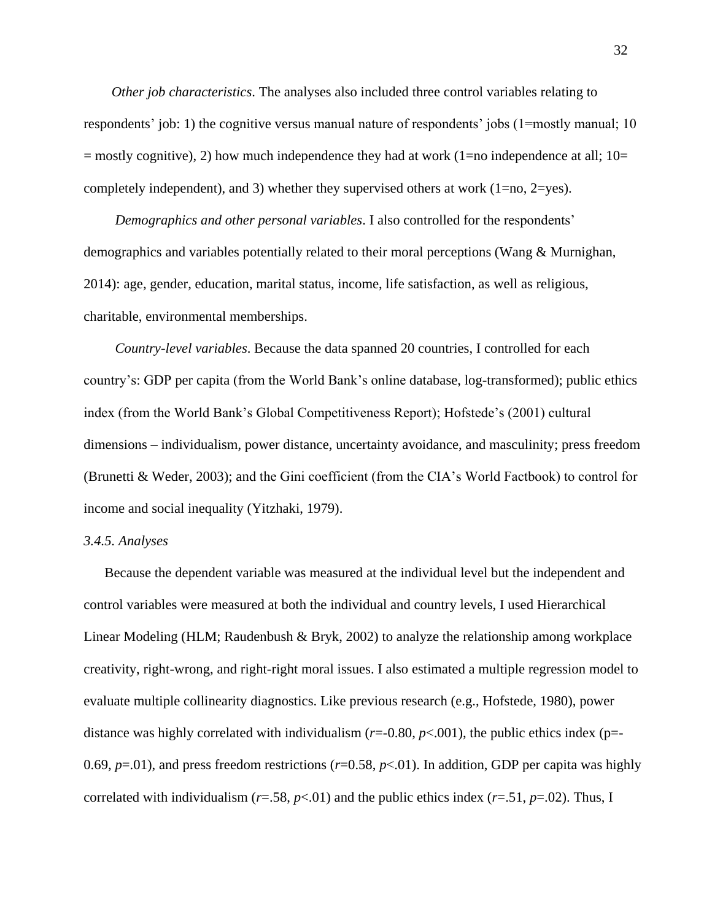*Other job characteristics*. The analyses also included three control variables relating to respondents' job: 1) the cognitive versus manual nature of respondents' jobs (1=mostly manual; 10 = mostly cognitive), 2) how much independence they had at work (1=no independence at all; 10= completely independent), and 3) whether they supervised others at work (1=no, 2=yes).

*Demographics and other personal variables*. I also controlled for the respondents' demographics and variables potentially related to their moral perceptions (Wang & Murnighan, 2014): age, gender, education, marital status, income, life satisfaction, as well as religious, charitable, environmental memberships.

*Country-level variables*. Because the data spanned 20 countries, I controlled for each country's: GDP per capita (from the World Bank's online database, log-transformed); public ethics index (from the World Bank's Global Competitiveness Report); Hofstede's (2001) cultural dimensions – individualism, power distance, uncertainty avoidance, and masculinity; press freedom (Brunetti & Weder, 2003); and the Gini coefficient (from the CIA's World Factbook) to control for income and social inequality (Yitzhaki, 1979).

### *3.4.5. Analyses*

Because the dependent variable was measured at the individual level but the independent and control variables were measured at both the individual and country levels, I used Hierarchical Linear Modeling (HLM; Raudenbush & Bryk, 2002) to analyze the relationship among workplace creativity, right-wrong, and right-right moral issues. I also estimated a multiple regression model to evaluate multiple collinearity diagnostics. Like previous research (e.g., Hofstede, 1980), power distance was highly correlated with individualism ($r$=-0.80, $p$<.001), the public ethics index (p=-0.69, $p$=.01), and press freedom restrictions ($r$=0.58, $p$<.01). In addition, GDP per capita was highly correlated with individualism ($r$=.58, $p$<.01) and the public ethics index ($r$=.51, $p$=.02). Thus, I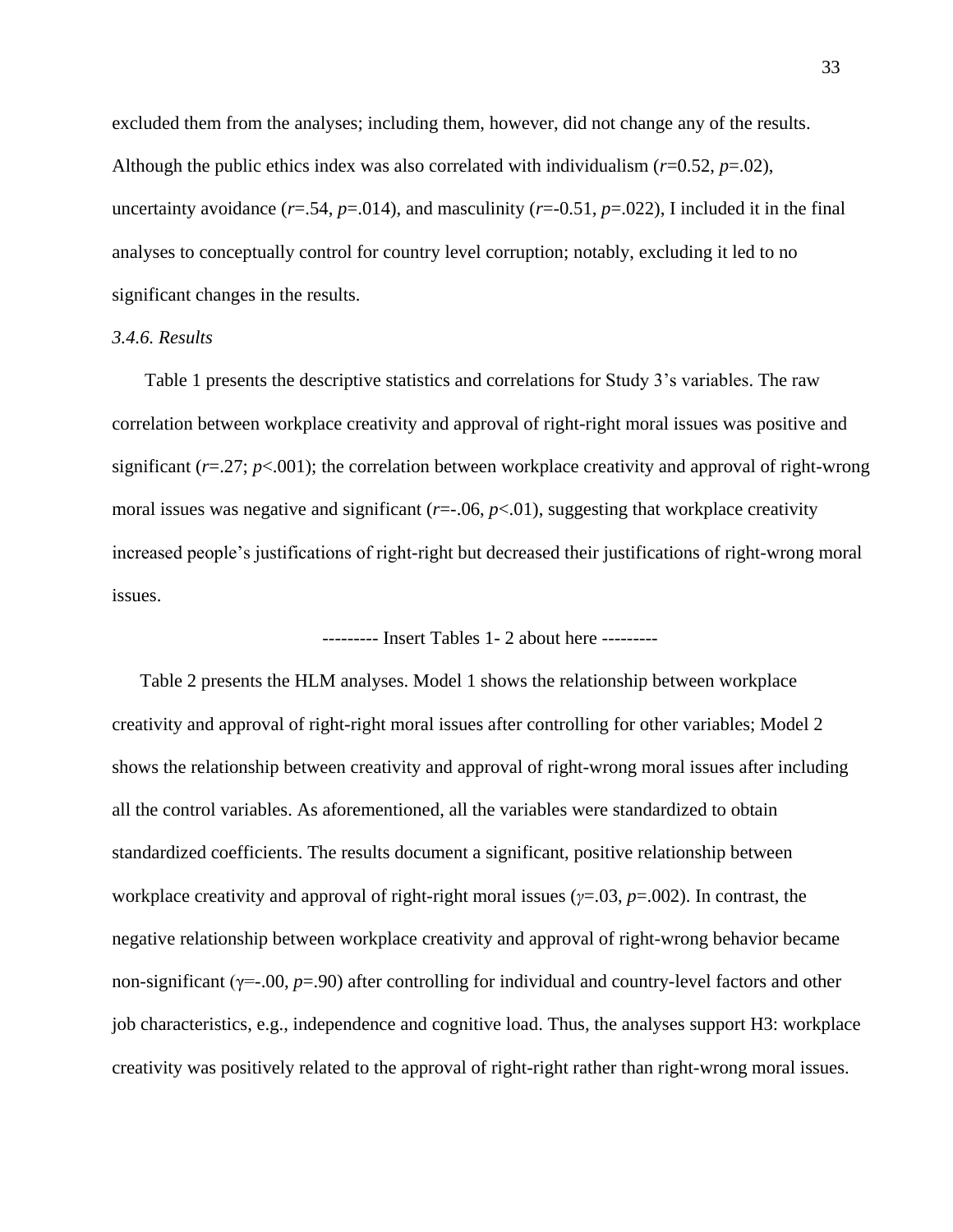excluded them from the analyses; including them, however, did not change any of the results. Although the public ethics index was also correlated with individualism ($r$=0.52, $p$=.02), uncertainty avoidance ($r$=.54, $p$=.014), and masculinity ($r$=-0.51, $p$=.022), I included it in the final analyses to conceptually control for country level corruption; notably, excluding it led to no significant changes in the results.

### *3.4.6. Results*

Table 1 presents the descriptive statistics and correlations for Study 3's variables. The raw correlation between workplace creativity and approval of right-right moral issues was positive and significant ($r$=.27; $p$<.001); the correlation between workplace creativity and approval of right-wrong moral issues was negative and significant ($r$=-.06, $p$<.01), suggesting that workplace creativity increased people's justifications of right-right but decreased their justifications of right-wrong moral issues.

--------- Insert Tables 1- 2 about here ---------

Table 2 presents the HLM analyses. Model 1 shows the relationship between workplace creativity and approval of right-right moral issues after controlling for other variables; Model 2 shows the relationship between creativity and approval of right-wrong moral issues after including all the control variables. As aforementioned, all the variables were standardized to obtain standardized coefficients. The results document a significant, positive relationship between workplace creativity and approval of right-right moral issues ($\gamma$=.03, $p$=.002). In contrast, the negative relationship between workplace creativity and approval of right-wrong behavior became non-significant ($\gamma$=-.00, $p$=.90) after controlling for individual and country-level factors and other job characteristics, e.g., independence and cognitive load. Thus, the analyses support H3: workplace creativity was positively related to the approval of right-right rather than right-wrong moral issues.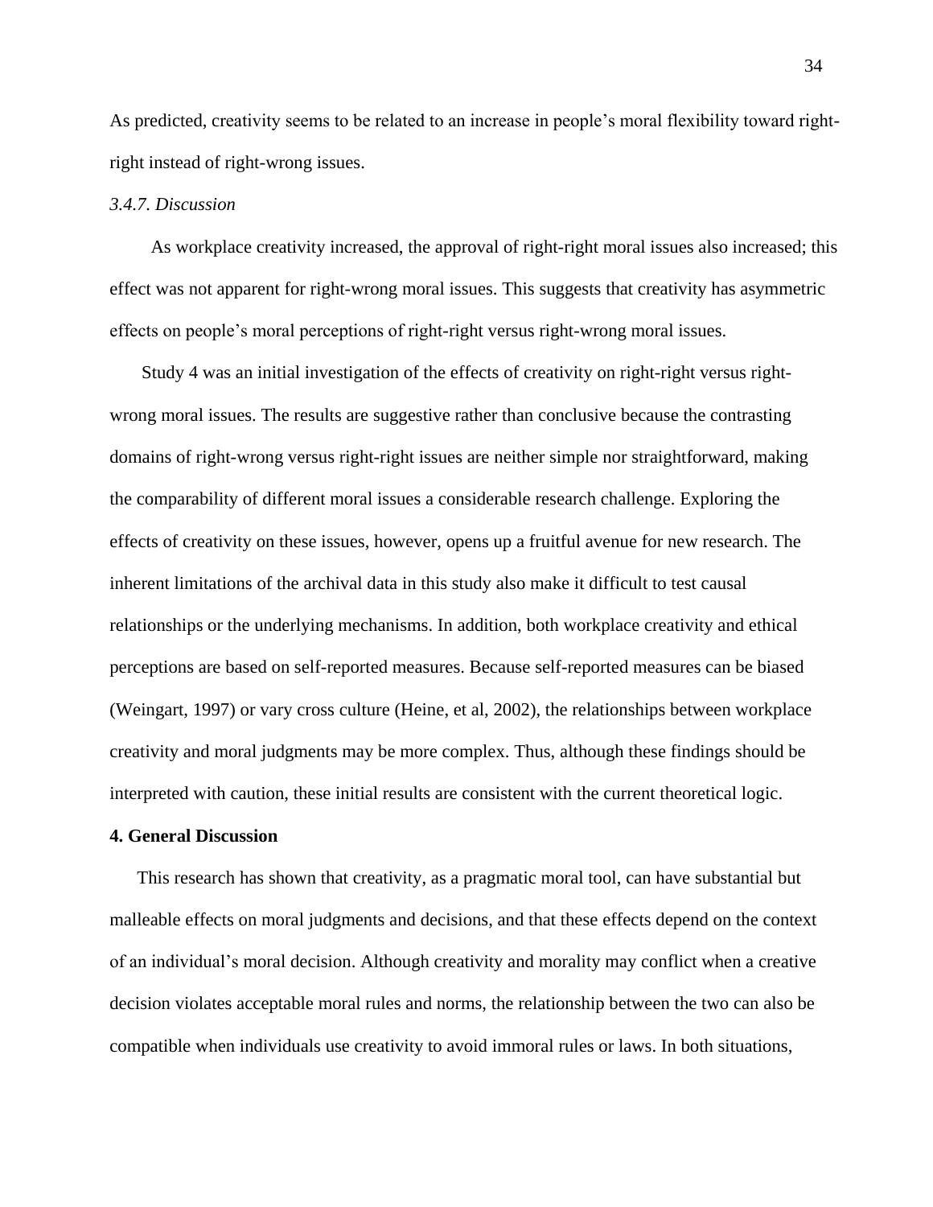As predicted, creativity seems to be related to an increase in people's moral flexibility toward right-right instead of right-wrong issues.

### *3.4.7. Discussion*

As workplace creativity increased, the approval of right-right moral issues also increased; this effect was not apparent for right-wrong moral issues. This suggests that creativity has asymmetric effects on people's moral perceptions of right-right versus right-wrong moral issues.

Study 4 was an initial investigation of the effects of creativity on right-right versus right-wrong moral issues. The results are suggestive rather than conclusive because the contrasting domains of right-wrong versus right-right issues are neither simple nor straightforward, making the comparability of different moral issues a considerable research challenge. Exploring the effects of creativity on these issues, however, opens up a fruitful avenue for new research. The inherent limitations of the archival data in this study also make it difficult to test causal relationships or the underlying mechanisms. In addition, both workplace creativity and ethical perceptions are based on self-reported measures. Because self-reported measures can be biased (Weingart, 1997) or vary cross culture (Heine, et al, 2002), the relationships between workplace creativity and moral judgments may be more complex. Thus, although these findings should be interpreted with caution, these initial results are consistent with the current theoretical logic.

## **4. General Discussion**

This research has shown that creativity, as a pragmatic moral tool, can have substantial but malleable effects on moral judgments and decisions, and that these effects depend on the context of an individual's moral decision. Although creativity and morality may conflict when a creative decision violates acceptable moral rules and norms, the relationship between the two can also be compatible when individuals use creativity to avoid immoral rules or laws. In both situations,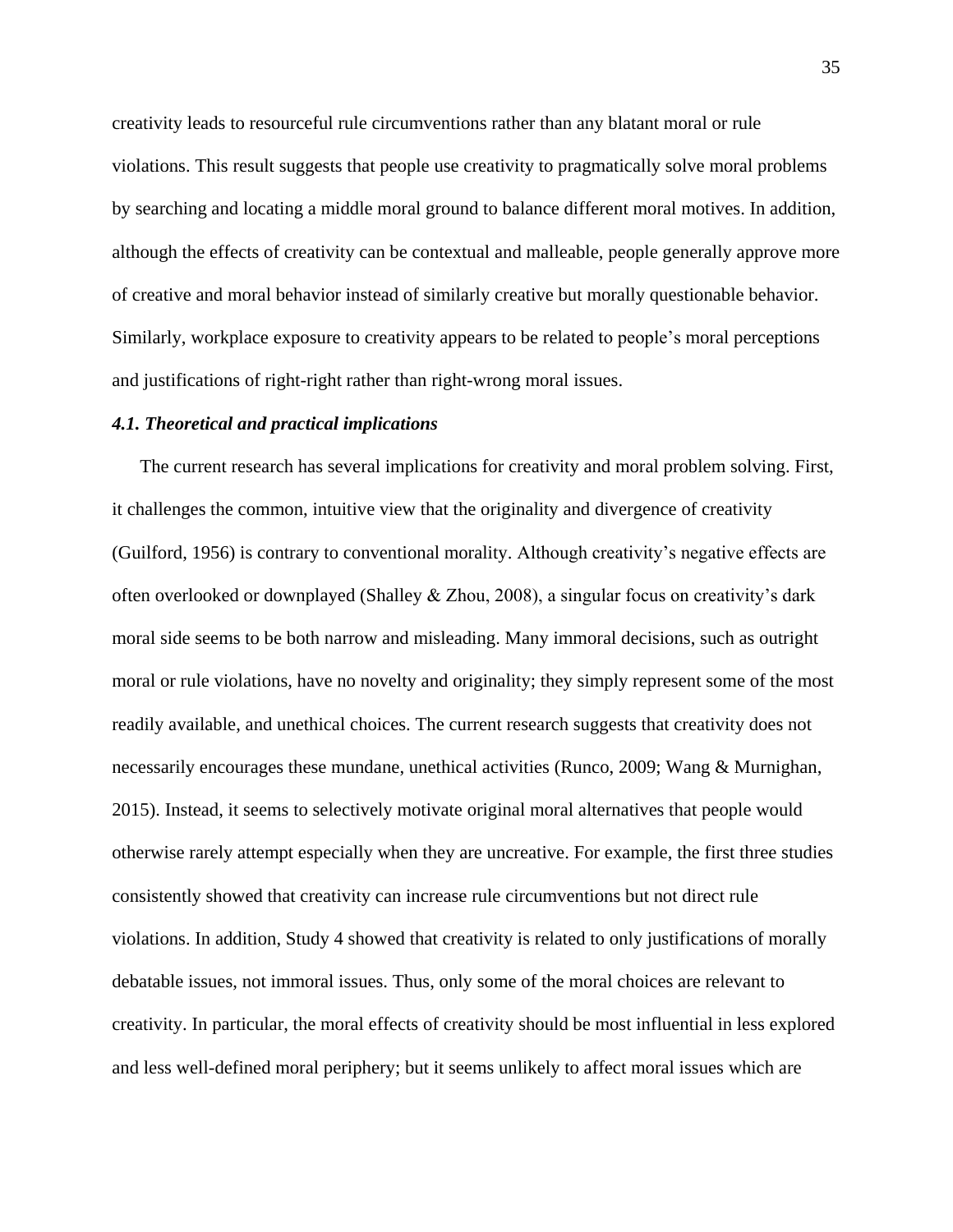creativity leads to resourceful rule circumventions rather than any blatant moral or rule violations. This result suggests that people use creativity to pragmatically solve moral problems by searching and locating a middle moral ground to balance different moral motives. In addition, although the effects of creativity can be contextual and malleable, people generally approve more of creative and moral behavior instead of similarly creative but morally questionable behavior. Similarly, workplace exposure to creativity appears to be related to people's moral perceptions and justifications of right-right rather than right-wrong moral issues.

### *4.1. Theoretical and practical implications*

The current research has several implications for creativity and moral problem solving. First, it challenges the common, intuitive view that the originality and divergence of creativity (Guilford, 1956) is contrary to conventional morality. Although creativity's negative effects are often overlooked or downplayed (Shalley & Zhou, 2008), a singular focus on creativity's dark moral side seems to be both narrow and misleading. Many immoral decisions, such as outright moral or rule violations, have no novelty and originality; they simply represent some of the most readily available, and unethical choices. The current research suggests that creativity does not necessarily encourages these mundane, unethical activities (Runco, 2009; Wang & Murnighan, 2015). Instead, it seems to selectively motivate original moral alternatives that people would otherwise rarely attempt especially when they are uncreative. For example, the first three studies consistently showed that creativity can increase rule circumventions but not direct rule violations. In addition, Study 4 showed that creativity is related to only justifications of morally debatable issues, not immoral issues. Thus, only some of the moral choices are relevant to creativity. In particular, the moral effects of creativity should be most influential in less explored and less well-defined moral periphery; but it seems unlikely to affect moral issues which are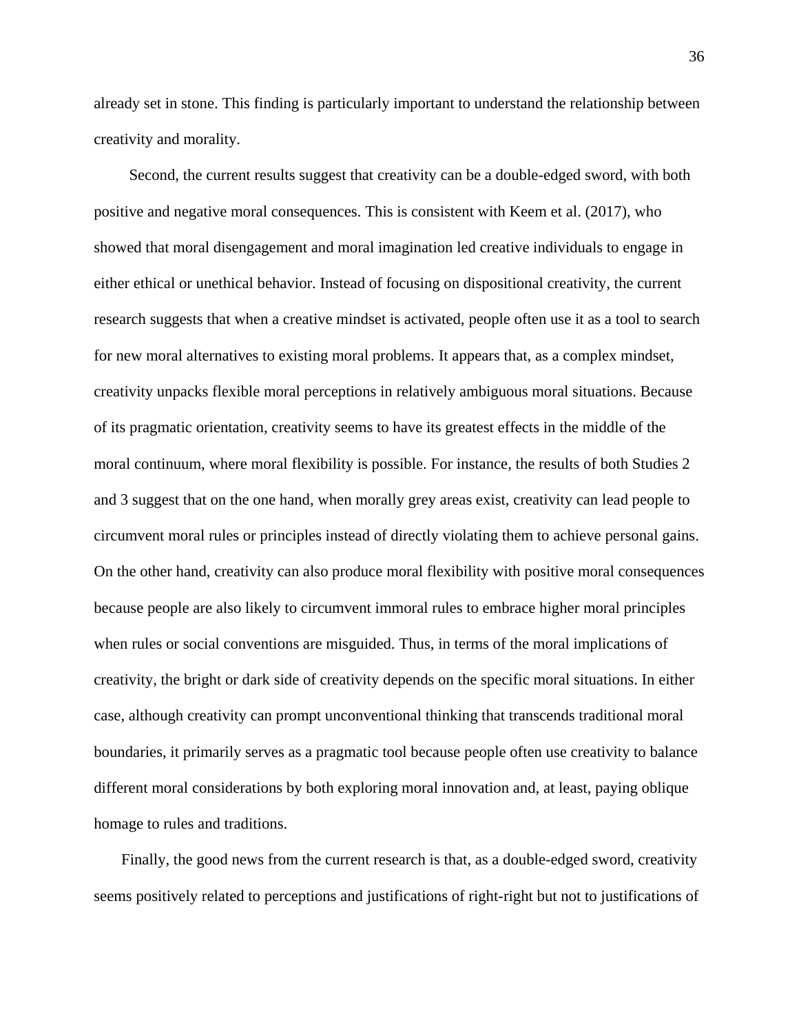already set in stone. This finding is particularly important to understand the relationship between creativity and morality.

Second, the current results suggest that creativity can be a double-edged sword, with both positive and negative moral consequences. This is consistent with Keem et al. (2017), who showed that moral disengagement and moral imagination led creative individuals to engage in either ethical or unethical behavior. Instead of focusing on dispositional creativity, the current research suggests that when a creative mindset is activated, people often use it as a tool to search for new moral alternatives to existing moral problems. It appears that, as a complex mindset, creativity unpacks flexible moral perceptions in relatively ambiguous moral situations. Because of its pragmatic orientation, creativity seems to have its greatest effects in the middle of the moral continuum, where moral flexibility is possible. For instance, the results of both Studies 2 and 3 suggest that on the one hand, when morally grey areas exist, creativity can lead people to circumvent moral rules or principles instead of directly violating them to achieve personal gains. On the other hand, creativity can also produce moral flexibility with positive moral consequences because people are also likely to circumvent immoral rules to embrace higher moral principles when rules or social conventions are misguided. Thus, in terms of the moral implications of creativity, the bright or dark side of creativity depends on the specific moral situations. In either case, although creativity can prompt unconventional thinking that transcends traditional moral boundaries, it primarily serves as a pragmatic tool because people often use creativity to balance different moral considerations by both exploring moral innovation and, at least, paying oblique homage to rules and traditions.

Finally, the good news from the current research is that, as a double-edged sword, creativity seems positively related to perceptions and justifications of right-right but not to justifications of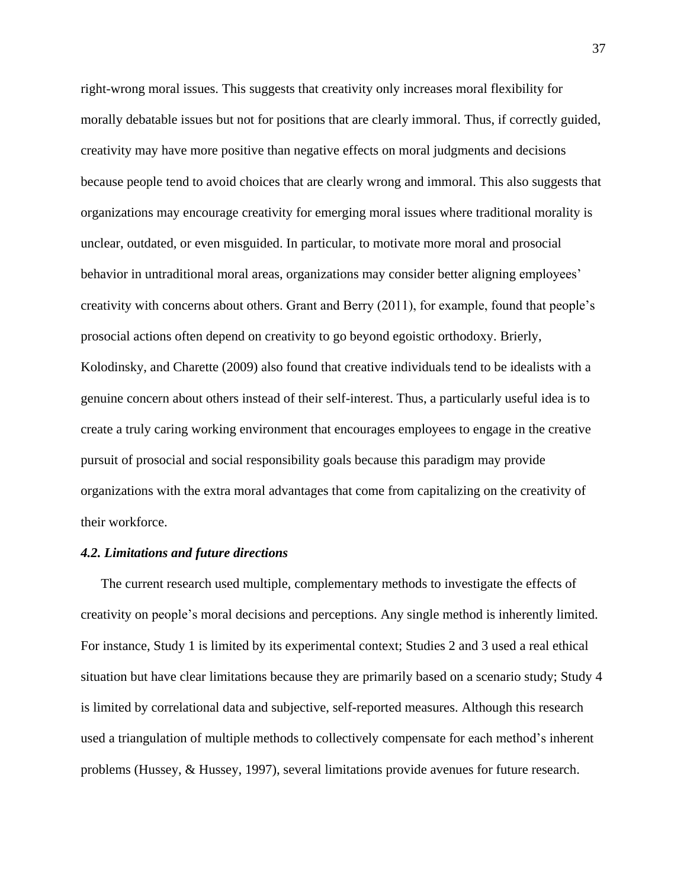right-wrong moral issues. This suggests that creativity only increases moral flexibility for morally debatable issues but not for positions that are clearly immoral. Thus, if correctly guided, creativity may have more positive than negative effects on moral judgments and decisions because people tend to avoid choices that are clearly wrong and immoral. This also suggests that organizations may encourage creativity for emerging moral issues where traditional morality is unclear, outdated, or even misguided. In particular, to motivate more moral and prosocial behavior in untraditional moral areas, organizations may consider better aligning employees' creativity with concerns about others. Grant and Berry (2011), for example, found that people's prosocial actions often depend on creativity to go beyond egoistic orthodoxy. Brierly, Kolodinsky, and Charette (2009) also found that creative individuals tend to be idealists with a genuine concern about others instead of their self-interest. Thus, a particularly useful idea is to create a truly caring working environment that encourages employees to engage in the creative pursuit of prosocial and social responsibility goals because this paradigm may provide organizations with the extra moral advantages that come from capitalizing on the creativity of their workforce.

### *4.2. Limitations and future directions*

The current research used multiple, complementary methods to investigate the effects of creativity on people's moral decisions and perceptions. Any single method is inherently limited. For instance, Study 1 is limited by its experimental context; Studies 2 and 3 used a real ethical situation but have clear limitations because they are primarily based on a scenario study; Study 4 is limited by correlational data and subjective, self-reported measures. Although this research used a triangulation of multiple methods to collectively compensate for each method's inherent problems (Hussey, & Hussey, 1997), several limitations provide avenues for future research.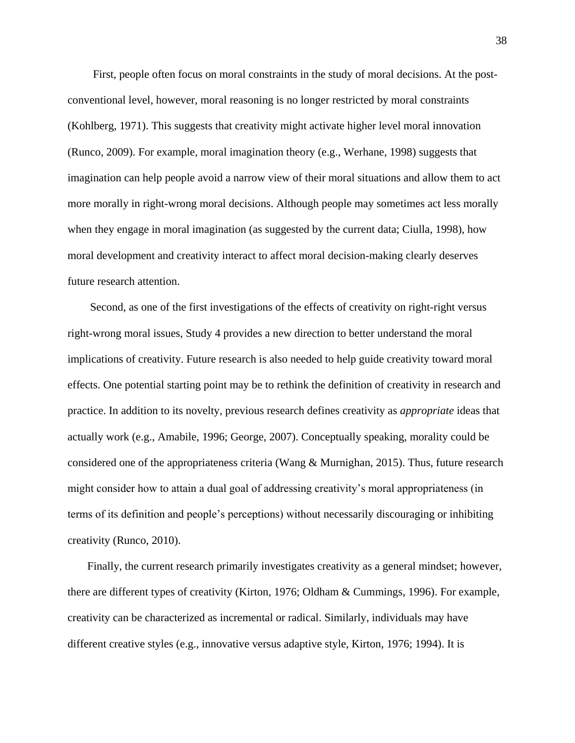First, people often focus on moral constraints in the study of moral decisions. At the post-conventional level, however, moral reasoning is no longer restricted by moral constraints (Kohlberg, 1971). This suggests that creativity might activate higher level moral innovation (Runco, 2009). For example, moral imagination theory (e.g., Werhane, 1998) suggests that imagination can help people avoid a narrow view of their moral situations and allow them to act more morally in right-wrong moral decisions. Although people may sometimes act less morally when they engage in moral imagination (as suggested by the current data; Ciulla, 1998), how moral development and creativity interact to affect moral decision-making clearly deserves future research attention.

Second, as one of the first investigations of the effects of creativity on right-right versus right-wrong moral issues, Study 4 provides a new direction to better understand the moral implications of creativity. Future research is also needed to help guide creativity toward moral effects. One potential starting point may be to rethink the definition of creativity in research and practice. In addition to its novelty, previous research defines creativity as *appropriate* ideas that actually work (e.g., Amabile, 1996; George, 2007). Conceptually speaking, morality could be considered one of the appropriateness criteria (Wang & Murnighan, 2015). Thus, future research might consider how to attain a dual goal of addressing creativity's moral appropriateness (in terms of its definition and people's perceptions) without necessarily discouraging or inhibiting creativity (Runco, 2010).

Finally, the current research primarily investigates creativity as a general mindset; however, there are different types of creativity (Kirton, 1976; Oldham & Cummings, 1996). For example, creativity can be characterized as incremental or radical. Similarly, individuals may have different creative styles (e.g., innovative versus adaptive style, Kirton, 1976; 1994). It is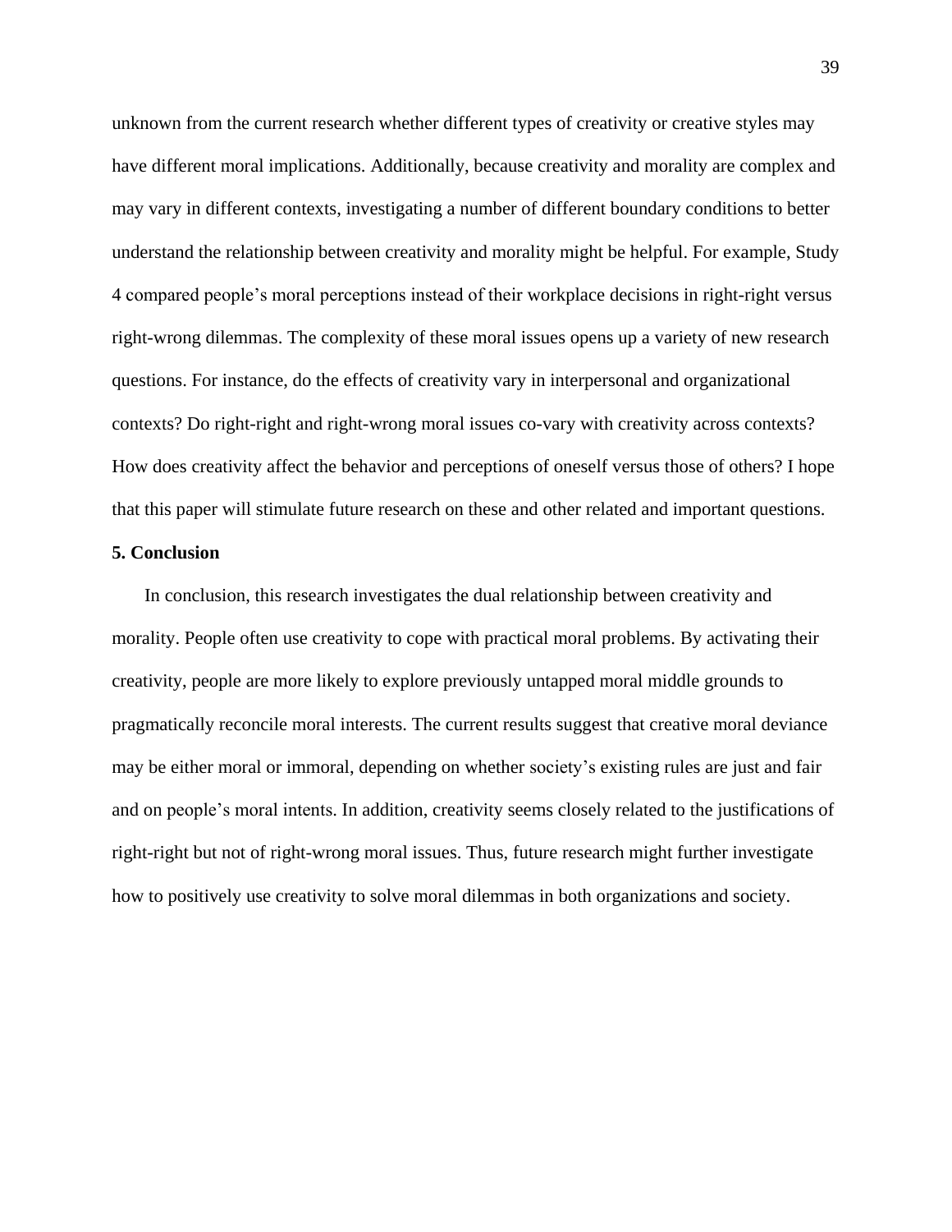unknown from the current research whether different types of creativity or creative styles may have different moral implications. Additionally, because creativity and morality are complex and may vary in different contexts, investigating a number of different boundary conditions to better understand the relationship between creativity and morality might be helpful. For example, Study 4 compared people's moral perceptions instead of their workplace decisions in right-right versus right-wrong dilemmas. The complexity of these moral issues opens up a variety of new research questions. For instance, do the effects of creativity vary in interpersonal and organizational contexts? Do right-right and right-wrong moral issues co-vary with creativity across contexts? How does creativity affect the behavior and perceptions of oneself versus those of others? I hope that this paper will stimulate future research on these and other related and important questions.

**5. Conclusion**

In conclusion, this research investigates the dual relationship between creativity and morality. People often use creativity to cope with practical moral problems. By activating their creativity, people are more likely to explore previously untapped moral middle grounds to pragmatically reconcile moral interests. The current results suggest that creative moral deviance may be either moral or immoral, depending on whether society's existing rules are just and fair and on people's moral intents. In addition, creativity seems closely related to the justifications of right-right but not of right-wrong moral issues. Thus, future research might further investigate how to positively use creativity to solve moral dilemmas in both organizations and society.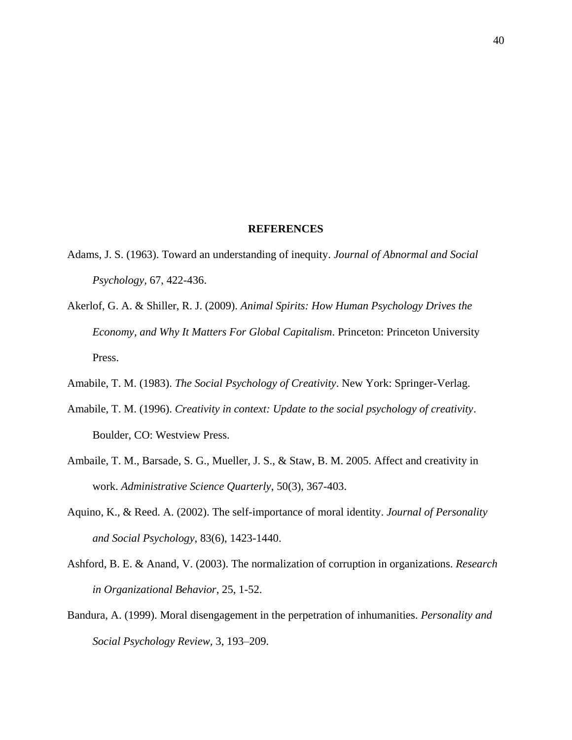# REFERENCES

Adams, J. S. (1963). Toward an understanding of inequity. *Journal of Abnormal and Social Psychology*, 67, 422-436.

Akerlof, G. A. & Shiller, R. J. (2009). *Animal Spirits: How Human Psychology Drives the Economy, and Why It Matters For Global Capitalism*. Princeton: Princeton University Press.

Amabile, T. M. (1983). *The Social Psychology of Creativity*. New York: Springer-Verlag.

Amabile, T. M. (1996). *Creativity in context: Update to the social psychology of creativity*. Boulder, CO: Westview Press.

Ambaile, T. M., Barsade, S. G., Mueller, J. S., & Staw, B. M. 2005. Affect and creativity in work. *Administrative Science Quarterly*, 50(3), 367-403.

Aquino, K., & Reed. A. (2002). The self-importance of moral identity. *Journal of Personality and Social Psychology*, 83(6), 1423-1440.

Ashford, B. E. & Anand, V. (2003). The normalization of corruption in organizations. *Research in Organizational Behavior*, 25, 1-52.

Bandura, A. (1999). Moral disengagement in the perpetration of inhumanities. *Personality and Social Psychology Review*, 3, 193–209.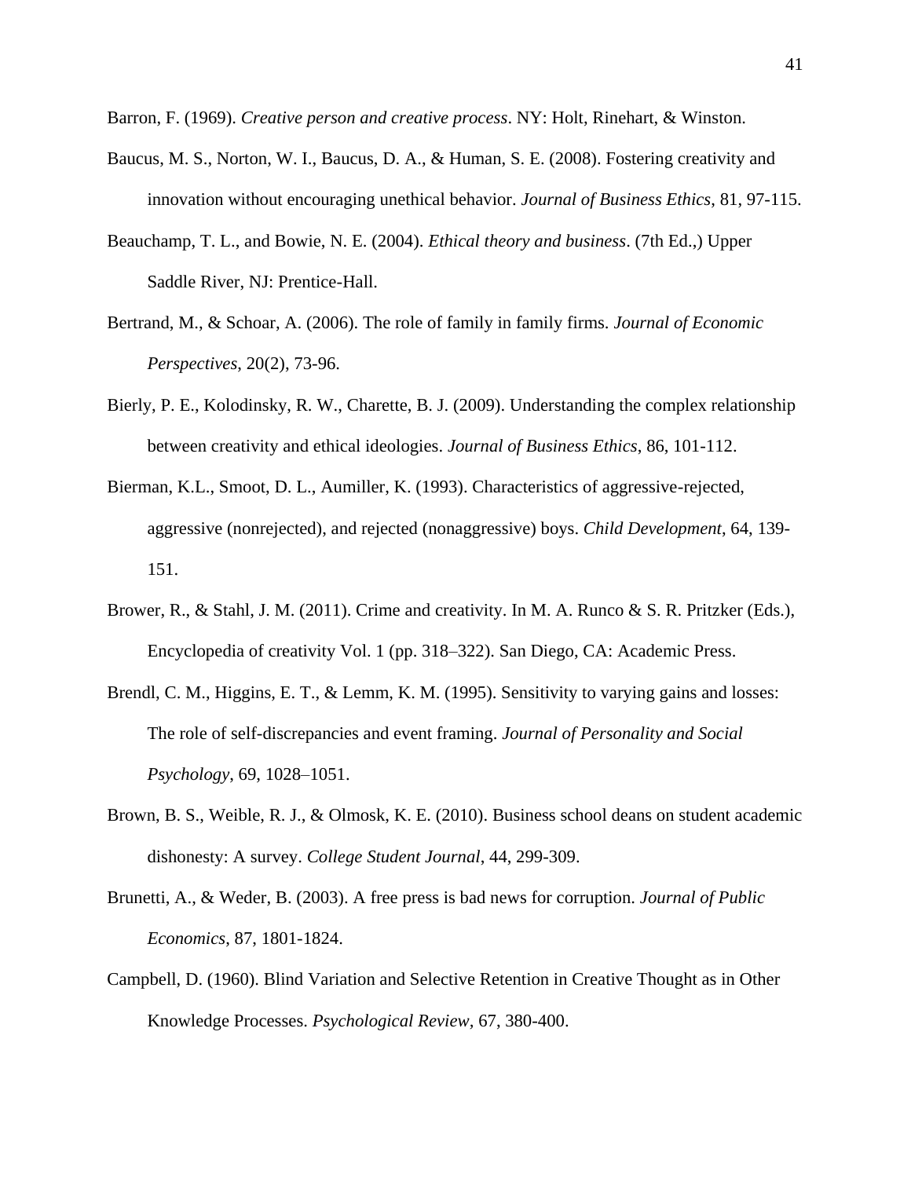Barron, F. (1969). *Creative person and creative process*. NY: Holt, Rinehart, & Winston.

Baucus, M. S., Norton, W. I., Baucus, D. A., & Human, S. E. (2008). Fostering creativity and innovation without encouraging unethical behavior. *Journal of Business Ethics*, 81, 97-115.

Beauchamp, T. L., and Bowie, N. E. (2004). *Ethical theory and business*. (7th Ed.,) Upper Saddle River, NJ: Prentice-Hall.

Bertrand, M., & Schoar, A. (2006). The role of family in family firms. *Journal of Economic Perspectives*, 20(2), 73-96.

Bierly, P. E., Kolodinsky, R. W., Charette, B. J. (2009). Understanding the complex relationship between creativity and ethical ideologies. *Journal of Business Ethics*, 86, 101-112.

Bierman, K.L., Smoot, D. L., Aumiller, K. (1993). Characteristics of aggressive-rejected, aggressive (nonrejected), and rejected (nonaggressive) boys. *Child Development*, 64, 139-151.

Brower, R., & Stahl, J. M. (2011). Crime and creativity. In M. A. Runco & S. R. Pritzker (Eds.), Encyclopedia of creativity Vol. 1 (pp. 318–322). San Diego, CA: Academic Press.

Brendl, C. M., Higgins, E. T., & Lemm, K. M. (1995). Sensitivity to varying gains and losses: The role of self-discrepancies and event framing. *Journal of Personality and Social Psychology*, 69, 1028–1051.

Brown, B. S., Weible, R. J., & Olmosk, K. E. (2010). Business school deans on student academic dishonesty: A survey. *College Student Journal*, 44, 299-309.

Brunetti, A., & Weder, B. (2003). A free press is bad news for corruption. *Journal of Public Economics*, 87, 1801-1824.

Campbell, D. (1960). Blind Variation and Selective Retention in Creative Thought as in Other Knowledge Processes. *Psychological Review*, 67, 380-400.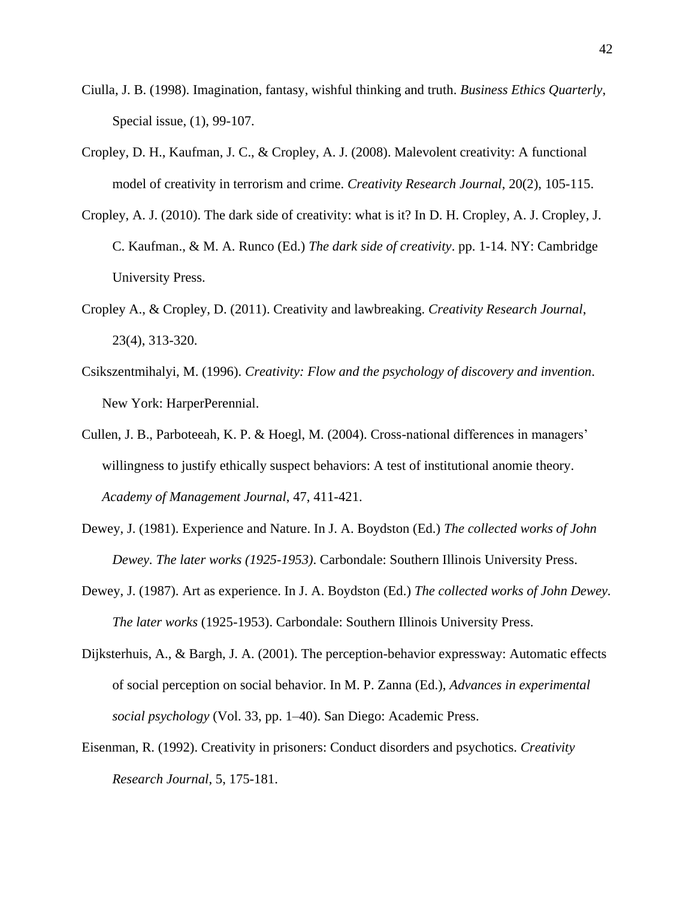Ciulla, J. B. (1998). Imagination, fantasy, wishful thinking and truth. *Business Ethics Quarterly*, Special issue, (1), 99-107.

Cropley, D. H., Kaufman, J. C., & Cropley, A. J. (2008). Malevolent creativity: A functional model of creativity in terrorism and crime. *Creativity Research Journal*, 20(2), 105-115.

Cropley, A. J. (2010). The dark side of creativity: what is it? In D. H. Cropley, A. J. Cropley, J. C. Kaufman., & M. A. Runco (Ed.) *The dark side of creativity*. pp. 1-14. NY: Cambridge University Press.

Cropley A., & Cropley, D. (2011). Creativity and lawbreaking. *Creativity Research Journal*, 23(4), 313-320.

Csikszentmihalyi, M. (1996). *Creativity: Flow and the psychology of discovery and invention*. New York: HarperPerennial.

Cullen, J. B., Parboteeah, K. P. & Hoegl, M. (2004). Cross-national differences in managers' willingness to justify ethically suspect behaviors: A test of institutional anomie theory. *Academy of Management Journal*, 47, 411-421.

Dewey, J. (1981). Experience and Nature. In J. A. Boydston (Ed.) *The collected works of John Dewey. The later works (1925-1953)*. Carbondale: Southern Illinois University Press.

Dewey, J. (1987). Art as experience. In J. A. Boydston (Ed.) *The collected works of John Dewey. The later works* (1925-1953). Carbondale: Southern Illinois University Press.

Dijksterhuis, A., & Bargh, J. A. (2001). The perception-behavior expressway: Automatic effects of social perception on social behavior. In M. P. Zanna (Ed.), *Advances in experimental social psychology* (Vol. 33, pp. 1–40). San Diego: Academic Press.

Eisenman, R. (1992). Creativity in prisoners: Conduct disorders and psychotics. *Creativity Research Journal*, 5, 175-181.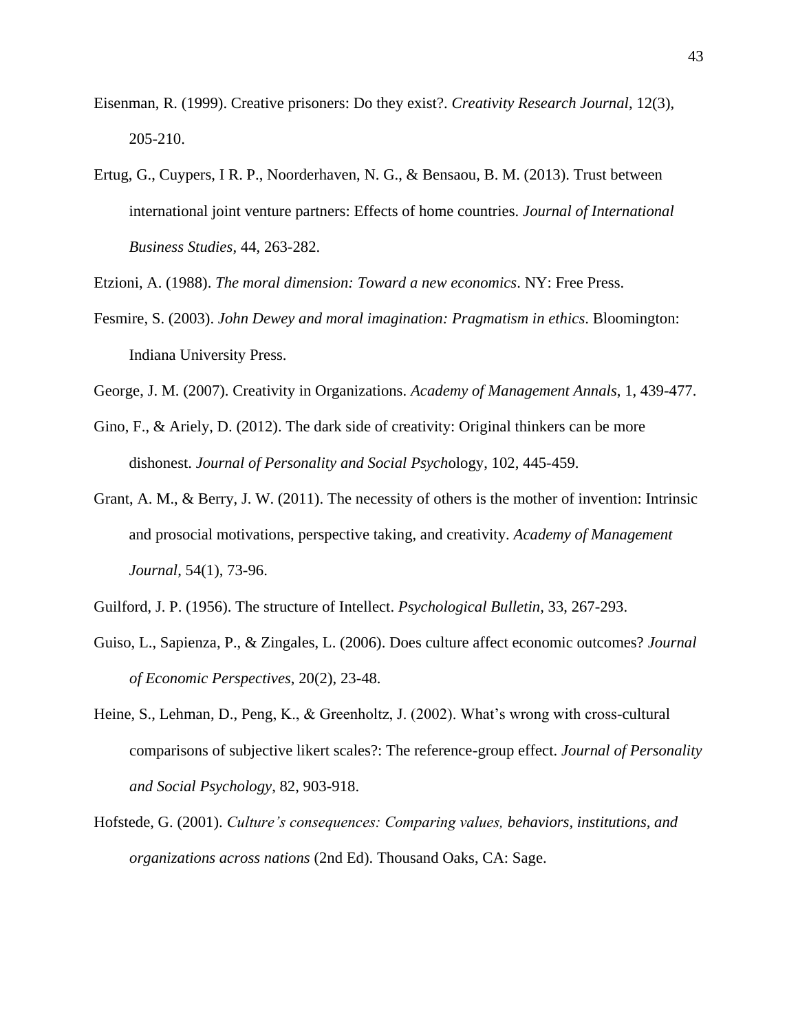Eisenman, R. (1999). Creative prisoners: Do they exist?. *Creativity Research Journal*, 12(3), 205-210.

Ertug, G., Cuypers, I R. P., Noorderhaven, N. G., & Bensaou, B. M. (2013). Trust between international joint venture partners: Effects of home countries. *Journal of International Business Studies*, 44, 263-282.

Etzioni, A. (1988). *The moral dimension: Toward a new economics*. NY: Free Press.

Fesmire, S. (2003). *John Dewey and moral imagination: Pragmatism in ethics*. Bloomington: Indiana University Press.

George, J. M. (2007). Creativity in Organizations. *Academy of Management Annals*, 1, 439-477.

Gino, F., & Ariely, D. (2012). The dark side of creativity: Original thinkers can be more dishonest. *Journal of Personality and Social Psych*ology, 102, 445-459.

Grant, A. M., & Berry, J. W. (2011). The necessity of others is the mother of invention: Intrinsic and prosocial motivations, perspective taking, and creativity. *Academy of Management Journal*, 54(1), 73-96.

Guilford, J. P. (1956). The structure of Intellect. *Psychological Bulletin*, 33, 267-293.

Guiso, L., Sapienza, P., & Zingales, L. (2006). Does culture affect economic outcomes? *Journal of Economic Perspectives*, 20(2), 23-48.

Heine, S., Lehman, D., Peng, K., & Greenholtz, J. (2002). What's wrong with cross-cultural comparisons of subjective likert scales?: The reference-group effect. *Journal of Personality and Social Psychology*, 82, 903-918.

Hofstede, G. (2001). *Culture's consequences: Comparing values, behaviors, institutions, and organizations across nations* (2nd Ed). Thousand Oaks, CA: Sage.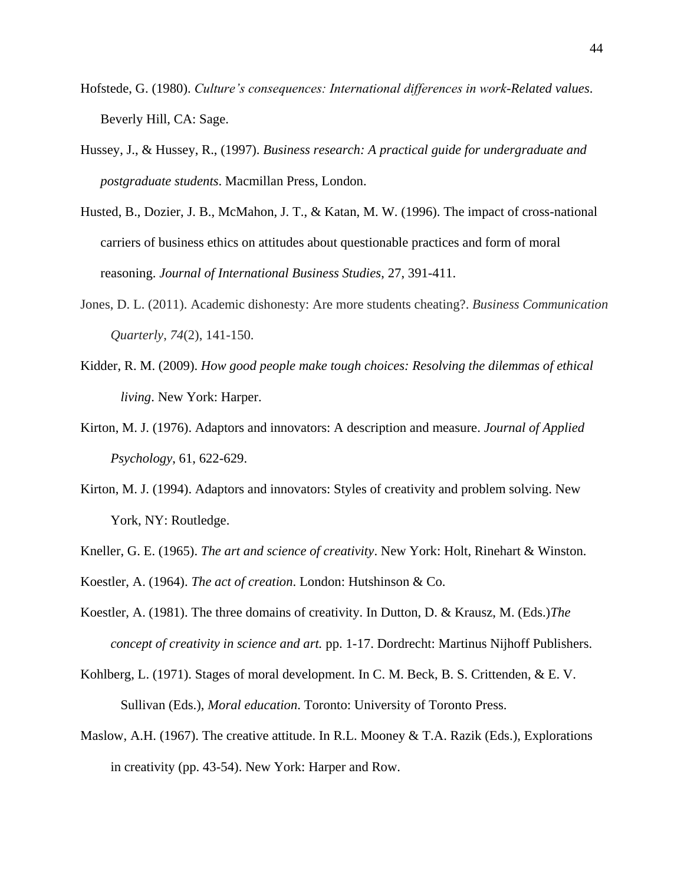Hofstede, G. (1980). *Culture's consequences: International differences in work-Related values*. Beverly Hill, CA: Sage.

Hussey, J., & Hussey, R., (1997). *Business research: A practical guide for undergraduate and postgraduate students*. Macmillan Press, London.

Husted, B., Dozier, J. B., McMahon, J. T., & Katan, M. W. (1996). The impact of cross-national carriers of business ethics on attitudes about questionable practices and form of moral reasoning. *Journal of International Business Studies*, 27, 391-411.

Jones, D. L. (2011). Academic dishonesty: Are more students cheating?. *Business Communication Quarterly*, *74*(2), 141-150.

Kidder, R. M. (2009). *How good people make tough choices: Resolving the dilemmas of ethical living*. New York: Harper.

Kirton, M. J. (1976). Adaptors and innovators: A description and measure. *Journal of Applied Psychology*, 61, 622-629.

Kirton, M. J. (1994). Adaptors and innovators: Styles of creativity and problem solving. New York, NY: Routledge.

Kneller, G. E. (1965). *The art and science of creativity*. New York: Holt, Rinehart & Winston.

Koestler, A. (1964). *The act of creation*. London: Hutshinson & Co.

Koestler, A. (1981). The three domains of creativity. In Dutton, D. & Krausz, M. (Eds.)*The concept of creativity in science and art.* pp. 1-17. Dordrecht: Martinus Nijhoff Publishers.

Kohlberg, L. (1971). Stages of moral development. In C. M. Beck, B. S. Crittenden, & E. V. Sullivan (Eds.), *Moral education*. Toronto: University of Toronto Press.

Maslow, A.H. (1967). The creative attitude. In R.L. Mooney & T.A. Razik (Eds.), Explorations in creativity (pp. 43-54). New York: Harper and Row.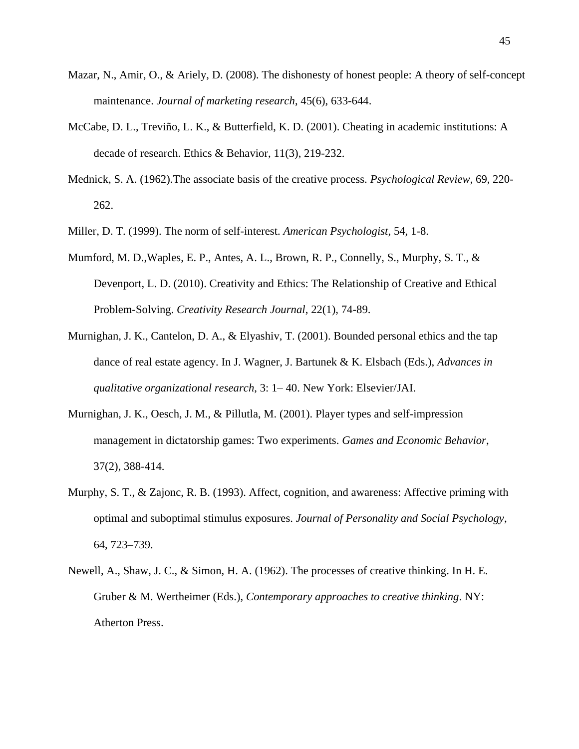Mazar, N., Amir, O., & Ariely, D. (2008). The dishonesty of honest people: A theory of self-concept maintenance. *Journal of marketing research*, 45(6), 633-644.

McCabe, D. L., Treviño, L. K., & Butterfield, K. D. (2001). Cheating in academic institutions: A decade of research. Ethics & Behavior, 11(3), 219-232.

Mednick, S. A. (1962).The associate basis of the creative process. *Psychological Review*, 69, 220-262.

Miller, D. T. (1999). The norm of self-interest. *American Psychologist*, 54, 1-8.

Mumford, M. D.,Waples, E. P., Antes, A. L., Brown, R. P., Connelly, S., Murphy, S. T., & Devenport, L. D. (2010). Creativity and Ethics: The Relationship of Creative and Ethical Problem-Solving. *Creativity Research Journal*, 22(1), 74-89.

Murnighan, J. K., Cantelon, D. A., & Elyashiv, T. (2001). Bounded personal ethics and the tap dance of real estate agency. In J. Wagner, J. Bartunek & K. Elsbach (Eds.), *Advances in qualitative organizational research,* 3: 1– 40. New York: Elsevier/JAI.

Murnighan, J. K., Oesch, J. M., & Pillutla, M. (2001). Player types and self-impression management in dictatorship games: Two experiments. *Games and Economic Behavior*, 37(2), 388-414.

Murphy, S. T., & Zajonc, R. B. (1993). Affect, cognition, and awareness: Affective priming with optimal and suboptimal stimulus exposures. *Journal of Personality and Social Psychology*, 64, 723–739.

Newell, A., Shaw, J. C., & Simon, H. A. (1962). The processes of creative thinking. In H. E. Gruber & M. Wertheimer (Eds.), *Contemporary approaches to creative thinking*. NY: Atherton Press.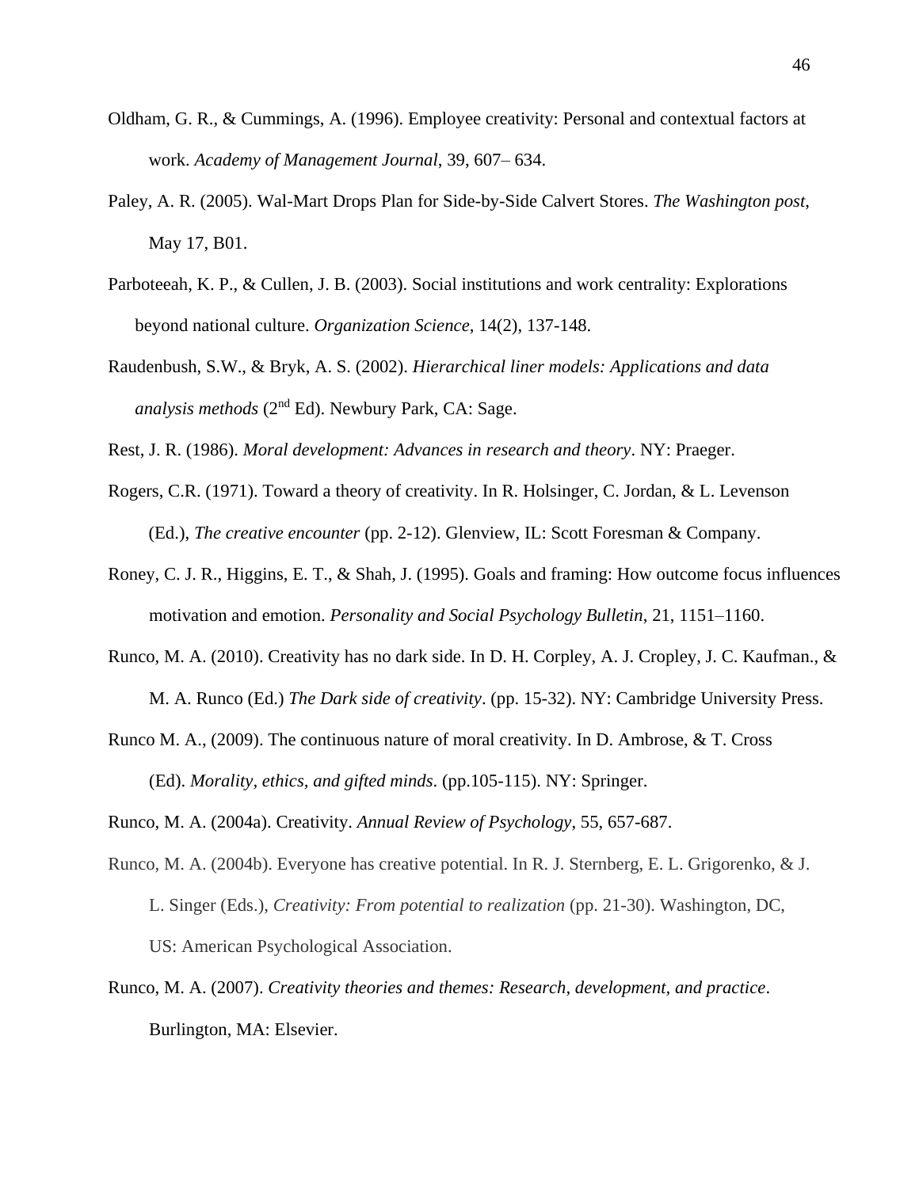Oldham, G. R., & Cummings, A. (1996). Employee creativity: Personal and contextual factors at work. *Academy of Management Journal*, 39, 607– 634.

Paley, A. R. (2005). Wal-Mart Drops Plan for Side-by-Side Calvert Stores. *The Washington post*, May 17, B01.

Parboteeah, K. P., & Cullen, J. B. (2003). Social institutions and work centrality: Explorations beyond national culture. *Organization Science*, 14(2), 137-148.

Raudenbush, S.W., & Bryk, A. S. (2002). *Hierarchical liner models: Applications and data analysis methods* (2nd Ed). Newbury Park, CA: Sage.

Rest, J. R. (1986). *Moral development: Advances in research and theory*. NY: Praeger.

Rogers, C.R. (1971). Toward a theory of creativity. In R. Holsinger, C. Jordan, & L. Levenson (Ed.), *The creative encounter* (pp. 2-12). Glenview, IL: Scott Foresman & Company.

Roney, C. J. R., Higgins, E. T., & Shah, J. (1995). Goals and framing: How outcome focus influences motivation and emotion. *Personality and Social Psychology Bulletin*, 21, 1151–1160.

Runco, M. A. (2010). Creativity has no dark side. In D. H. Corpley, A. J. Cropley, J. C. Kaufman., & M. A. Runco (Ed.) *The Dark side of creativity*. (pp. 15-32). NY: Cambridge University Press.

Runco M. A., (2009). The continuous nature of moral creativity. In D. Ambrose, & T. Cross (Ed). *Morality, ethics, and gifted minds*. (pp.105-115). NY: Springer.

Runco, M. A. (2004a). Creativity. *Annual Review of Psychology*, 55, 657-687.

Runco, M. A. (2004b). Everyone has creative potential. In R. J. Sternberg, E. L. Grigorenko, & J. L. Singer (Eds.), *Creativity: From potential to realization* (pp. 21-30). Washington, DC, US: American Psychological Association.

Runco, M. A. (2007). *Creativity theories and themes: Research, development, and practice*. Burlington, MA: Elsevier.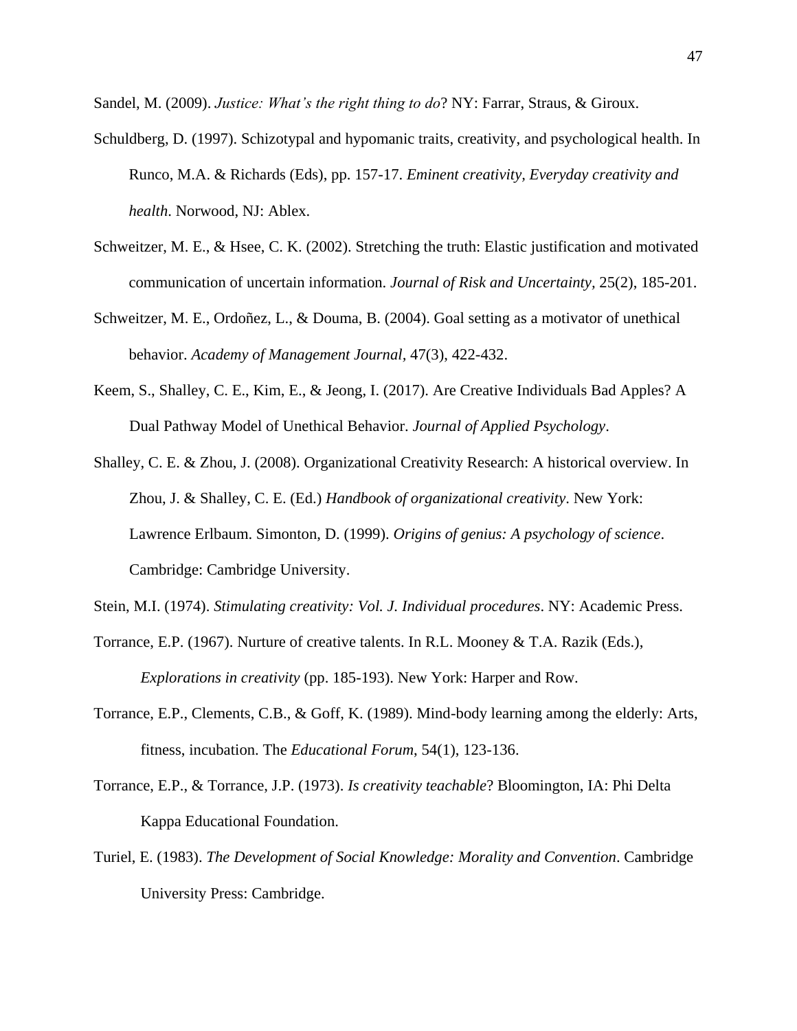Sandel, M. (2009). *Justice: What's the right thing to do*? NY: Farrar, Straus, & Giroux.

Schuldberg, D. (1997). Schizotypal and hypomanic traits, creativity, and psychological health. In Runco, M.A. & Richards (Eds), pp. 157-17. *Eminent creativity, Everyday creativity and health*. Norwood, NJ: Ablex.

Schweitzer, M. E., & Hsee, C. K. (2002). Stretching the truth: Elastic justification and motivated communication of uncertain information. *Journal of Risk and Uncertainty*, 25(2), 185-201.

Schweitzer, M. E., Ordoñez, L., & Douma, B. (2004). Goal setting as a motivator of unethical behavior. *Academy of Management Journal*, 47(3), 422-432.

Keem, S., Shalley, C. E., Kim, E., & Jeong, I. (2017). Are Creative Individuals Bad Apples? A Dual Pathway Model of Unethical Behavior. *Journal of Applied Psychology*.

Shalley, C. E. & Zhou, J. (2008). Organizational Creativity Research: A historical overview. In Zhou, J. & Shalley, C. E. (Ed.) *Handbook of organizational creativity*. New York: Lawrence Erlbaum. Simonton, D. (1999). *Origins of genius: A psychology of science*. Cambridge: Cambridge University.

Stein, M.I. (1974). *Stimulating creativity: Vol. J. Individual procedures*. NY: Academic Press.

Torrance, E.P. (1967). Nurture of creative talents. In R.L. Mooney & T.A. Razik (Eds.), *Explorations in creativity* (pp. 185-193). New York: Harper and Row.

Torrance, E.P., Clements, C.B., & Goff, K. (1989). Mind-body learning among the elderly: Arts, fitness, incubation. The *Educational Forum*, 54(1), 123-136.

Torrance, E.P., & Torrance, J.P. (1973). *Is creativity teachable*? Bloomington, IA: Phi Delta Kappa Educational Foundation.

Turiel, E. (1983). *The Development of Social Knowledge: Morality and Convention*. Cambridge University Press: Cambridge.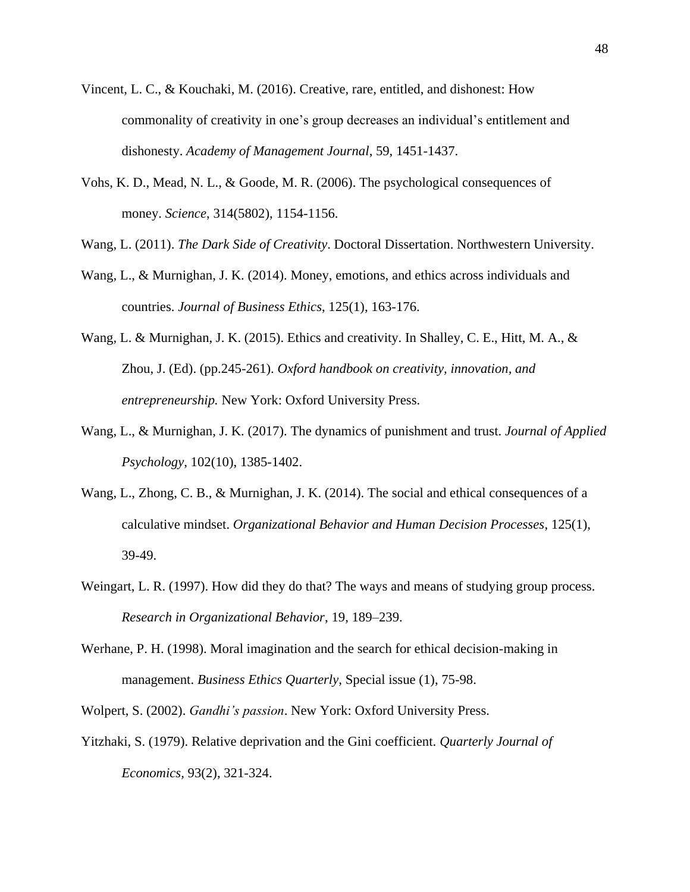Vincent, L. C., & Kouchaki, M. (2016). Creative, rare, entitled, and dishonest: How commonality of creativity in one's group decreases an individual's entitlement and dishonesty. *Academy of Management Journal*, 59, 1451-1437.

Vohs, K. D., Mead, N. L., & Goode, M. R. (2006). The psychological consequences of money. *Science*, 314(5802), 1154-1156.

Wang, L. (2011). *The Dark Side of Creativity*. Doctoral Dissertation. Northwestern University.

Wang, L., & Murnighan, J. K. (2014). Money, emotions, and ethics across individuals and countries. *Journal of Business Ethics*, 125(1), 163-176.

Wang, L. & Murnighan, J. K. (2015). Ethics and creativity. In Shalley, C. E., Hitt, M. A., & Zhou, J. (Ed). (pp.245-261). *Oxford handbook on creativity, innovation, and entrepreneurship.* New York: Oxford University Press.

Wang, L., & Murnighan, J. K. (2017). The dynamics of punishment and trust. *Journal of Applied Psychology*, 102(10), 1385-1402.

Wang, L., Zhong, C. B., & Murnighan, J. K. (2014). The social and ethical consequences of a calculative mindset. *Organizational Behavior and Human Decision Processes*, 125(1), 39-49.

Weingart, L. R. (1997). How did they do that? The ways and means of studying group process. *Research in Organizational Behavior*, 19, 189–239.

Werhane, P. H. (1998). Moral imagination and the search for ethical decision-making in management. *Business Ethics Quarterly*, Special issue (1), 75-98.

Wolpert, S. (2002). *Gandhi's passion*. New York: Oxford University Press.

Yitzhaki, S. (1979). Relative deprivation and the Gini coefficient. *Quarterly Journal of Economics*, 93(2), 321-324.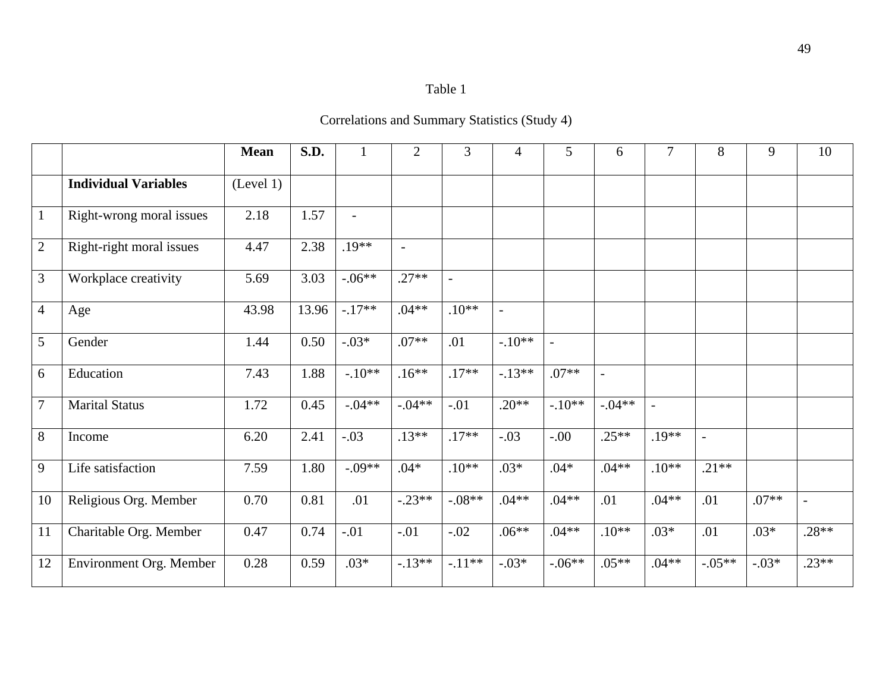Table 1

Correlations and Summary Statistics (Study 4)

| | | Mean | S.D. | 1 | 2 | 3 | 4 | 5 | 6 | 7 | 8 | 9 | 10 |
|---|---|---|---|---|---|---|---|---|---|---|---|---|---|
| | **Individual Variables** | (Level 1) | | | | | | | | | | | |
| 1 | Right-wrong moral issues | 2.18 | 1.57 | - | | | | | | | | | |
| 2 | Right-right moral issues | 4.47 | 2.38 | .19** | - | | | | | | | | |
| 3 | Workplace creativity | 5.69 | 3.03 | -.06** | .27** | - | | | | | | | |
| 4 | Age | 43.98 | 13.96 | -.17** | .04** | .10** | - | | | | | | |
| 5 | Gender | 1.44 | 0.50 | -.03* | .07** | .01 | -.10** | - | | | | | |
| 6 | Education | 7.43 | 1.88 | -.10** | .16** | .17** | -.13** | .07** | - | | | | |
| 7 | Marital Status | 1.72 | 0.45 | -.04** | -.04** | -.01 | .20** | -.10** | -.04** | - | | | |
| 8 | Income | 6.20 | 2.41 | -.03 | .13** | .17** | -.03 | -.00 | .25** | .19** | - | | |
| 9 | Life satisfaction | 7.59 | 1.80 | -.09** | .04* | .10** | .03* | .04* | .04** | .10** | .21** | | |
| 10 | Religious Org. Member | 0.70 | 0.81 | .01 | -.23** | -.08** | .04** | .04** | .01 | .04** | .01 | .07** | - |
| 11 | Charitable Org. Member | 0.47 | 0.74 | -.01 | -.01 | -.02 | .06** | .04** | .10** | .03* | .01 | .03* | .28** |
| 12 | Environment Org. Member | 0.28 | 0.59 | .03* | -.13** | -.11** | -.03* | -.06** | .05** | .04** | -.05** | -.03* | .23** |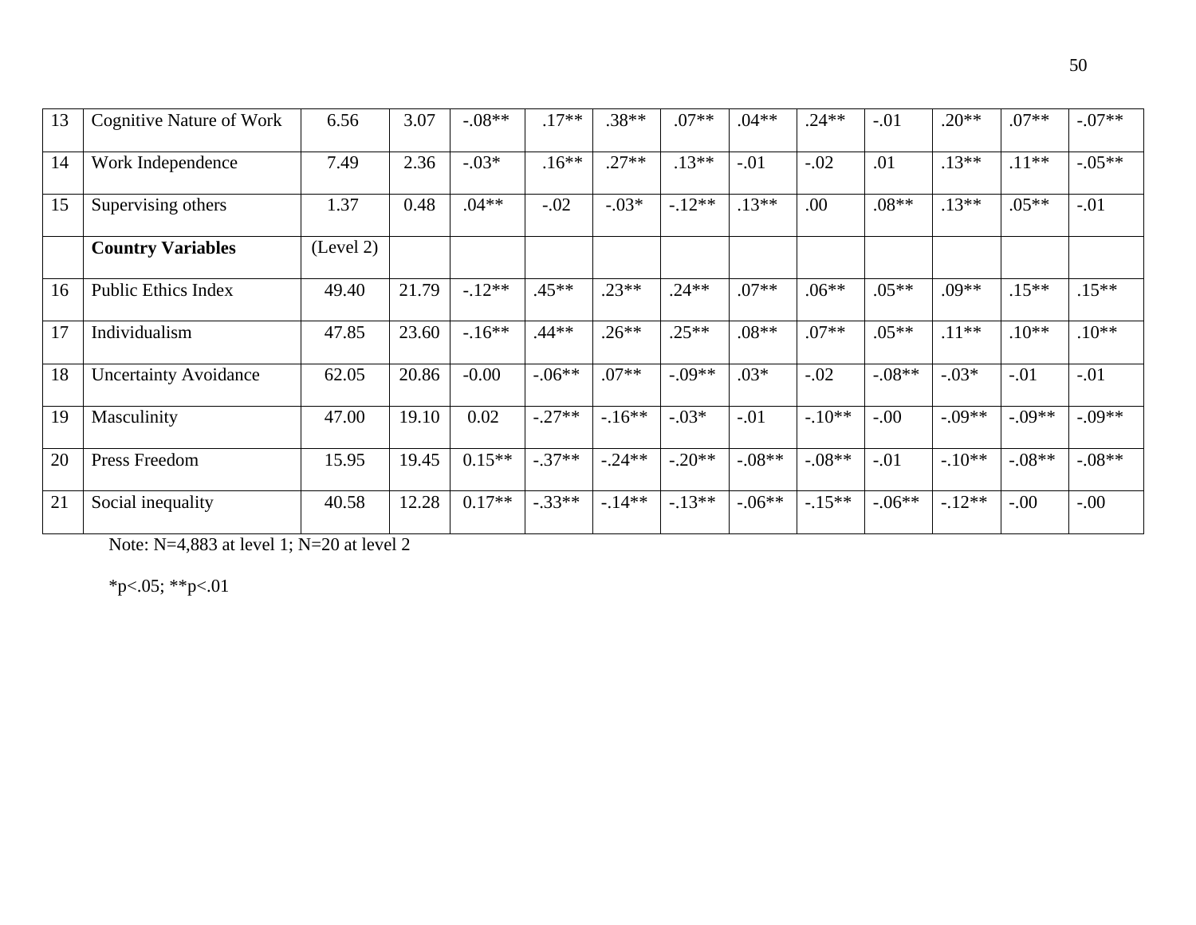| | | | | | | | | | | | | | |
|---|---|---|---|---|---|---|---|---|---|---|---|---|---|
| 13 | Cognitive Nature of Work | 6.56 | 3.07 | -.08** | .17** | .38** | .07** | .04** | .24** | -.01 | .20** | .07** | -.07** |
| 14 | Work Independence | 7.49 | 2.36 | -.03* | .16** | .27** | .13** | -.01 | -.02 | .01 | .13** | .11** | -.05** |
| 15 | Supervising others | 1.37 | 0.48 | .04** | -.02 | -.03* | -.12** | .13** | .00 | .08** | .13** | .05** | -.01 |
| | **Country Variables** | (Level 2) | | | | | | | | | | | |
| 16 | Public Ethics Index | 49.40 | 21.79 | -.12** | .45** | .23** | .24** | .07** | .06** | .05** | .09** | .15** | .15** |
| 17 | Individualism | 47.85 | 23.60 | -.16** | .44** | .26** | .25** | .08** | .07** | .05** | .11** | .10** | .10** |
| 18 | Uncertainty Avoidance | 62.05 | 20.86 | -0.00 | -.06** | .07** | -.09** | .03* | -.02 | -.08** | -.03* | -.01 | -.01 |
| 19 | Masculinity | 47.00 | 19.10 | 0.02 | -.27** | -.16** | -.03* | -.01 | -.10** | -.00 | -.09** | -.09** | -.09** |
| 20 | Press Freedom | 15.95 | 19.45 | 0.15** | -.37** | -.24** | -.20** | -.08** | -.08** | -.01 | -.10** | -.08** | -.08** |
| 21 | Social inequality | 40.58 | 12.28 | 0.17** | -.33** | -.14** | -.13** | -.06** | -.15** | -.06** | -.12** | -.00 | -.00 |

Note: N=4,883 at level 1; N=20 at level 2

*p<.05; **p<.01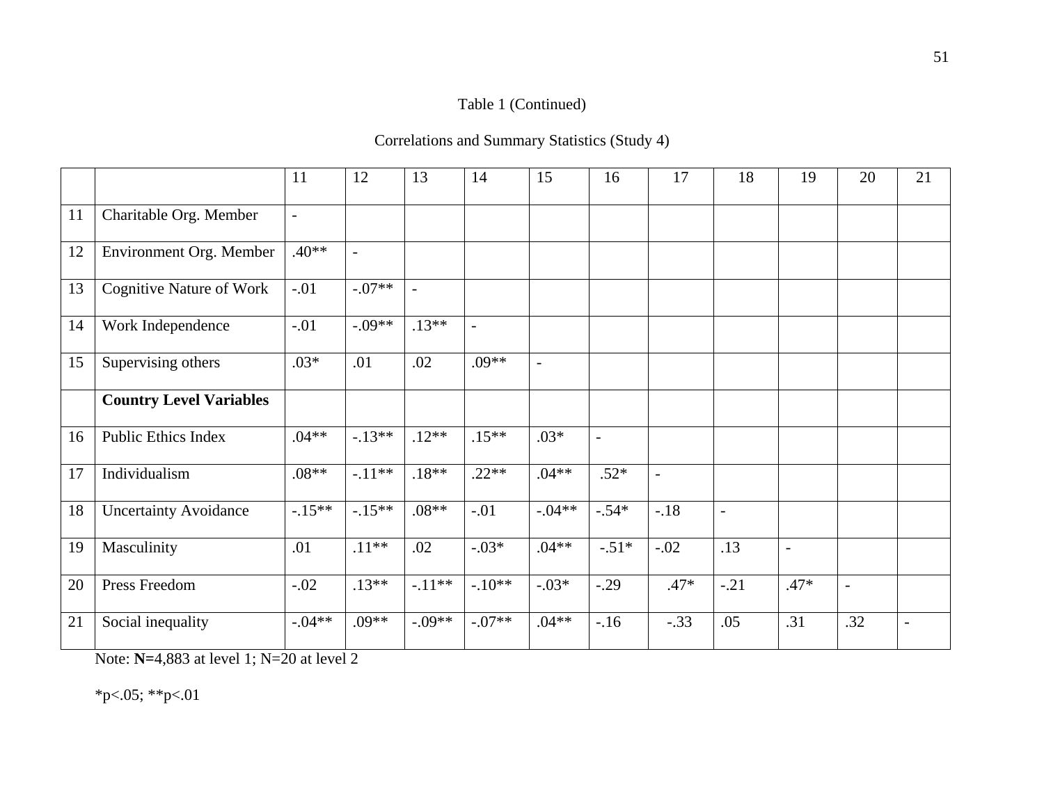Table 1 (Continued)

Correlations and Summary Statistics (Study 4)

| | | 11 | 12 | 13 | 14 | 15 | 16 | 17 | 18 | 19 | 20 | 21 |
|---|---|---|---|---|---|---|---|---|---|---|---|---|
| 11 | Charitable Org. Member | - | | | | | | | | | | |
| 12 | Environment Org. Member | .40** | - | | | | | | | | | |
| 13 | Cognitive Nature of Work | -.01 | -.07** | - | | | | | | | | |
| 14 | Work Independence | -.01 | -.09** | .13** | - | | | | | | | |
| 15 | Supervising others | .03* | .01 | .02 | .09** | - | | | | | | |
| | **Country Level Variables** | | | | | | | | | | | |
| 16 | Public Ethics Index | .04** | -.13** | .12** | .15** | .03* | - | | | | | |
| 17 | Individualism | .08** | -.11** | .18** | .22** | .04** | .52* | - | | | | |
| 18 | Uncertainty Avoidance | -.15** | -.15** | .08** | -.01 | -.04** | -.54* | -.18 | - | | | |
| 19 | Masculinity | .01 | .11** | .02 | -.03* | .04** | -.51* | -.02 | .13 | - | | |
| 20 | Press Freedom | -.02 | .13** | -.11** | -.10** | -.03* | -.29 | .47* | -.21 | .47* | - | |
| 21 | Social inequality | -.04** | .09** | -.09** | -.07** | .04** | -.16 | -.33 | .05 | .31 | .32 | - |

Note: **N=**4,883 at level 1; N=20 at level 2

*p<.05; **p<.01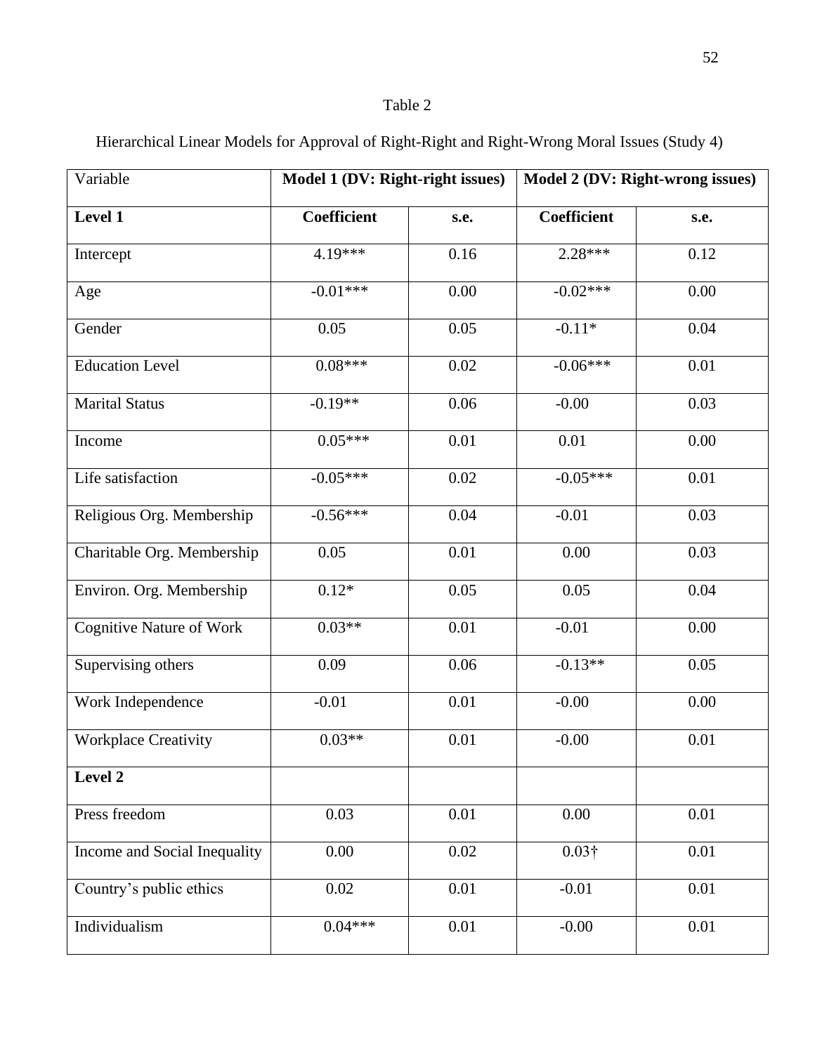Table 2

Hierarchical Linear Models for Approval of Right-Right and Right-Wrong Moral Issues (Study 4)

| Variable | Model 1 (DV: Right-right issues) | | Model 2 (DV: Right-wrong issues) | |
|---|---|---|---|---|
| **Level 1** | **Coefficient** | **s.e.** | **Coefficient** | **s.e.** |
| Intercept | 4.19*** | 0.16 | 2.28*** | 0.12 |
| Age | -0.01*** | 0.00 | -0.02*** | 0.00 |
| Gender | 0.05 | 0.05 | -0.11* | 0.04 |
| Education Level | 0.08*** | 0.02 | -0.06*** | 0.01 |
| Marital Status | -0.19** | 0.06 | -0.00 | 0.03 |
| Income | 0.05*** | 0.01 | 0.01 | 0.00 |
| Life satisfaction | -0.05*** | 0.02 | -0.05*** | 0.01 |
| Religious Org. Membership | -0.56*** | 0.04 | -0.01 | 0.03 |
| Charitable Org. Membership | 0.05 | 0.01 | 0.00 | 0.03 |
| Environ. Org. Membership | 0.12* | 0.05 | 0.05 | 0.04 |
| Cognitive Nature of Work | 0.03** | 0.01 | -0.01 | 0.00 |
| Supervising others | 0.09 | 0.06 | -0.13** | 0.05 |
| Work Independence | -0.01 | 0.01 | -0.00 | 0.00 |
| Workplace Creativity | 0.03** | 0.01 | -0.00 | 0.01 |
| **Level 2** | | | | |
| Press freedom | 0.03 | 0.01 | 0.00 | 0.01 |
| Income and Social Inequality | 0.00 | 0.02 | 0.03† | 0.01 |
| Country's public ethics | 0.02 | 0.01 | -0.01 | 0.01 |
| Individualism | 0.04*** | 0.01 | -0.00 | 0.01 |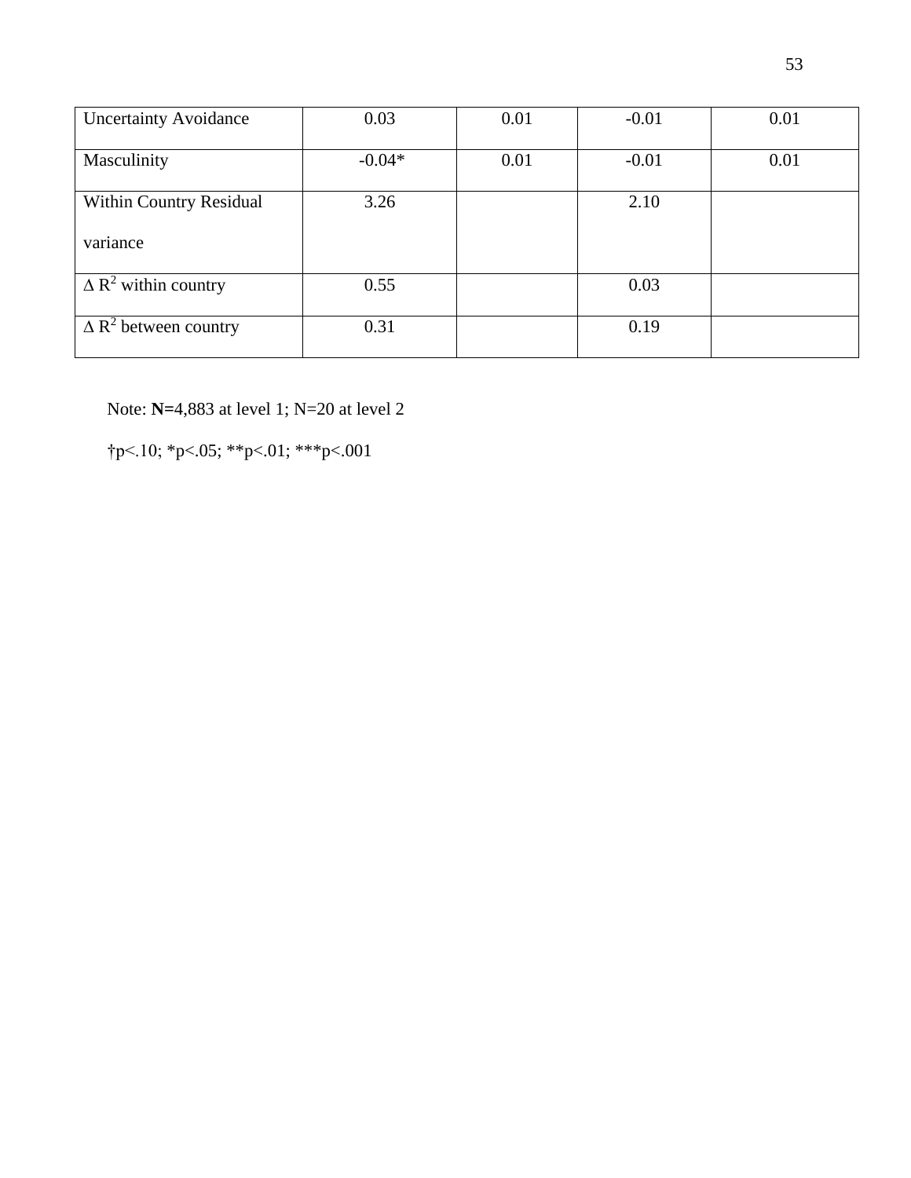| | | | | |
|---|---|---|---|---|
| Uncertainty Avoidance | 0.03 | 0.01 | -0.01 | 0.01 |
| Masculinity | -0.04* | 0.01 | -0.01 | 0.01 |
| Within Country Residual variance | 3.26 | | 2.10 | |
| Δ $R^2$ within country | 0.55 | | 0.03 | |
| Δ $R^2$ between country | 0.31 | | 0.19 | |

Note: **N=**4,883 at level 1; N=20 at level 2

†p<.10; *p<.05; **p<.01; ***p<.001